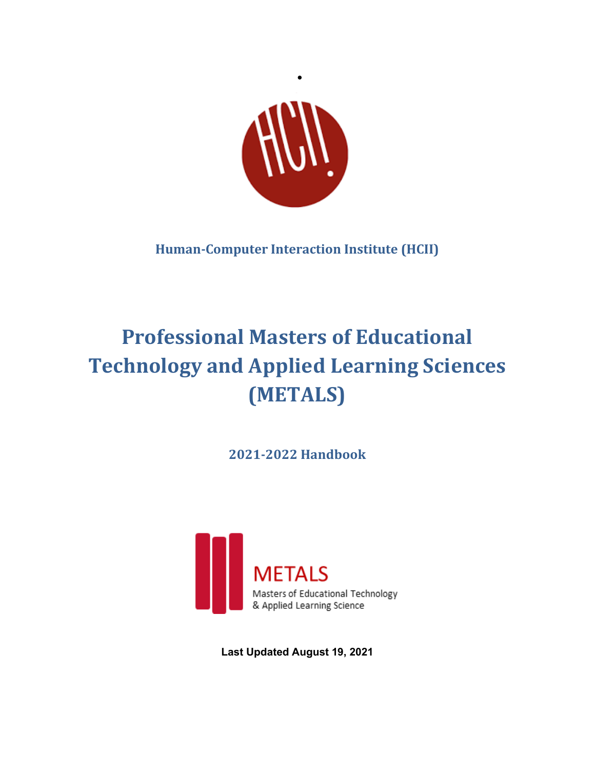**Human-Computer Interaction Institute (HCII)**

# Professional Masters of Educational Technology and Applied Learning Sciences (METALS)

## 2021-2022 Handbook

**Last Updated August 19, 2021**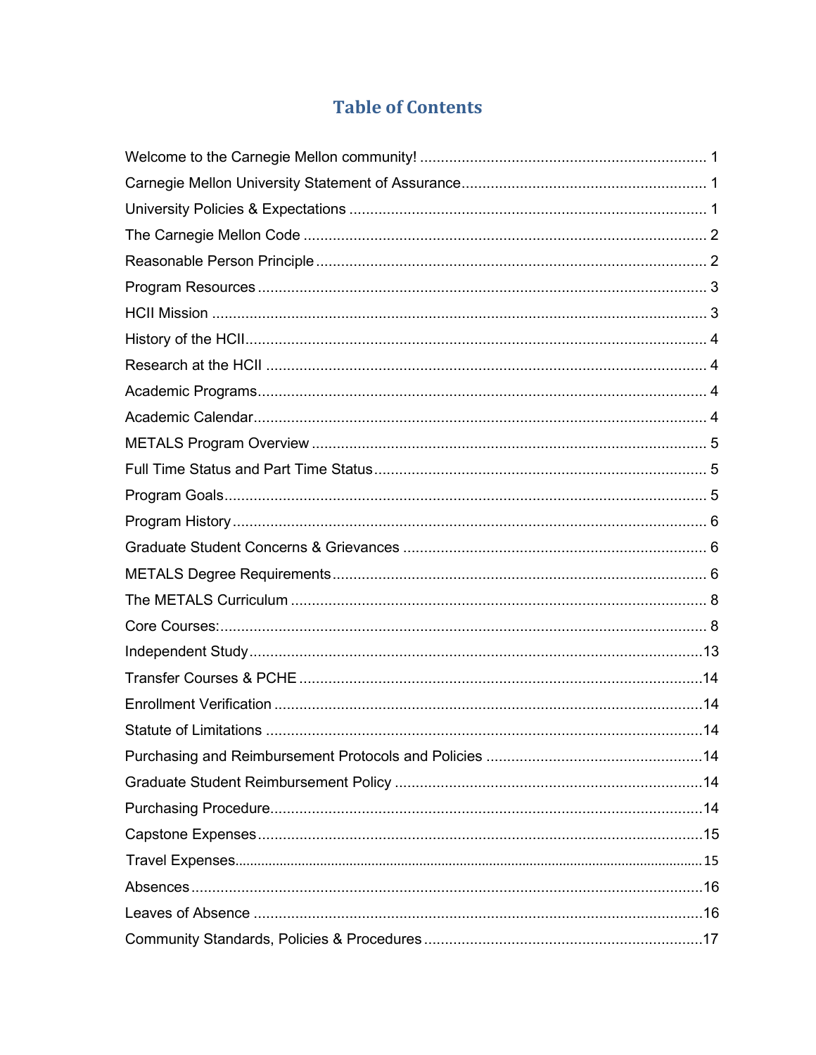# Table of Contents

| | |
|---|---|
| Welcome to the Carnegie Mellon community! | 1 |
| Carnegie Mellon University Statement of Assurance | 1 |
| University Policies & Expectations | 1 |
| The Carnegie Mellon Code | 2 |
| Reasonable Person Principle | 2 |
| Program Resources | 3 |
| HCII Mission | 3 |
| History of the HCII | 4 |
| Research at the HCII | 4 |
| Academic Programs | 4 |
| Academic Calendar | 4 |
| METALS Program Overview | 5 |
| Full Time Status and Part Time Status | 5 |
| Program Goals | 5 |
| Program History | 6 |
| Graduate Student Concerns & Grievances | 6 |
| METALS Degree Requirements | 6 |
| The METALS Curriculum | 8 |
| Core Courses: | 8 |
| Independent Study | 13 |
| Transfer Courses & PCHE | 14 |
| Enrollment Verification | 14 |
| Statute of Limitations | 14 |
| Purchasing and Reimbursement Protocols and Policies | 14 |
| Graduate Student Reimbursement Policy | 14 |
| Purchasing Procedure | 14 |
| Capstone Expenses | 15 |
| Travel Expenses | 15 |
| Absences | 16 |
| Leaves of Absence | 16 |
| Community Standards, Policies & Procedures | 17 |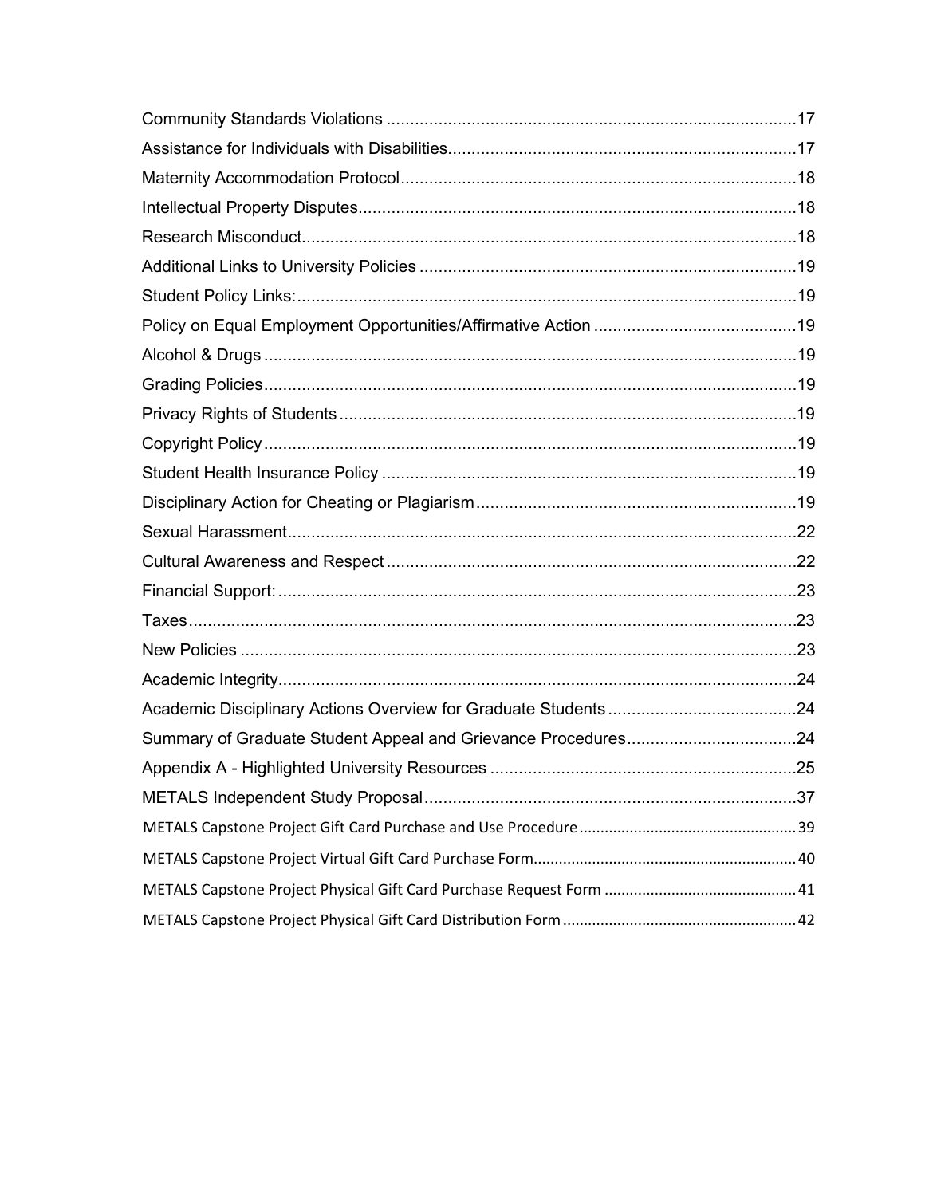Community Standards Violations ....................................................................................17

Assistance for Individuals with Disabilities.........................................................................17

Maternity Accommodation Protocol...................................................................................18

Intellectual Property Disputes............................................................................................18

Research Misconduct........................................................................................................18

Additional Links to University Policies ...............................................................................19

Student Policy Links:..........................................................................................................19

Policy on Equal Employment Opportunities/Affirmative Action ...........................................19

Alcohol & Drugs ................................................................................................................19

Grading Policies................................................................................................................19

Privacy Rights of Students ................................................................................................19

Copyright Policy ................................................................................................................19

Student Health Insurance Policy .......................................................................................19

Disciplinary Action for Cheating or Plagiarism...................................................................19

Sexual Harassment...........................................................................................................22

Cultural Awareness and Respect ......................................................................................22

Financial Support: .............................................................................................................23

Taxes.................................................................................................................................23

New Policies ......................................................................................................................23

Academic Integrity.............................................................................................................24

Academic Disciplinary Actions Overview for Graduate Students ........................................24

Summary of Graduate Student Appeal and Grievance Procedures....................................24

Appendix A - Highlighted University Resources ................................................................25

METALS Independent Study Proposal...............................................................................37

METALS Capstone Project Gift Card Purchase and Use Procedure..................................................39

METALS Capstone Project Virtual Gift Card Purchase Form.............................................................40

METALS Capstone Project Physical Gift Card Purchase Request Form .............................................41

METALS Capstone Project Physical Gift Card Distribution Form.......................................................42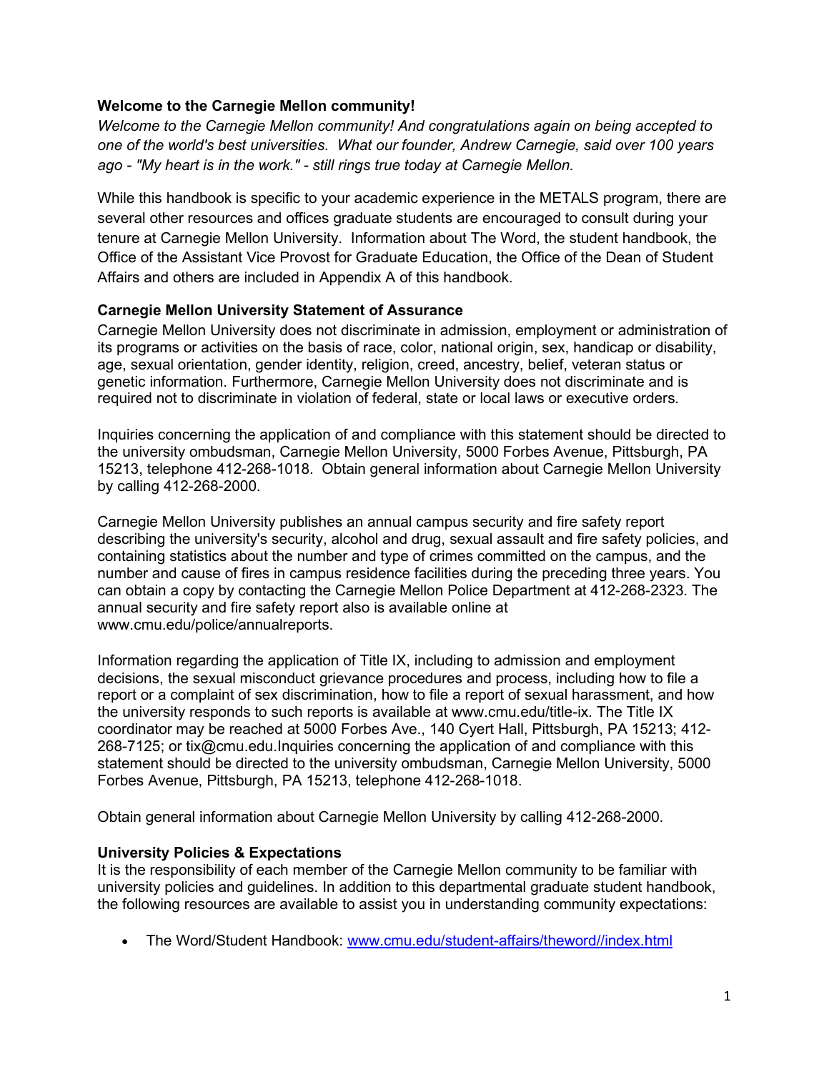**Welcome to the Carnegie Mellon community!**

*Welcome to the Carnegie Mellon community! And congratulations again on being accepted to one of the world's best universities. What our founder, Andrew Carnegie, said over 100 years ago - "My heart is in the work." - still rings true today at Carnegie Mellon.*

While this handbook is specific to your academic experience in the METALS program, there are several other resources and offices graduate students are encouraged to consult during your tenure at Carnegie Mellon University. Information about The Word, the student handbook, the Office of the Assistant Vice Provost for Graduate Education, the Office of the Dean of Student Affairs and others are included in Appendix A of this handbook.

**Carnegie Mellon University Statement of Assurance**

Carnegie Mellon University does not discriminate in admission, employment or administration of its programs or activities on the basis of race, color, national origin, sex, handicap or disability, age, sexual orientation, gender identity, religion, creed, ancestry, belief, veteran status or genetic information. Furthermore, Carnegie Mellon University does not discriminate and is required not to discriminate in violation of federal, state or local laws or executive orders.

Inquiries concerning the application of and compliance with this statement should be directed to the university ombudsman, Carnegie Mellon University, 5000 Forbes Avenue, Pittsburgh, PA 15213, telephone 412-268-1018. Obtain general information about Carnegie Mellon University by calling 412-268-2000.

Carnegie Mellon University publishes an annual campus security and fire safety report describing the university's security, alcohol and drug, sexual assault and fire safety policies, and containing statistics about the number and type of crimes committed on the campus, and the number and cause of fires in campus residence facilities during the preceding three years. You can obtain a copy by contacting the Carnegie Mellon Police Department at 412-268-2323. The annual security and fire safety report also is available online at www.cmu.edu/police/annualreports.

Information regarding the application of Title IX, including to admission and employment decisions, the sexual misconduct grievance procedures and process, including how to file a report or a complaint of sex discrimination, how to file a report of sexual harassment, and how the university responds to such reports is available at www.cmu.edu/title-ix. The Title IX coordinator may be reached at 5000 Forbes Ave., 140 Cyert Hall, Pittsburgh, PA 15213; 412-268-7125; or tix@cmu.edu.Inquiries concerning the application of and compliance with this statement should be directed to the university ombudsman, Carnegie Mellon University, 5000 Forbes Avenue, Pittsburgh, PA 15213, telephone 412-268-1018.

Obtain general information about Carnegie Mellon University by calling 412-268-2000.

**University Policies & Expectations**

It is the responsibility of each member of the Carnegie Mellon community to be familiar with university policies and guidelines. In addition to this departmental graduate student handbook, the following resources are available to assist you in understanding community expectations:

- The Word/Student Handbook: [www.cmu.edu/student-affairs/theword//index.html](www.cmu.edu/student-affairs/theword//index.html)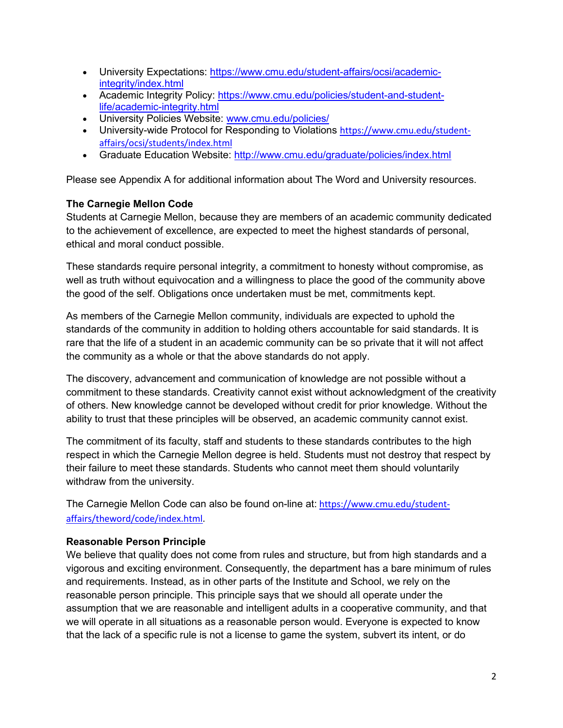- University Expectations: https://www.cmu.edu/student-affairs/ocsi/academic-integrity/index.html
- Academic Integrity Policy: https://www.cmu.edu/policies/student-and-student-life/academic-integrity.html
- University Policies Website: www.cmu.edu/policies/
- University-wide Protocol for Responding to Violations https://www.cmu.edu/student-affairs/ocsi/students/index.html
- Graduate Education Website: http://www.cmu.edu/graduate/policies/index.html

Please see Appendix A for additional information about The Word and University resources.

**The Carnegie Mellon Code**

Students at Carnegie Mellon, because they are members of an academic community dedicated to the achievement of excellence, are expected to meet the highest standards of personal, ethical and moral conduct possible.

These standards require personal integrity, a commitment to honesty without compromise, as well as truth without equivocation and a willingness to place the good of the community above the good of the self. Obligations once undertaken must be met, commitments kept.

As members of the Carnegie Mellon community, individuals are expected to uphold the standards of the community in addition to holding others accountable for said standards. It is rare that the life of a student in an academic community can be so private that it will not affect the community as a whole or that the above standards do not apply.

The discovery, advancement and communication of knowledge are not possible without a commitment to these standards. Creativity cannot exist without acknowledgment of the creativity of others. New knowledge cannot be developed without credit for prior knowledge. Without the ability to trust that these principles will be observed, an academic community cannot exist.

The commitment of its faculty, staff and students to these standards contributes to the high respect in which the Carnegie Mellon degree is held. Students must not destroy that respect by their failure to meet these standards. Students who cannot meet them should voluntarily withdraw from the university.

The Carnegie Mellon Code can also be found on-line at: https://www.cmu.edu/student-affairs/theword/code/index.html.

**Reasonable Person Principle**

We believe that quality does not come from rules and structure, but from high standards and a vigorous and exciting environment. Consequently, the department has a bare minimum of rules and requirements. Instead, as in other parts of the Institute and School, we rely on the reasonable person principle. This principle says that we should all operate under the assumption that we are reasonable and intelligent adults in a cooperative community, and that we will operate in all situations as a reasonable person would. Everyone is expected to know that the lack of a specific rule is not a license to game the system, subvert its intent, or do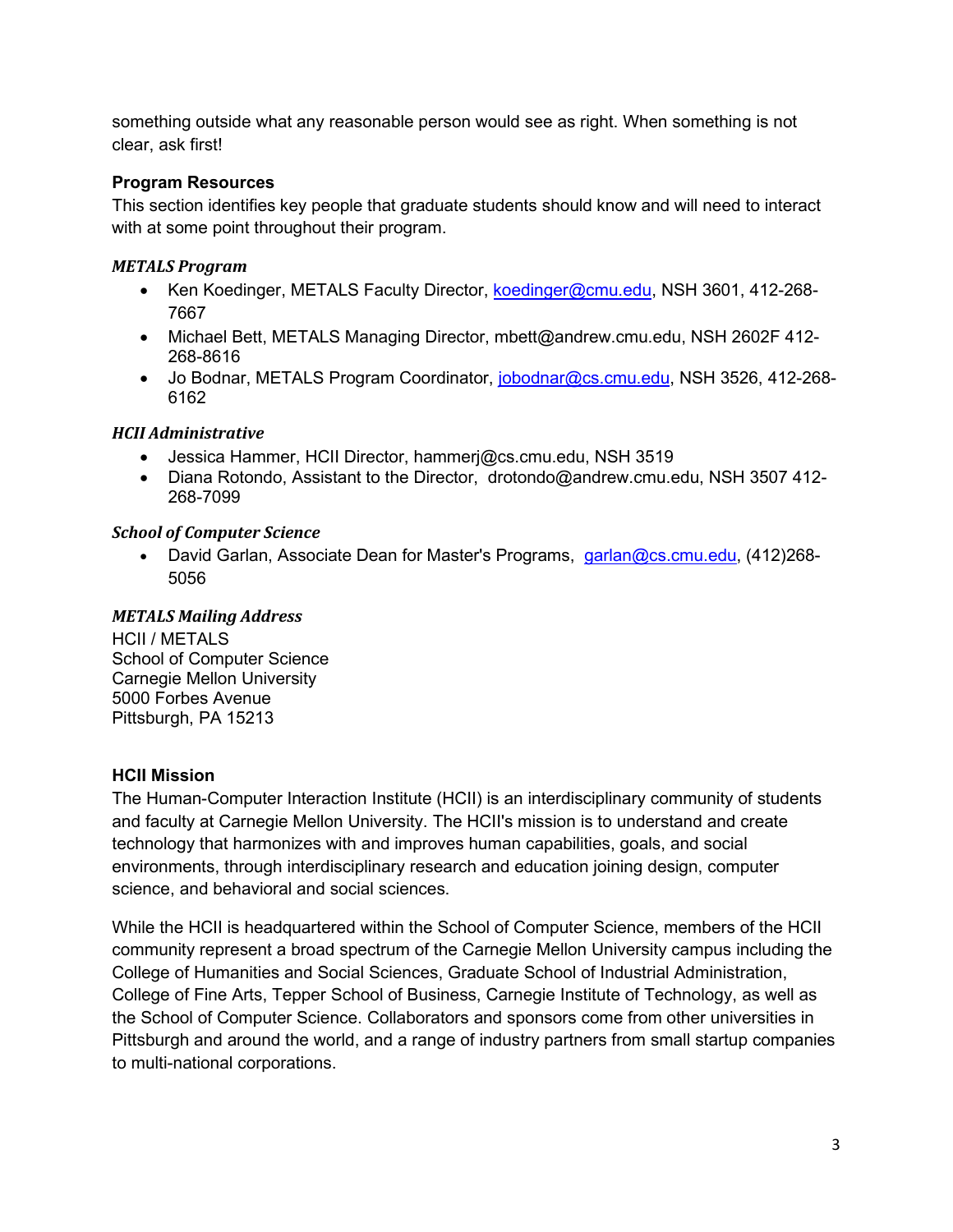something outside what any reasonable person would see as right. When something is not clear, ask first!

### Program Resources

This section identifies key people that graduate students should know and will need to interact with at some point throughout their program.

#### *METALS Program*

- Ken Koedinger, METALS Faculty Director, koedinger@cmu.edu, NSH 3601, 412-268-7667
- Michael Bett, METALS Managing Director, mbett@andrew.cmu.edu, NSH 2602F 412-268-8616
- Jo Bodnar, METALS Program Coordinator, jobodnar@cs.cmu.edu, NSH 3526, 412-268-6162

#### *HCII Administrative*

- Jessica Hammer, HCII Director, hammerj@cs.cmu.edu, NSH 3519
- Diana Rotondo, Assistant to the Director, drotondo@andrew.cmu.edu, NSH 3507 412-268-7099

#### *School of Computer Science*

- David Garlan, Associate Dean for Master's Programs, garlan@cs.cmu.edu, (412)268-5056

#### *METALS Mailing Address*

HCII / METALS  
School of Computer Science  
Carnegie Mellon University  
5000 Forbes Avenue  
Pittsburgh, PA 15213

### HCII Mission

The Human-Computer Interaction Institute (HCII) is an interdisciplinary community of students and faculty at Carnegie Mellon University. The HCII's mission is to understand and create technology that harmonizes with and improves human capabilities, goals, and social environments, through interdisciplinary research and education joining design, computer science, and behavioral and social sciences.

While the HCII is headquartered within the School of Computer Science, members of the HCII community represent a broad spectrum of the Carnegie Mellon University campus including the College of Humanities and Social Sciences, Graduate School of Industrial Administration, College of Fine Arts, Tepper School of Business, Carnegie Institute of Technology, as well as the School of Computer Science. Collaborators and sponsors come from other universities in Pittsburgh and around the world, and a range of industry partners from small startup companies to multi-national corporations.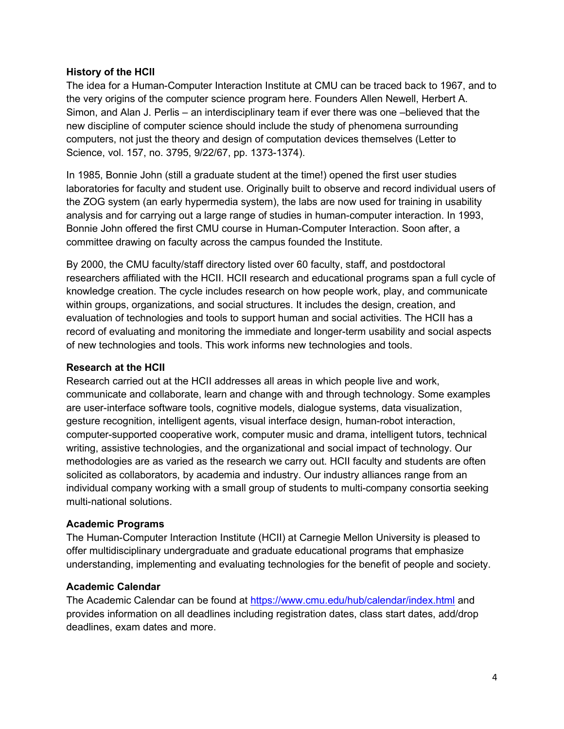**History of the HCII**

The idea for a Human-Computer Interaction Institute at CMU can be traced back to 1967, and to the very origins of the computer science program here. Founders Allen Newell, Herbert A. Simon, and Alan J. Perlis – an interdisciplinary team if ever there was one –believed that the new discipline of computer science should include the study of phenomena surrounding computers, not just the theory and design of computation devices themselves (Letter to Science, vol. 157, no. 3795, 9/22/67, pp. 1373-1374).

In 1985, Bonnie John (still a graduate student at the time!) opened the first user studies laboratories for faculty and student use. Originally built to observe and record individual users of the ZOG system (an early hypermedia system), the labs are now used for training in usability analysis and for carrying out a large range of studies in human-computer interaction. In 1993, Bonnie John offered the first CMU course in Human-Computer Interaction. Soon after, a committee drawing on faculty across the campus founded the Institute.

By 2000, the CMU faculty/staff directory listed over 60 faculty, staff, and postdoctoral researchers affiliated with the HCII. HCII research and educational programs span a full cycle of knowledge creation. The cycle includes research on how people work, play, and communicate within groups, organizations, and social structures. It includes the design, creation, and evaluation of technologies and tools to support human and social activities. The HCII has a record of evaluating and monitoring the immediate and longer-term usability and social aspects of new technologies and tools. This work informs new technologies and tools.

**Research at the HCII**

Research carried out at the HCII addresses all areas in which people live and work, communicate and collaborate, learn and change with and through technology. Some examples are user-interface software tools, cognitive models, dialogue systems, data visualization, gesture recognition, intelligent agents, visual interface design, human-robot interaction, computer-supported cooperative work, computer music and drama, intelligent tutors, technical writing, assistive technologies, and the organizational and social impact of technology. Our methodologies are as varied as the research we carry out. HCII faculty and students are often solicited as collaborators, by academia and industry. Our industry alliances range from an individual company working with a small group of students to multi-company consortia seeking multi-national solutions.

**Academic Programs**

The Human-Computer Interaction Institute (HCII) at Carnegie Mellon University is pleased to offer multidisciplinary undergraduate and graduate educational programs that emphasize understanding, implementing and evaluating technologies for the benefit of people and society.

**Academic Calendar**

The Academic Calendar can be found at https://www.cmu.edu/hub/calendar/index.html and provides information on all deadlines including registration dates, class start dates, add/drop deadlines, exam dates and more.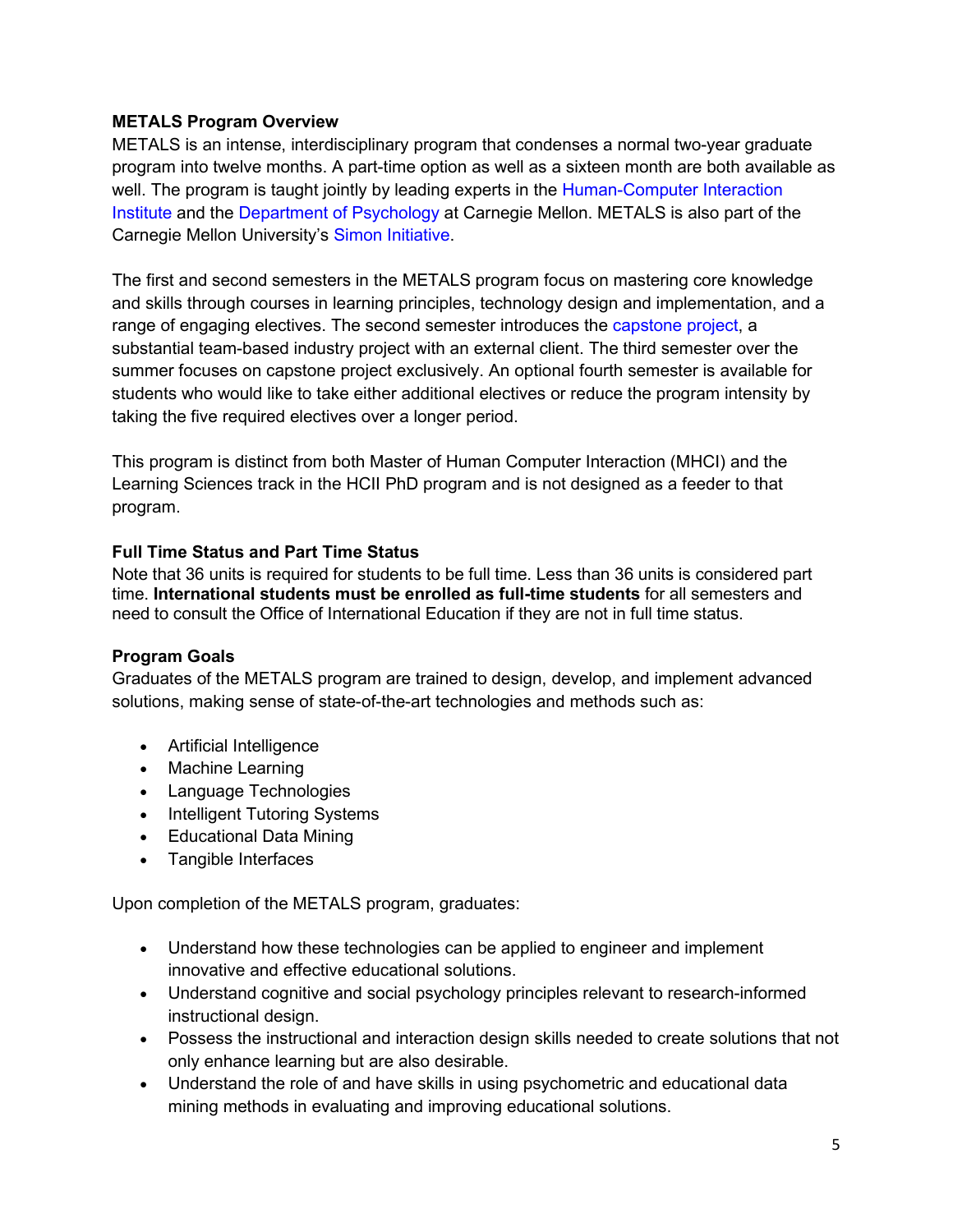### METALS Program Overview

METALS is an intense, interdisciplinary program that condenses a normal two-year graduate program into twelve months. A part-time option as well as a sixteen month are both available as well. The program is taught jointly by leading experts in the Human-Computer Interaction Institute and the Department of Psychology at Carnegie Mellon. METALS is also part of the Carnegie Mellon University's Simon Initiative.

The first and second semesters in the METALS program focus on mastering core knowledge and skills through courses in learning principles, technology design and implementation, and a range of engaging electives. The second semester introduces the capstone project, a substantial team-based industry project with an external client. The third semester over the summer focuses on capstone project exclusively. An optional fourth semester is available for students who would like to take either additional electives or reduce the program intensity by taking the five required electives over a longer period.

This program is distinct from both Master of Human Computer Interaction (MHCI) and the Learning Sciences track in the HCII PhD program and is not designed as a feeder to that program.

### Full Time Status and Part Time Status

Note that 36 units is required for students to be full time. Less than 36 units is considered part time. **International students must be enrolled as full-time students** for all semesters and need to consult the Office of International Education if they are not in full time status.

### Program Goals

Graduates of the METALS program are trained to design, develop, and implement advanced solutions, making sense of state-of-the-art technologies and methods such as:

- Artificial Intelligence
- Machine Learning
- Language Technologies
- Intelligent Tutoring Systems
- Educational Data Mining
- Tangible Interfaces

Upon completion of the METALS program, graduates:

- Understand how these technologies can be applied to engineer and implement innovative and effective educational solutions.
- Understand cognitive and social psychology principles relevant to research-informed instructional design.
- Possess the instructional and interaction design skills needed to create solutions that not only enhance learning but are also desirable.
- Understand the role of and have skills in using psychometric and educational data mining methods in evaluating and improving educational solutions.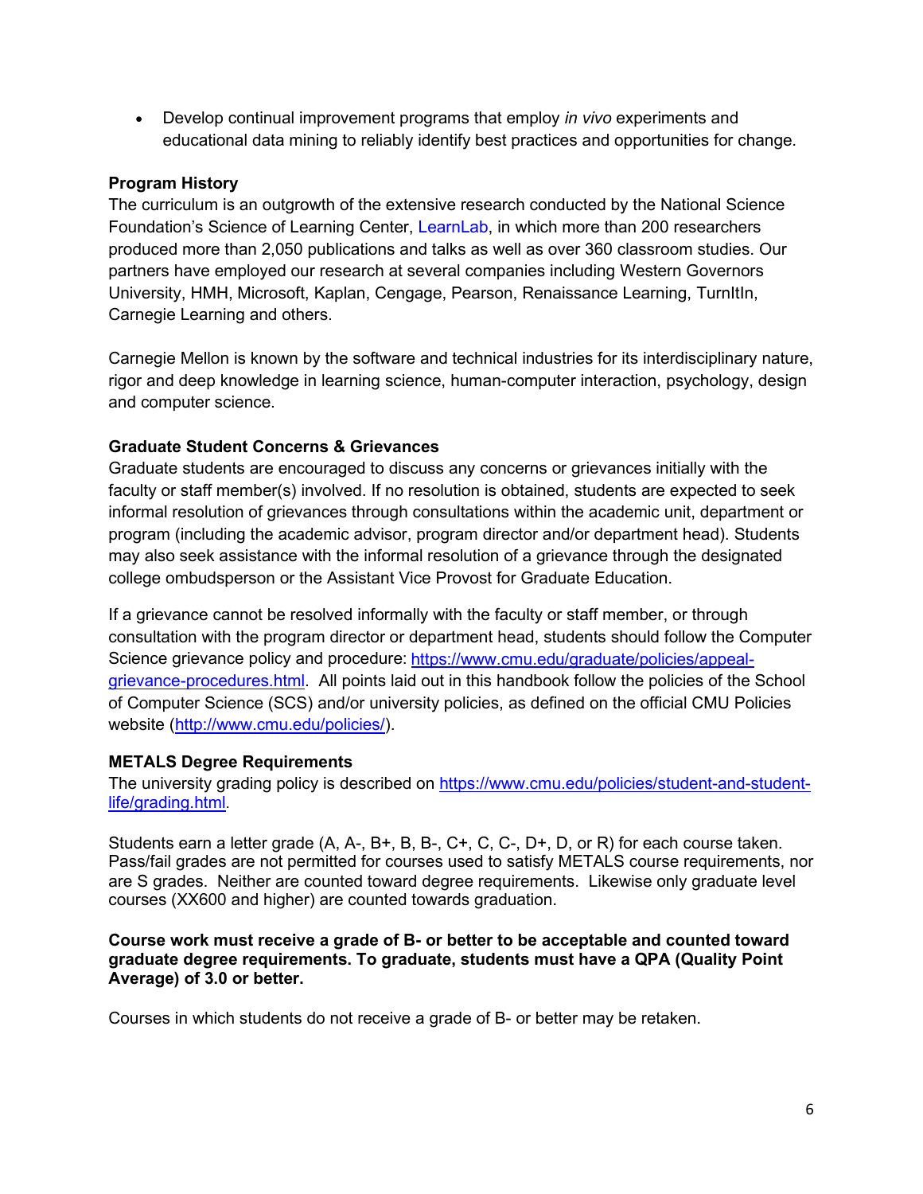- Develop continual improvement programs that employ *in vivo* experiments and educational data mining to reliably identify best practices and opportunities for change.

**Program History**

The curriculum is an outgrowth of the extensive research conducted by the National Science Foundation's Science of Learning Center, LearnLab, in which more than 200 researchers produced more than 2,050 publications and talks as well as over 360 classroom studies. Our partners have employed our research at several companies including Western Governors University, HMH, Microsoft, Kaplan, Cengage, Pearson, Renaissance Learning, TurnItIn, Carnegie Learning and others.

Carnegie Mellon is known by the software and technical industries for its interdisciplinary nature, rigor and deep knowledge in learning science, human-computer interaction, psychology, design and computer science.

**Graduate Student Concerns & Grievances**

Graduate students are encouraged to discuss any concerns or grievances initially with the faculty or staff member(s) involved. If no resolution is obtained, students are expected to seek informal resolution of grievances through consultations within the academic unit, department or program (including the academic advisor, program director and/or department head). Students may also seek assistance with the informal resolution of a grievance through the designated college ombudsperson or the Assistant Vice Provost for Graduate Education.

If a grievance cannot be resolved informally with the faculty or staff member, or through consultation with the program director or department head, students should follow the Computer Science grievance policy and procedure: https://www.cmu.edu/graduate/policies/appeal-grievance-procedures.html. All points laid out in this handbook follow the policies of the School of Computer Science (SCS) and/or university policies, as defined on the official CMU Policies website (http://www.cmu.edu/policies/).

**METALS Degree Requirements**

The university grading policy is described on https://www.cmu.edu/policies/student-and-student-life/grading.html.

Students earn a letter grade (A, A-, B+, B, B-, C+, C, C-, D+, D, or R) for each course taken. Pass/fail grades are not permitted for courses used to satisfy METALS course requirements, nor are S grades. Neither are counted toward degree requirements. Likewise only graduate level courses (XX600 and higher) are counted towards graduation.

**Course work must receive a grade of B- or better to be acceptable and counted toward graduate degree requirements. To graduate, students must have a QPA (Quality Point Average) of 3.0 or better.**

Courses in which students do not receive a grade of B- or better may be retaken.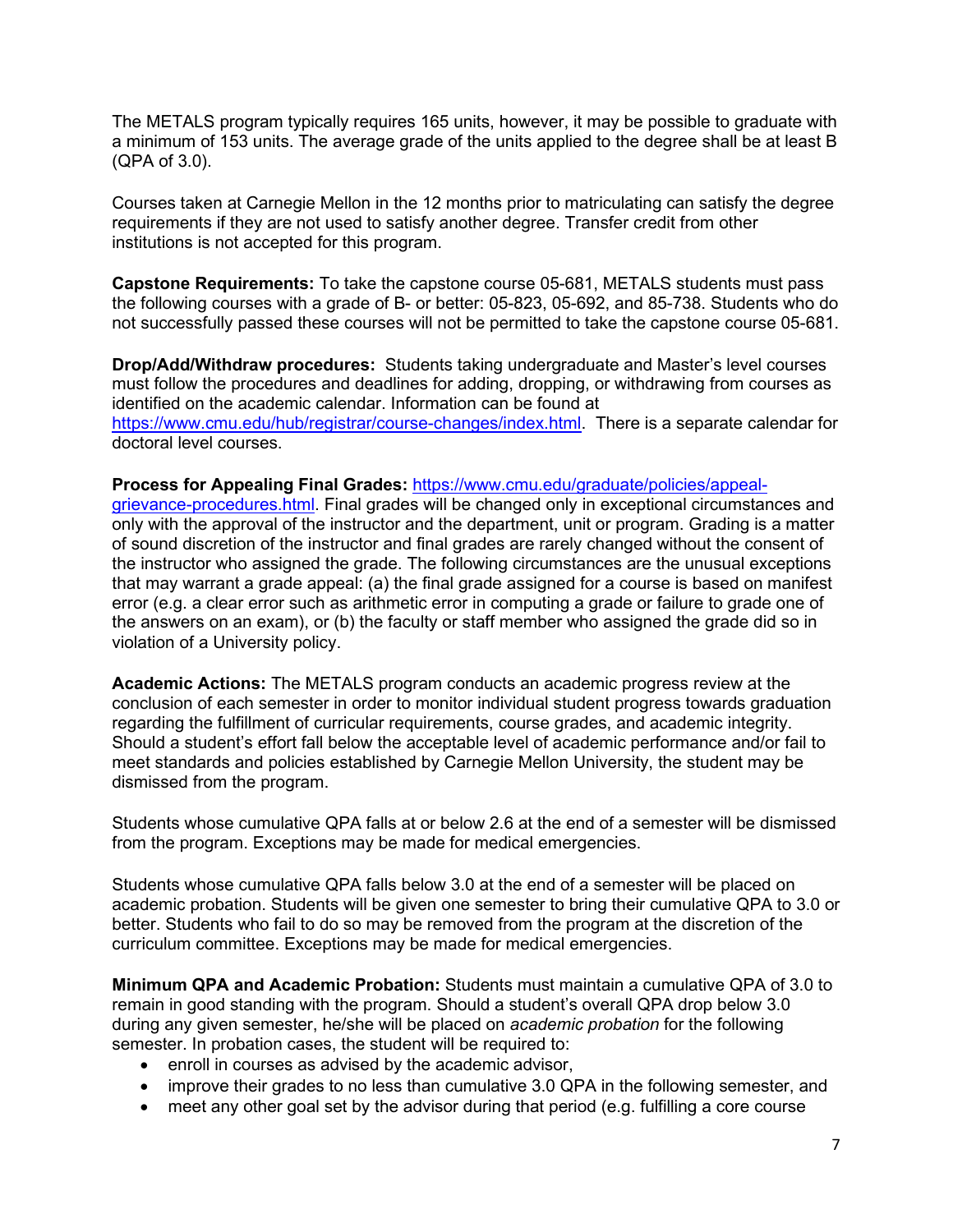The METALS program typically requires 165 units, however, it may be possible to graduate with a minimum of 153 units. The average grade of the units applied to the degree shall be at least B (QPA of 3.0).

Courses taken at Carnegie Mellon in the 12 months prior to matriculating can satisfy the degree requirements if they are not used to satisfy another degree. Transfer credit from other institutions is not accepted for this program.

**Capstone Requirements:** To take the capstone course 05-681, METALS students must pass the following courses with a grade of B- or better: 05-823, 05-692, and 85-738. Students who do not successfully passed these courses will not be permitted to take the capstone course 05-681.

**Drop/Add/Withdraw procedures:** Students taking undergraduate and Master's level courses must follow the procedures and deadlines for adding, dropping, or withdrawing from courses as identified on the academic calendar. Information can be found at [https://www.cmu.edu/hub/registrar/course-changes/index.html](https://www.cmu.edu/hub/registrar/course-changes/index.html). There is a separate calendar for doctoral level courses.

**Process for Appealing Final Grades:** [https://www.cmu.edu/graduate/policies/appeal-grievance-procedures.html](https://www.cmu.edu/graduate/policies/appeal-grievance-procedures.html). Final grades will be changed only in exceptional circumstances and only with the approval of the instructor and the department, unit or program. Grading is a matter of sound discretion of the instructor and final grades are rarely changed without the consent of the instructor who assigned the grade. The following circumstances are the unusual exceptions that may warrant a grade appeal: (a) the final grade assigned for a course is based on manifest error (e.g. a clear error such as arithmetic error in computing a grade or failure to grade one of the answers on an exam), or (b) the faculty or staff member who assigned the grade did so in violation of a University policy.

**Academic Actions:** The METALS program conducts an academic progress review at the conclusion of each semester in order to monitor individual student progress towards graduation regarding the fulfillment of curricular requirements, course grades, and academic integrity. Should a student's effort fall below the acceptable level of academic performance and/or fail to meet standards and policies established by Carnegie Mellon University, the student may be dismissed from the program.

Students whose cumulative QPA falls at or below 2.6 at the end of a semester will be dismissed from the program. Exceptions may be made for medical emergencies.

Students whose cumulative QPA falls below 3.0 at the end of a semester will be placed on academic probation. Students will be given one semester to bring their cumulative QPA to 3.0 or better. Students who fail to do so may be removed from the program at the discretion of the curriculum committee. Exceptions may be made for medical emergencies.

**Minimum QPA and Academic Probation:** Students must maintain a cumulative QPA of 3.0 to remain in good standing with the program. Should a student's overall QPA drop below 3.0 during any given semester, he/she will be placed on *academic probation* for the following semester. In probation cases, the student will be required to:

- enroll in courses as advised by the academic advisor,
- improve their grades to no less than cumulative 3.0 QPA in the following semester, and
- meet any other goal set by the advisor during that period (e.g. fulfilling a core course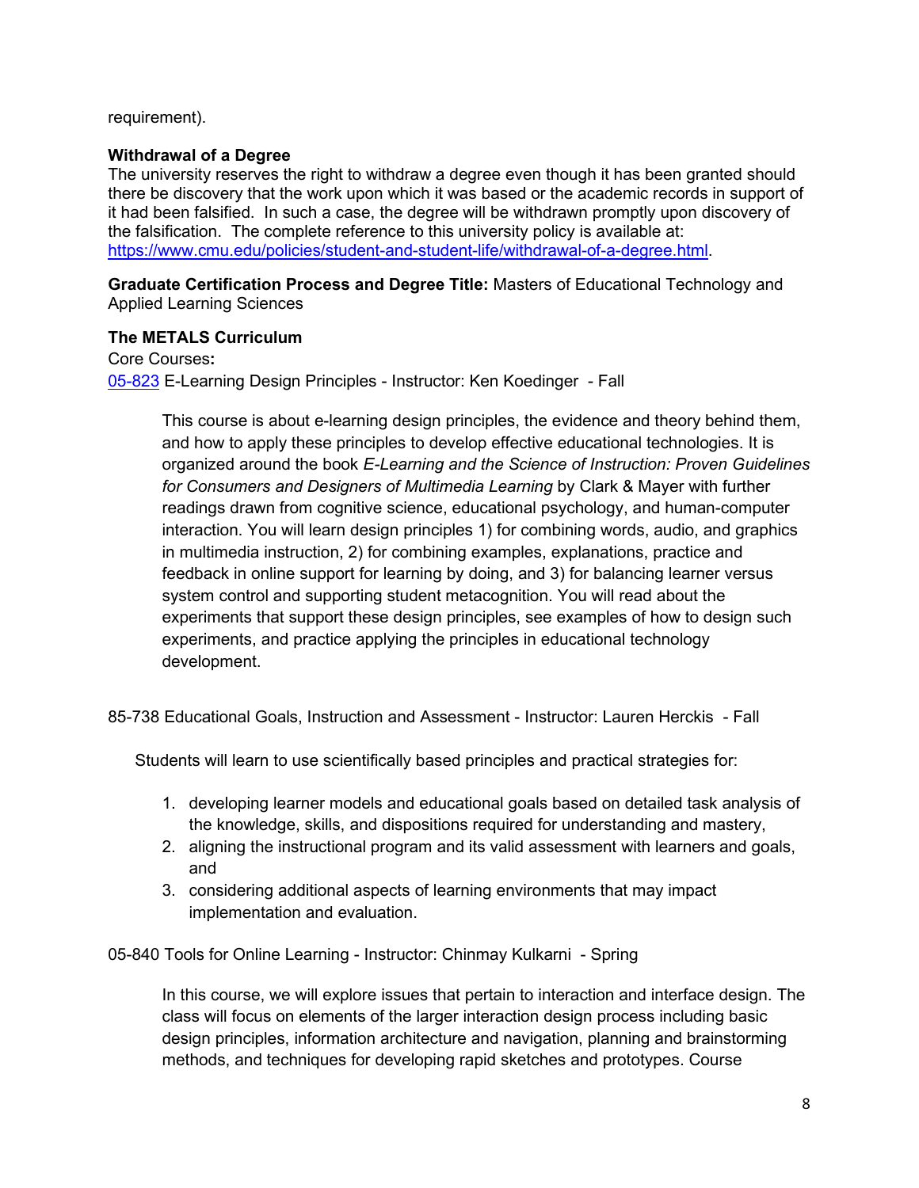requirement).

**Withdrawal of a Degree**

The university reserves the right to withdraw a degree even though it has been granted should there be discovery that the work upon which it was based or the academic records in support of it had been falsified. In such a case, the degree will be withdrawn promptly upon discovery of the falsification. The complete reference to this university policy is available at: [https://www.cmu.edu/policies/student-and-student-life/withdrawal-of-a-degree.html](https://www.cmu.edu/policies/student-and-student-life/withdrawal-of-a-degree.html).

**Graduate Certification Process and Degree Title:** Masters of Educational Technology and Applied Learning Sciences

**The METALS Curriculum**

Core Courses**:**

[05-823](05-823) E-Learning Design Principles - Instructor: Ken Koedinger - Fall

> This course is about e-learning design principles, the evidence and theory behind them, and how to apply these principles to develop effective educational technologies. It is organized around the book *E-Learning and the Science of Instruction: Proven Guidelines for Consumers and Designers of Multimedia Learning* by Clark & Mayer with further readings drawn from cognitive science, educational psychology, and human-computer interaction. You will learn design principles 1) for combining words, audio, and graphics in multimedia instruction, 2) for combining examples, explanations, practice and feedback in online support for learning by doing, and 3) for balancing learner versus system control and supporting student metacognition. You will read about the experiments that support these design principles, see examples of how to design such experiments, and practice applying the principles in educational technology development.

85-738 Educational Goals, Instruction and Assessment - Instructor: Lauren Herckis - Fall

Students will learn to use scientifically based principles and practical strategies for:

1. developing learner models and educational goals based on detailed task analysis of the knowledge, skills, and dispositions required for understanding and mastery,
2. aligning the instructional program and its valid assessment with learners and goals, and
3. considering additional aspects of learning environments that may impact implementation and evaluation.

05-840 Tools for Online Learning - Instructor: Chinmay Kulkarni - Spring

> In this course, we will explore issues that pertain to interaction and interface design. The class will focus on elements of the larger interaction design process including basic design principles, information architecture and navigation, planning and brainstorming methods, and techniques for developing rapid sketches and prototypes. Course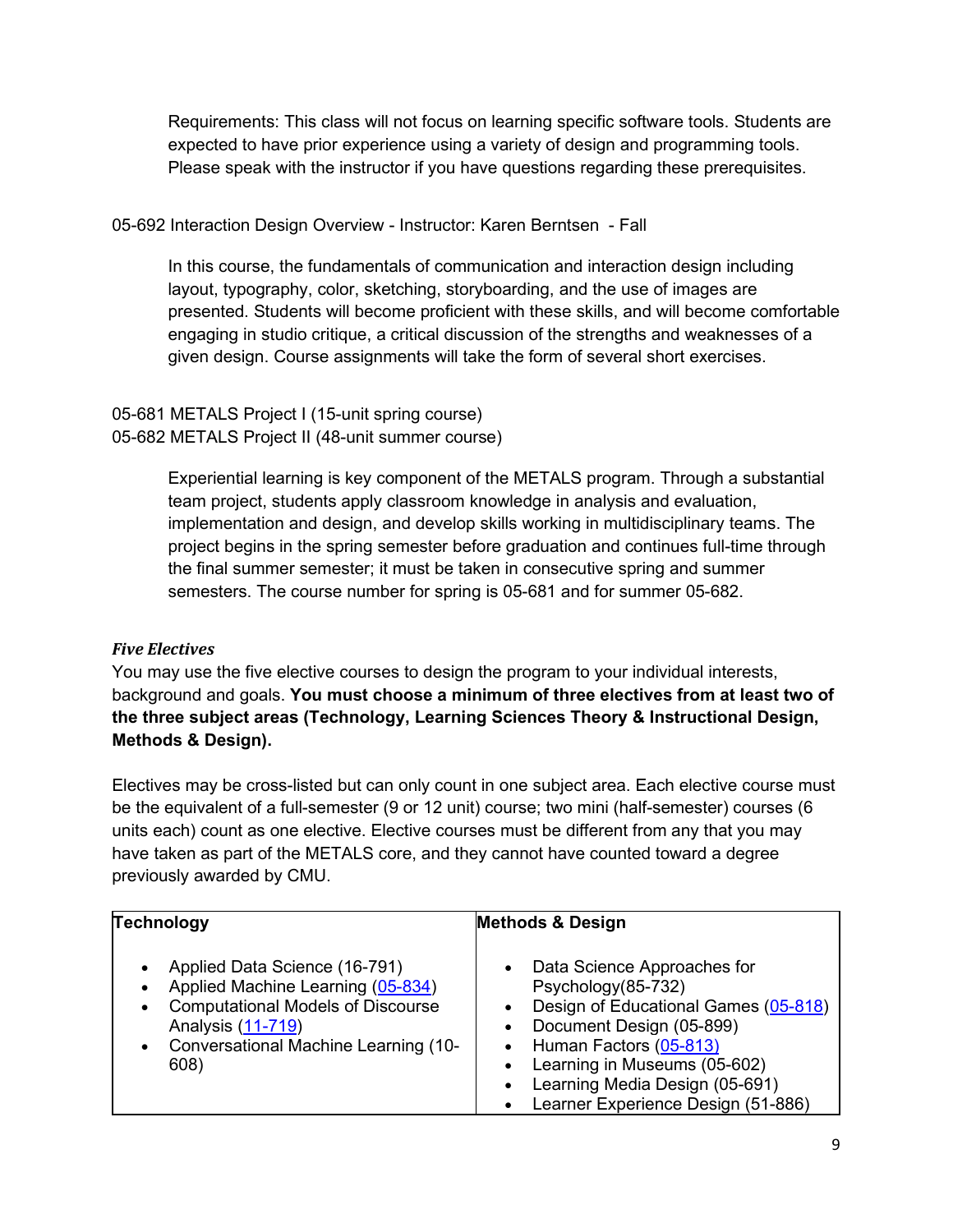Requirements: This class will not focus on learning specific software tools. Students are expected to have prior experience using a variety of design and programming tools. Please speak with the instructor if you have questions regarding these prerequisites.

05-692 Interaction Design Overview - Instructor: Karen Berntsen - Fall

In this course, the fundamentals of communication and interaction design including layout, typography, color, sketching, storyboarding, and the use of images are presented. Students will become proficient with these skills, and will become comfortable engaging in studio critique, a critical discussion of the strengths and weaknesses of a given design. Course assignments will take the form of several short exercises.

05-681 METALS Project I (15-unit spring course)
05-682 METALS Project II (48-unit summer course)

Experiential learning is key component of the METALS program. Through a substantial team project, students apply classroom knowledge in analysis and evaluation, implementation and design, and develop skills working in multidisciplinary teams. The project begins in the spring semester before graduation and continues full-time through the final summer semester; it must be taken in consecutive spring and summer semesters. The course number for spring is 05-681 and for summer 05-682.

***Five Electives***

You may use the five elective courses to design the program to your individual interests, background and goals. **You must choose a minimum of three electives from at least two of the three subject areas (Technology, Learning Sciences Theory & Instructional Design, Methods & Design).**

Electives may be cross-listed but can only count in one subject area. Each elective course must be the equivalent of a full-semester (9 or 12 unit) course; two mini (half-semester) courses (6 units each) count as one elective. Elective courses must be different from any that you may have taken as part of the METALS core, and they cannot have counted toward a degree previously awarded by CMU.

| **Technology** | **Methods & Design** |
| --- | --- |
| • Applied Data Science (16-791)<br>• Applied Machine Learning (05-834)<br>• Computational Models of Discourse Analysis (11-719)<br>• Conversational Machine Learning (10-608) | • Data Science Approaches for Psychology(85-732)<br>• Design of Educational Games (05-818)<br>• Document Design (05-899)<br>• Human Factors (05-813)<br>• Learning in Museums (05-602)<br>• Learning Media Design (05-691)<br>• Learner Experience Design (51-886) |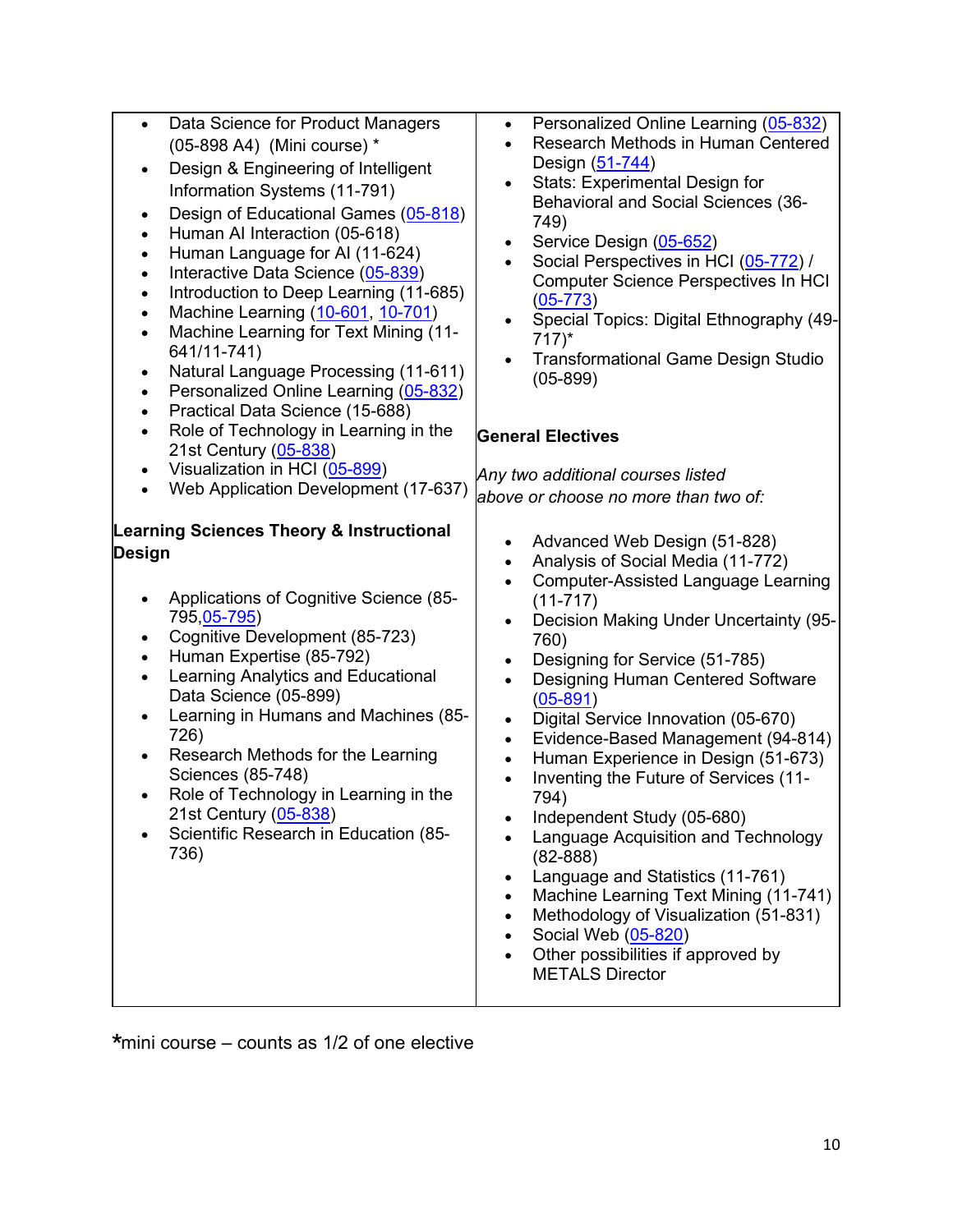- Data Science for Product Managers (05-898 A4) (Mini course) *
- Design & Engineering of Intelligent Information Systems (11-791)
- Design of Educational Games (05-818)
- Human AI Interaction (05-618)
- Human Language for AI (11-624)
- Interactive Data Science (05-839)
- Introduction to Deep Learning (11-685)
- Machine Learning (10-601, 10-701)
- Machine Learning for Text Mining (11-641/11-741)
- Natural Language Processing (11-611)
- Personalized Online Learning (05-832)
- Practical Data Science (15-688)
- Role of Technology in Learning in the 21st Century (05-838)
- Visualization in HCI (05-899)
- Web Application Development (17-637)

**Learning Sciences Theory & Instructional Design**

- Applications of Cognitive Science (85-795,05-795)
- Cognitive Development (85-723)
- Human Expertise (85-792)
- Learning Analytics and Educational Data Science (05-899)
- Learning in Humans and Machines (85-726)
- Research Methods for the Learning Sciences (85-748)
- Role of Technology in Learning in the 21st Century (05-838)
- Scientific Research in Education (85-736)

- Personalized Online Learning (05-832)
- Research Methods in Human Centered Design (51-744)
- Stats: Experimental Design for Behavioral and Social Sciences (36-749)
- Service Design (05-652)
- Social Perspectives in HCI (05-772) / Computer Science Perspectives In HCI (05-773)
- Special Topics: Digital Ethnography (49-717)*
- Transformational Game Design Studio (05-899)

**General Electives**

*Any two additional courses listed above or choose no more than two of:*

- Advanced Web Design (51-828)
- Analysis of Social Media (11-772)
- Computer-Assisted Language Learning (11-717)
- Decision Making Under Uncertainty (95-760)
- Designing for Service (51-785)
- Designing Human Centered Software (05-891)
- Digital Service Innovation (05-670)
- Evidence-Based Management (94-814)
- Human Experience in Design (51-673)
- Inventing the Future of Services (11-794)
- Independent Study (05-680)
- Language Acquisition and Technology (82-888)
- Language and Statistics (11-761)
- Machine Learning Text Mining (11-741)
- Methodology of Visualization (51-831)
- Social Web (05-820)
- Other possibilities if approved by METALS Director

***mini course – counts as 1/2 of one elective**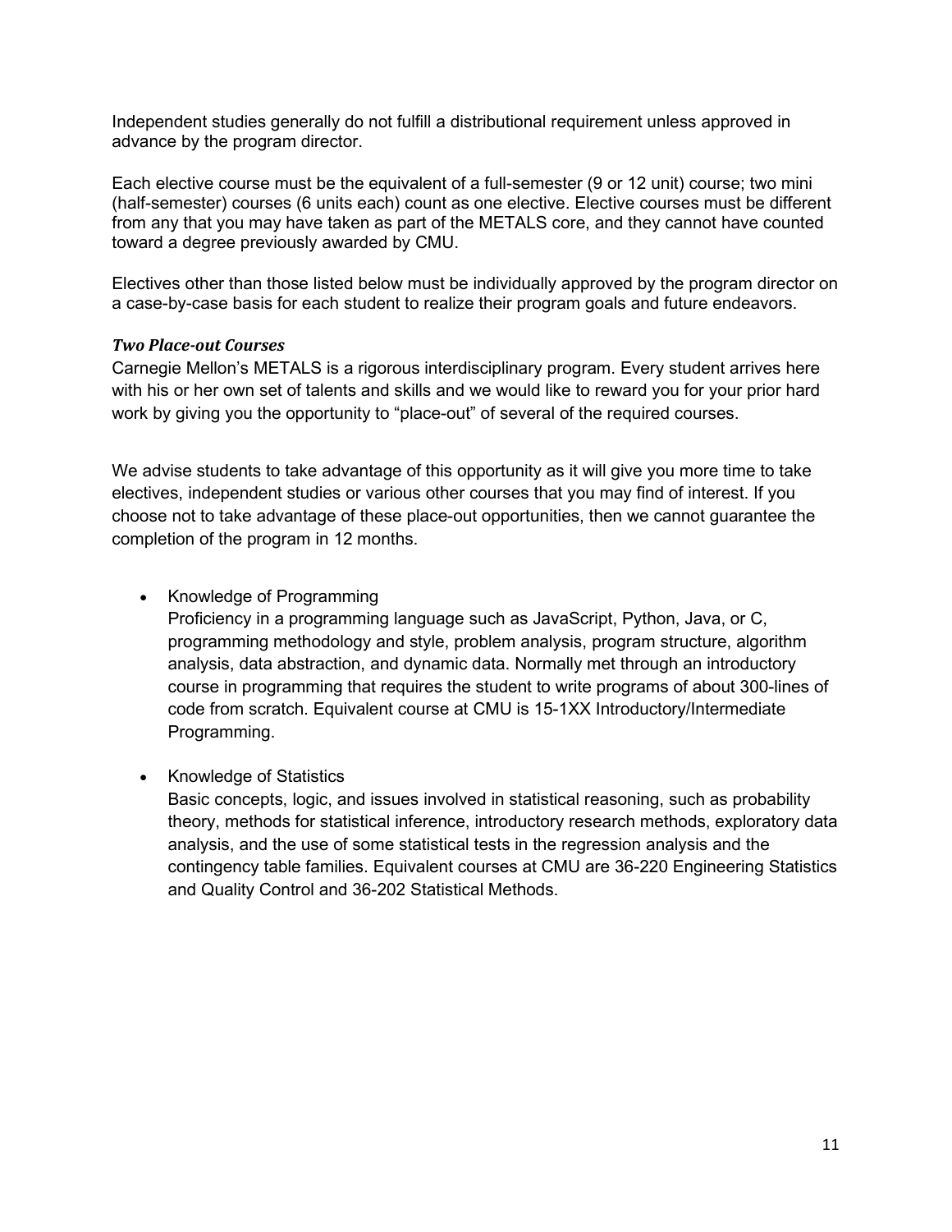Independent studies generally do not fulfill a distributional requirement unless approved in advance by the program director.

Each elective course must be the equivalent of a full-semester (9 or 12 unit) course; two mini (half-semester) courses (6 units each) count as one elective. Elective courses must be different from any that you may have taken as part of the METALS core, and they cannot have counted toward a degree previously awarded by CMU.

Electives other than those listed below must be individually approved by the program director on a case-by-case basis for each student to realize their program goals and future endeavors.

***Two Place-out Courses***

Carnegie Mellon's METALS is a rigorous interdisciplinary program. Every student arrives here with his or her own set of talents and skills and we would like to reward you for your prior hard work by giving you the opportunity to "place-out" of several of the required courses.

We advise students to take advantage of this opportunity as it will give you more time to take electives, independent studies or various other courses that you may find of interest. If you choose not to take advantage of these place-out opportunities, then we cannot guarantee the completion of the program in 12 months.

- Knowledge of Programming
  Proficiency in a programming language such as JavaScript, Python, Java, or C, programming methodology and style, problem analysis, program structure, algorithm analysis, data abstraction, and dynamic data. Normally met through an introductory course in programming that requires the student to write programs of about 300-lines of code from scratch. Equivalent course at CMU is 15-1XX Introductory/Intermediate Programming.

- Knowledge of Statistics
  Basic concepts, logic, and issues involved in statistical reasoning, such as probability theory, methods for statistical inference, introductory research methods, exploratory data analysis, and the use of some statistical tests in the regression analysis and the contingency table families. Equivalent courses at CMU are 36-220 Engineering Statistics and Quality Control and 36-202 Statistical Methods.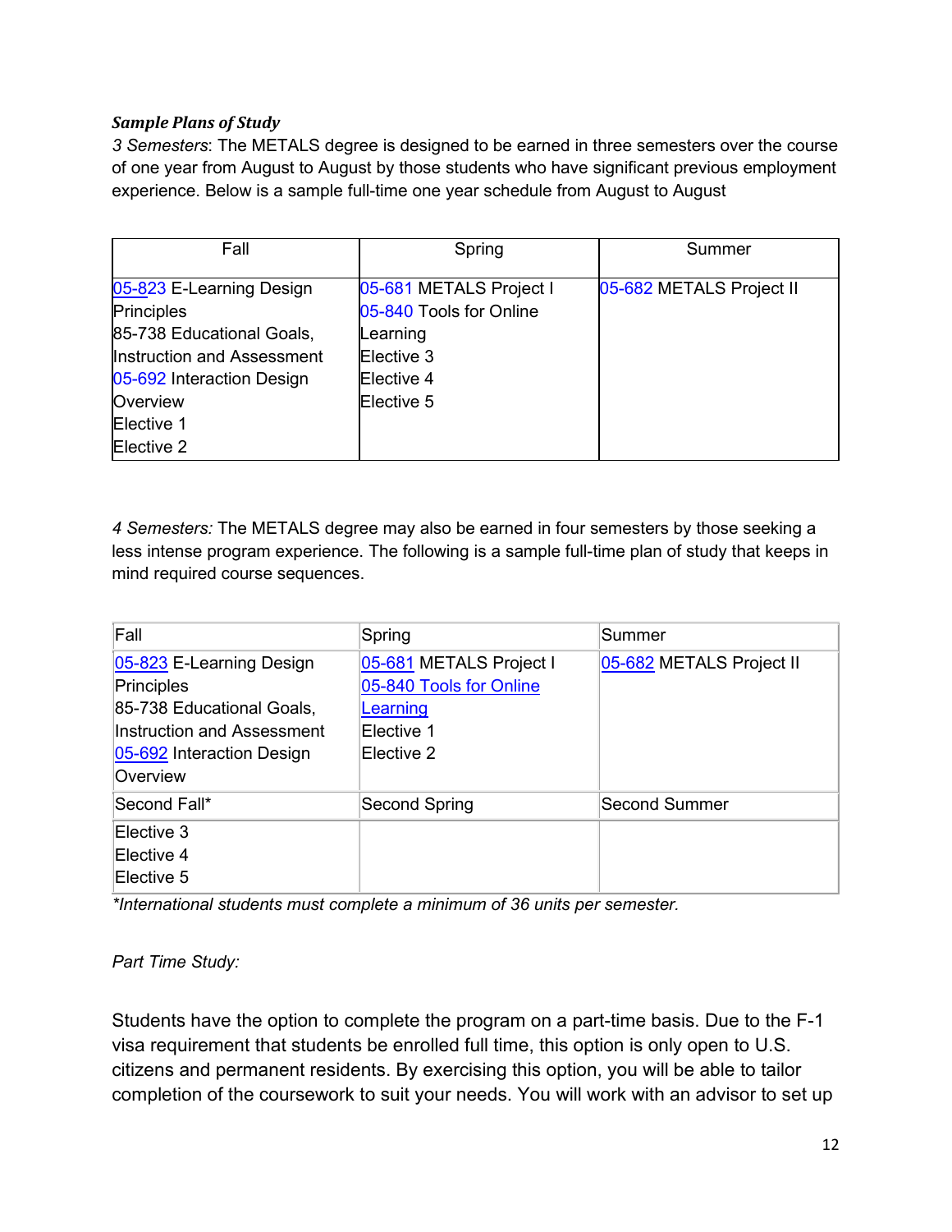***Sample Plans of Study***

*3 Semesters*: The METALS degree is designed to be earned in three semesters over the course of one year from August to August by those students who have significant previous employment experience. Below is a sample full-time one year schedule from August to August

| Fall | Spring | Summer |
|---|---|---|
| 05-823 E-Learning Design Principles<br>85-738 Educational Goals, Instruction and Assessment<br>05-692 Interaction Design Overview<br>Elective 1<br>Elective 2 | 05-681 METALS Project I<br>05-840 Tools for Online Learning<br>Elective 3<br>Elective 4<br>Elective 5 | 05-682 METALS Project II |

*4 Semesters:* The METALS degree may also be earned in four semesters by those seeking a less intense program experience. The following is a sample full-time plan of study that keeps in mind required course sequences.

| Fall | Spring | Summer |
|---|---|---|
| 05-823 E-Learning Design Principles<br>85-738 Educational Goals, Instruction and Assessment<br>05-692 Interaction Design Overview | 05-681 METALS Project I<br>05-840 Tools for Online Learning<br>Elective 1<br>Elective 2 | 05-682 METALS Project II |
| Second Fall* | Second Spring | Second Summer |
| Elective 3<br>Elective 4<br>Elective 5 | | |

**International students must complete a minimum of 36 units per semester.*

*Part Time Study:*

Students have the option to complete the program on a part-time basis. Due to the F-1 visa requirement that students be enrolled full time, this option is only open to U.S. citizens and permanent residents. By exercising this option, you will be able to tailor completion of the coursework to suit your needs. You will work with an advisor to set up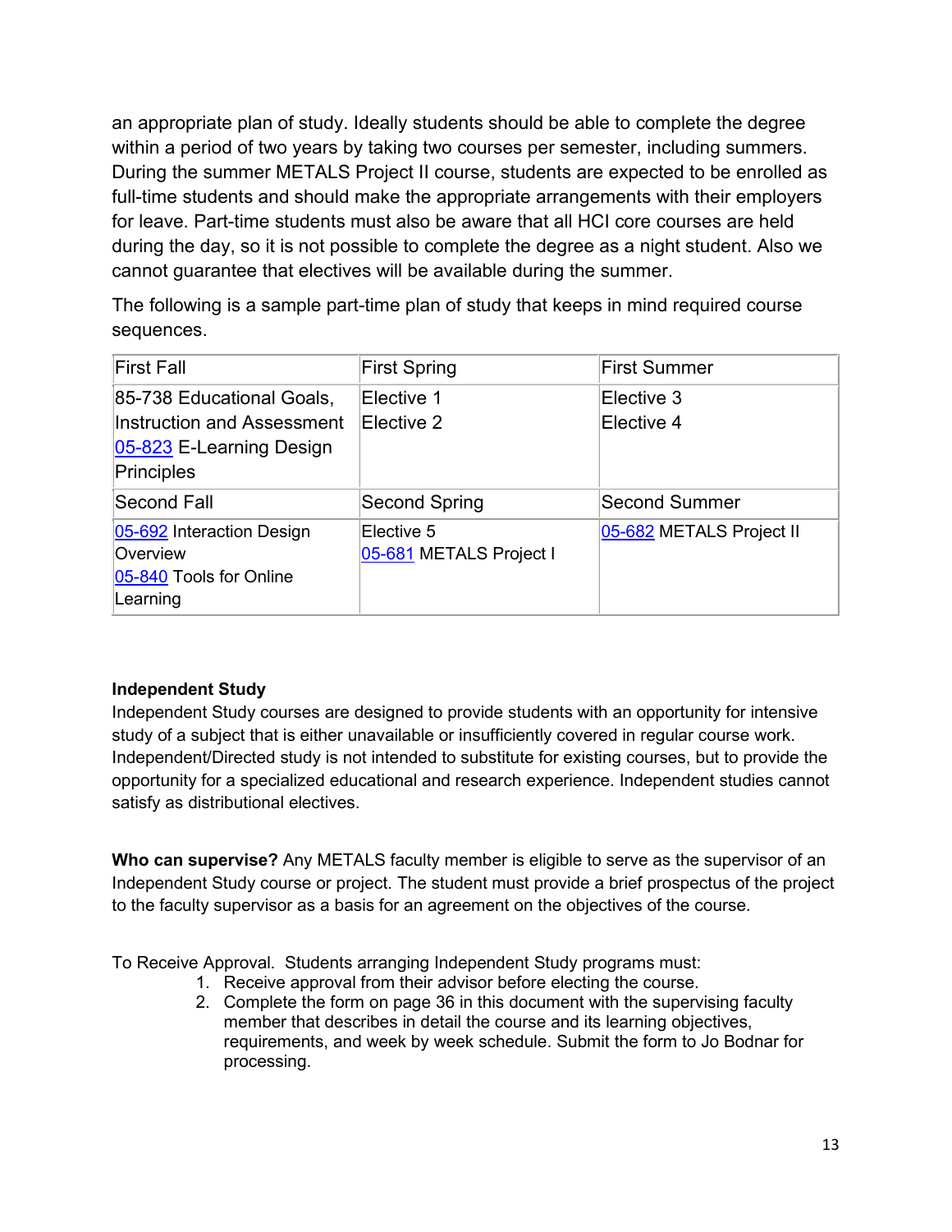an appropriate plan of study. Ideally students should be able to complete the degree within a period of two years by taking two courses per semester, including summers. During the summer METALS Project II course, students are expected to be enrolled as full-time students and should make the appropriate arrangements with their employers for leave. Part-time students must also be aware that all HCI core courses are held during the day, so it is not possible to complete the degree as a night student. Also we cannot guarantee that electives will be available during the summer.

The following is a sample part-time plan of study that keeps in mind required course sequences.

| First Fall | First Spring | First Summer |
|---|---|---|
| 85-738 Educational Goals, Instruction and Assessment<br>05-823 E-Learning Design Principles | Elective 1<br>Elective 2 | Elective 3<br>Elective 4 |
| **Second Fall** | **Second Spring** | **Second Summer** |
| 05-692 Interaction Design Overview<br>05-840 Tools for Online Learning | Elective 5<br>05-681 METALS Project I | 05-682 METALS Project II |

**Independent Study**

Independent Study courses are designed to provide students with an opportunity for intensive study of a subject that is either unavailable or insufficiently covered in regular course work. Independent/Directed study is not intended to substitute for existing courses, but to provide the opportunity for a specialized educational and research experience. Independent studies cannot satisfy as distributional electives.

**Who can supervise?** Any METALS faculty member is eligible to serve as the supervisor of an Independent Study course or project. The student must provide a brief prospectus of the project to the faculty supervisor as a basis for an agreement on the objectives of the course.

To Receive Approval. Students arranging Independent Study programs must:

1. Receive approval from their advisor before electing the course.
2. Complete the form on page 36 in this document with the supervising faculty member that describes in detail the course and its learning objectives, requirements, and week by week schedule. Submit the form to Jo Bodnar for processing.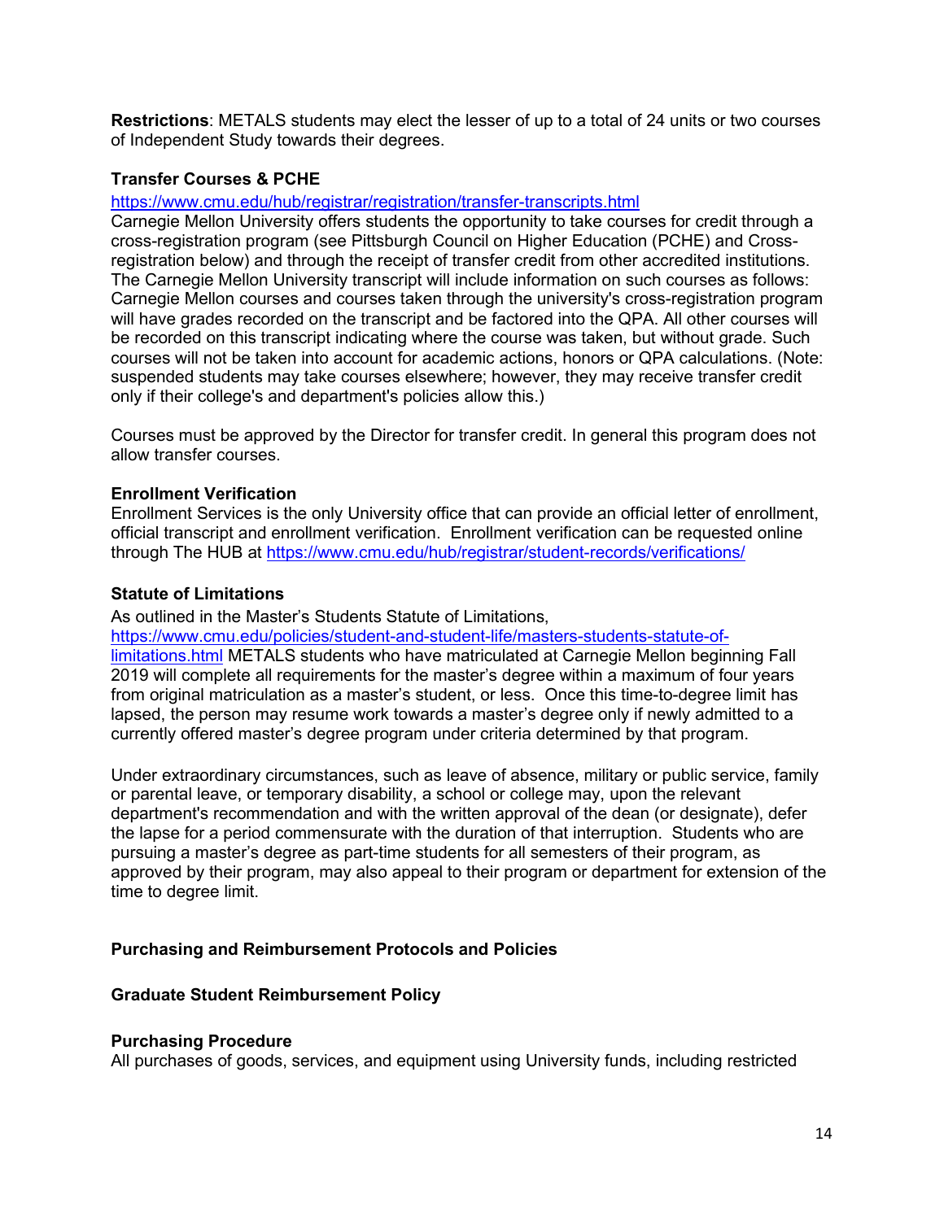**Restrictions**: METALS students may elect the lesser of up to a total of 24 units or two courses of Independent Study towards their degrees.

### Transfer Courses & PCHE

https://www.cmu.edu/hub/registrar/registration/transfer-transcripts.html
Carnegie Mellon University offers students the opportunity to take courses for credit through a cross-registration program (see Pittsburgh Council on Higher Education (PCHE) and Cross-registration below) and through the receipt of transfer credit from other accredited institutions. The Carnegie Mellon University transcript will include information on such courses as follows: Carnegie Mellon courses and courses taken through the university's cross-registration program will have grades recorded on the transcript and be factored into the QPA. All other courses will be recorded on this transcript indicating where the course was taken, but without grade. Such courses will not be taken into account for academic actions, honors or QPA calculations. (Note: suspended students may take courses elsewhere; however, they may receive transfer credit only if their college's and department's policies allow this.)

Courses must be approved by the Director for transfer credit. In general this program does not allow transfer courses.

### Enrollment Verification

Enrollment Services is the only University office that can provide an official letter of enrollment, official transcript and enrollment verification. Enrollment verification can be requested online through The HUB at https://www.cmu.edu/hub/registrar/student-records/verifications/

### Statute of Limitations

As outlined in the Master's Students Statute of Limitations, https://www.cmu.edu/policies/student-and-student-life/masters-students-statute-of-limitations.html METALS students who have matriculated at Carnegie Mellon beginning Fall 2019 will complete all requirements for the master's degree within a maximum of four years from original matriculation as a master's student, or less. Once this time-to-degree limit has lapsed, the person may resume work towards a master's degree only if newly admitted to a currently offered master's degree program under criteria determined by that program.

Under extraordinary circumstances, such as leave of absence, military or public service, family or parental leave, or temporary disability, a school or college may, upon the relevant department's recommendation and with the written approval of the dean (or designate), defer the lapse for a period commensurate with the duration of that interruption. Students who are pursuing a master's degree as part-time students for all semesters of their program, as approved by their program, may also appeal to their program or department for extension of the time to degree limit.

## Purchasing and Reimbursement Protocols and Policies

### Graduate Student Reimbursement Policy

### Purchasing Procedure

All purchases of goods, services, and equipment using University funds, including restricted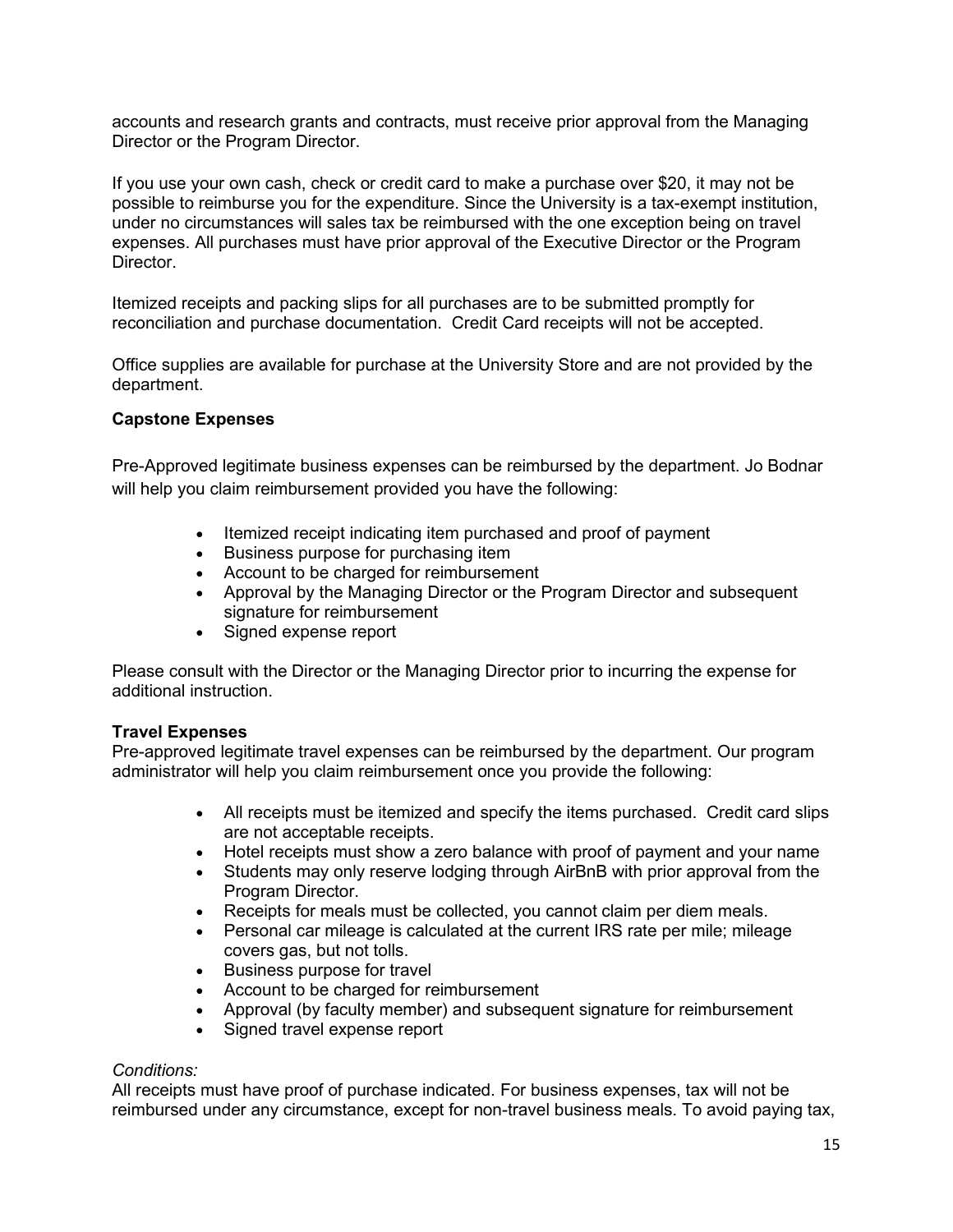accounts and research grants and contracts, must receive prior approval from the Managing Director or the Program Director.

If you use your own cash, check or credit card to make a purchase over $20, it may not be possible to reimburse you for the expenditure. Since the University is a tax-exempt institution, under no circumstances will sales tax be reimbursed with the one exception being on travel expenses. All purchases must have prior approval of the Executive Director or the Program Director.

Itemized receipts and packing slips for all purchases are to be submitted promptly for reconciliation and purchase documentation. Credit Card receipts will not be accepted.

Office supplies are available for purchase at the University Store and are not provided by the department.

**Capstone Expenses**

Pre-Approved legitimate business expenses can be reimbursed by the department. Jo Bodnar will help you claim reimbursement provided you have the following:

- Itemized receipt indicating item purchased and proof of payment
- Business purpose for purchasing item
- Account to be charged for reimbursement
- Approval by the Managing Director or the Program Director and subsequent signature for reimbursement
- Signed expense report

Please consult with the Director or the Managing Director prior to incurring the expense for additional instruction.

**Travel Expenses**

Pre-approved legitimate travel expenses can be reimbursed by the department. Our program administrator will help you claim reimbursement once you provide the following:

- All receipts must be itemized and specify the items purchased. Credit card slips are not acceptable receipts.
- Hotel receipts must show a zero balance with proof of payment and your name
- Students may only reserve lodging through AirBnB with prior approval from the Program Director.
- Receipts for meals must be collected, you cannot claim per diem meals.
- Personal car mileage is calculated at the current IRS rate per mile; mileage covers gas, but not tolls.
- Business purpose for travel
- Account to be charged for reimbursement
- Approval (by faculty member) and subsequent signature for reimbursement
- Signed travel expense report

*Conditions:*

All receipts must have proof of purchase indicated. For business expenses, tax will not be reimbursed under any circumstance, except for non-travel business meals. To avoid paying tax,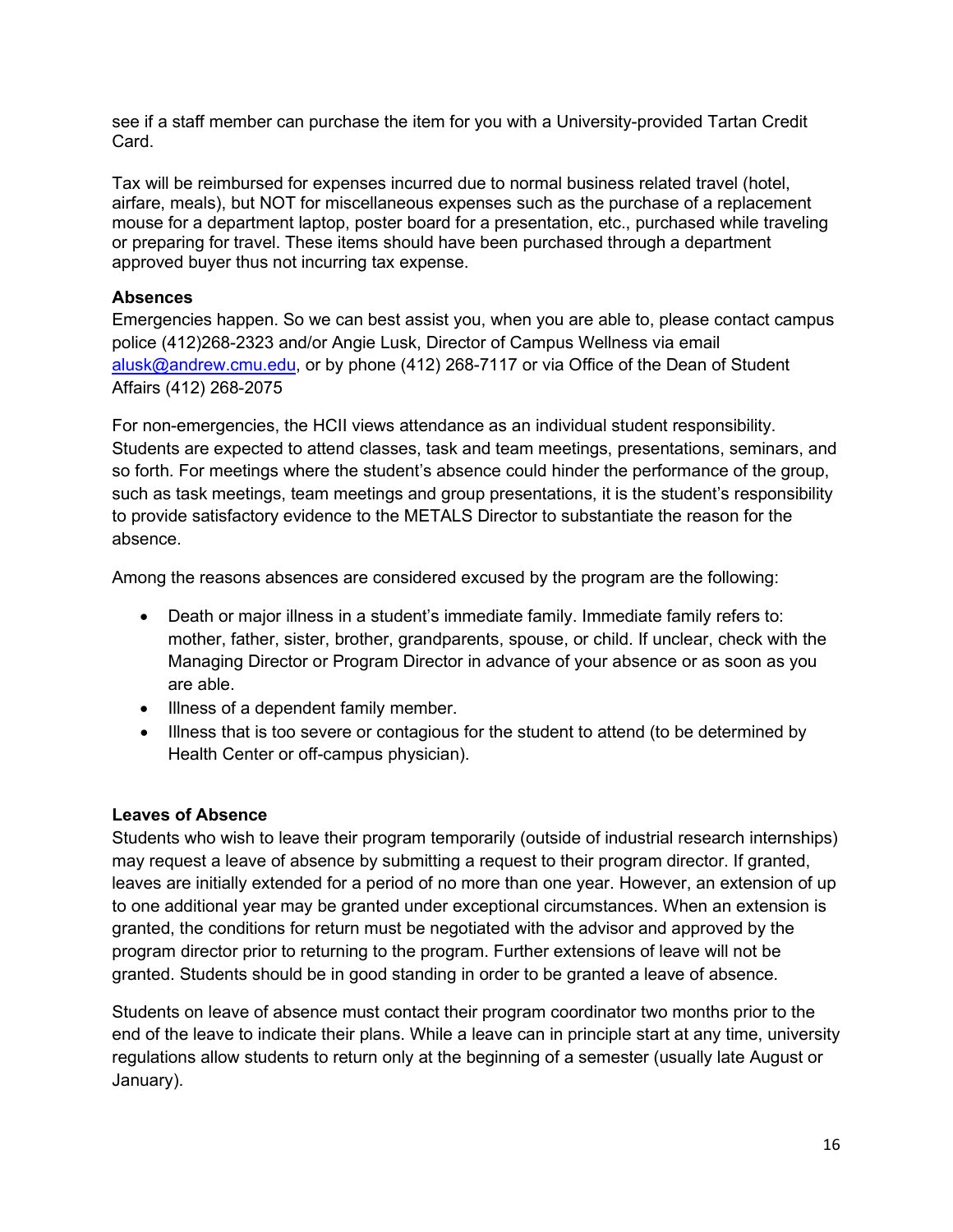see if a staff member can purchase the item for you with a University-provided Tartan Credit Card.

Tax will be reimbursed for expenses incurred due to normal business related travel (hotel, airfare, meals), but NOT for miscellaneous expenses such as the purchase of a replacement mouse for a department laptop, poster board for a presentation, etc., purchased while traveling or preparing for travel. These items should have been purchased through a department approved buyer thus not incurring tax expense.

**Absences**

Emergencies happen. So we can best assist you, when you are able to, please contact campus police (412)268-2323 and/or Angie Lusk, Director of Campus Wellness via email alusk@andrew.cmu.edu, or by phone (412) 268-7117 or via Office of the Dean of Student Affairs (412) 268-2075

For non-emergencies, the HCII views attendance as an individual student responsibility. Students are expected to attend classes, task and team meetings, presentations, seminars, and so forth. For meetings where the student's absence could hinder the performance of the group, such as task meetings, team meetings and group presentations, it is the student's responsibility to provide satisfactory evidence to the METALS Director to substantiate the reason for the absence.

Among the reasons absences are considered excused by the program are the following:

- Death or major illness in a student's immediate family. Immediate family refers to: mother, father, sister, brother, grandparents, spouse, or child. If unclear, check with the Managing Director or Program Director in advance of your absence or as soon as you are able.
- Illness of a dependent family member.
- Illness that is too severe or contagious for the student to attend (to be determined by Health Center or off-campus physician).

**Leaves of Absence**

Students who wish to leave their program temporarily (outside of industrial research internships) may request a leave of absence by submitting a request to their program director. If granted, leaves are initially extended for a period of no more than one year. However, an extension of up to one additional year may be granted under exceptional circumstances. When an extension is granted, the conditions for return must be negotiated with the advisor and approved by the program director prior to returning to the program. Further extensions of leave will not be granted. Students should be in good standing in order to be granted a leave of absence.

Students on leave of absence must contact their program coordinator two months prior to the end of the leave to indicate their plans. While a leave can in principle start at any time, university regulations allow students to return only at the beginning of a semester (usually late August or January).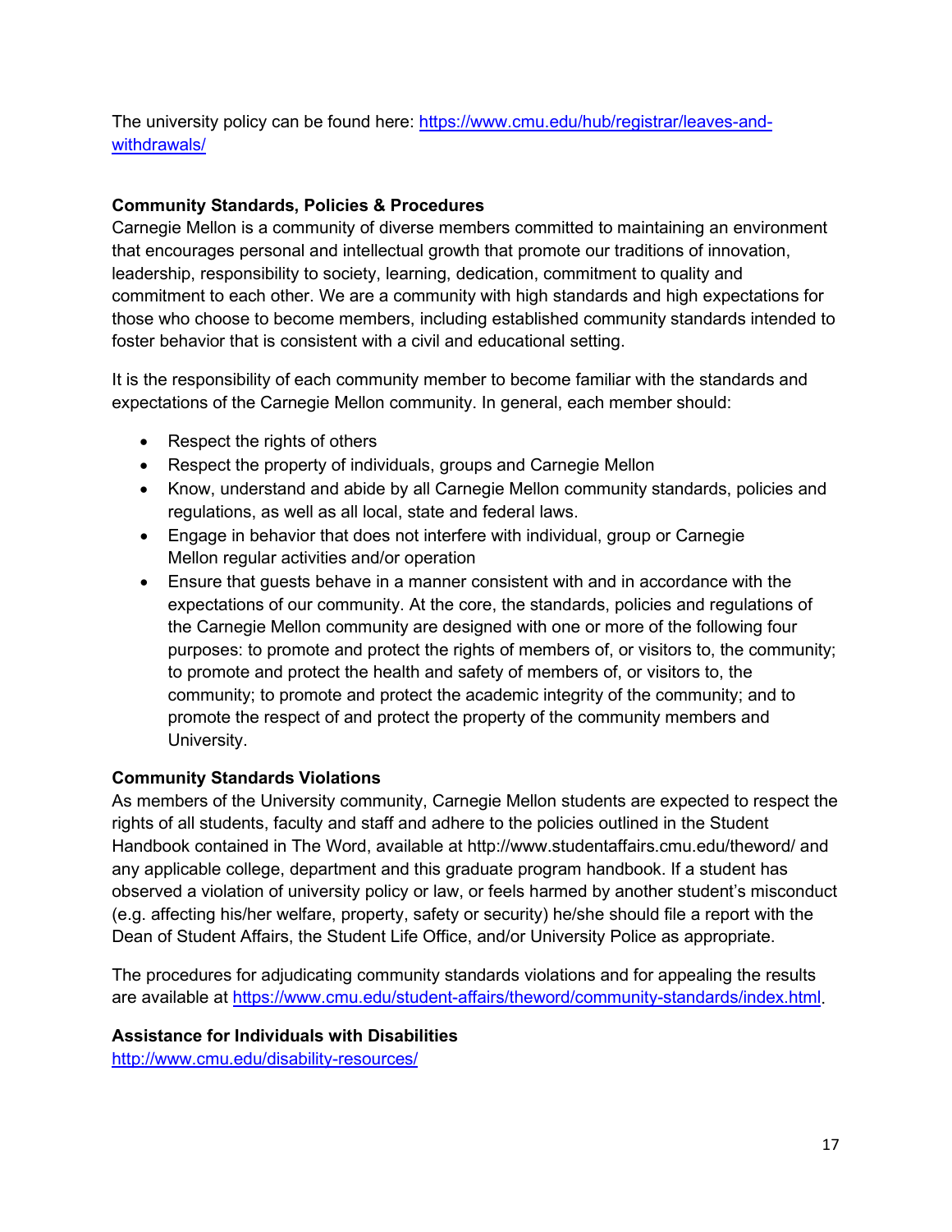The university policy can be found here: https://www.cmu.edu/hub/registrar/leaves-and-withdrawals/

**Community Standards, Policies & Procedures**

Carnegie Mellon is a community of diverse members committed to maintaining an environment that encourages personal and intellectual growth that promote our traditions of innovation, leadership, responsibility to society, learning, dedication, commitment to quality and commitment to each other. We are a community with high standards and high expectations for those who choose to become members, including established community standards intended to foster behavior that is consistent with a civil and educational setting.

It is the responsibility of each community member to become familiar with the standards and expectations of the Carnegie Mellon community. In general, each member should:

- Respect the rights of others
- Respect the property of individuals, groups and Carnegie Mellon
- Know, understand and abide by all Carnegie Mellon community standards, policies and regulations, as well as all local, state and federal laws.
- Engage in behavior that does not interfere with individual, group or Carnegie Mellon regular activities and/or operation
- Ensure that guests behave in a manner consistent with and in accordance with the expectations of our community. At the core, the standards, policies and regulations of the Carnegie Mellon community are designed with one or more of the following four purposes: to promote and protect the rights of members of, or visitors to, the community; to promote and protect the health and safety of members of, or visitors to, the community; to promote and protect the academic integrity of the community; and to promote the respect of and protect the property of the community members and University.

**Community Standards Violations**

As members of the University community, Carnegie Mellon students are expected to respect the rights of all students, faculty and staff and adhere to the policies outlined in the Student Handbook contained in The Word, available at http://www.studentaffairs.cmu.edu/theword/ and any applicable college, department and this graduate program handbook. If a student has observed a violation of university policy or law, or feels harmed by another student's misconduct (e.g. affecting his/her welfare, property, safety or security) he/she should file a report with the Dean of Student Affairs, the Student Life Office, and/or University Police as appropriate.

The procedures for adjudicating community standards violations and for appealing the results are available at https://www.cmu.edu/student-affairs/theword/community-standards/index.html.

**Assistance for Individuals with Disabilities**

http://www.cmu.edu/disability-resources/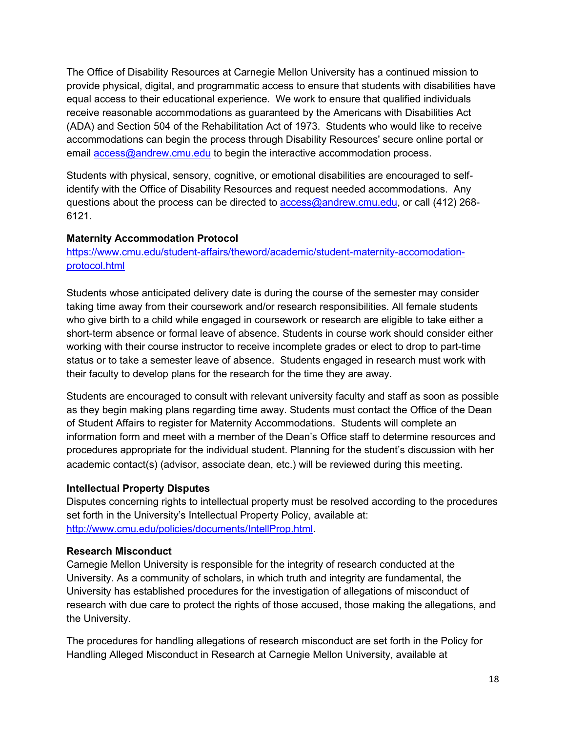The Office of Disability Resources at Carnegie Mellon University has a continued mission to provide physical, digital, and programmatic access to ensure that students with disabilities have equal access to their educational experience. We work to ensure that qualified individuals receive reasonable accommodations as guaranteed by the Americans with Disabilities Act (ADA) and Section 504 of the Rehabilitation Act of 1973. Students who would like to receive accommodations can begin the process through Disability Resources' secure online portal or email [access@andrew.cmu.edu](mailto:access@andrew.cmu.edu) to begin the interactive accommodation process.

Students with physical, sensory, cognitive, or emotional disabilities are encouraged to self-identify with the Office of Disability Resources and request needed accommodations. Any questions about the process can be directed to [access@andrew.cmu.edu](mailto:access@andrew.cmu.edu), or call (412) 268-6121.

**Maternity Accommodation Protocol**
[https://www.cmu.edu/student-affairs/theword/academic/student-maternity-accomodation-protocol.html](https://www.cmu.edu/student-affairs/theword/academic/student-maternity-accomodation-protocol.html)

Students whose anticipated delivery date is during the course of the semester may consider taking time away from their coursework and/or research responsibilities. All female students who give birth to a child while engaged in coursework or research are eligible to take either a short-term absence or formal leave of absence. Students in course work should consider either working with their course instructor to receive incomplete grades or elect to drop to part-time status or to take a semester leave of absence. Students engaged in research must work with their faculty to develop plans for the research for the time they are away.

Students are encouraged to consult with relevant university faculty and staff as soon as possible as they begin making plans regarding time away. Students must contact the Office of the Dean of Student Affairs to register for Maternity Accommodations. Students will complete an information form and meet with a member of the Dean's Office staff to determine resources and procedures appropriate for the individual student. Planning for the student's discussion with her academic contact(s) (advisor, associate dean, etc.) will be reviewed during this meeting.

**Intellectual Property Disputes**
Disputes concerning rights to intellectual property must be resolved according to the procedures set forth in the University's Intellectual Property Policy, available at: [http://www.cmu.edu/policies/documents/IntellProp.html](http://www.cmu.edu/policies/documents/IntellProp.html).

**Research Misconduct**
Carnegie Mellon University is responsible for the integrity of research conducted at the University. As a community of scholars, in which truth and integrity are fundamental, the University has established procedures for the investigation of allegations of misconduct of research with due care to protect the rights of those accused, those making the allegations, and the University.

The procedures for handling allegations of research misconduct are set forth in the Policy for Handling Alleged Misconduct in Research at Carnegie Mellon University, available at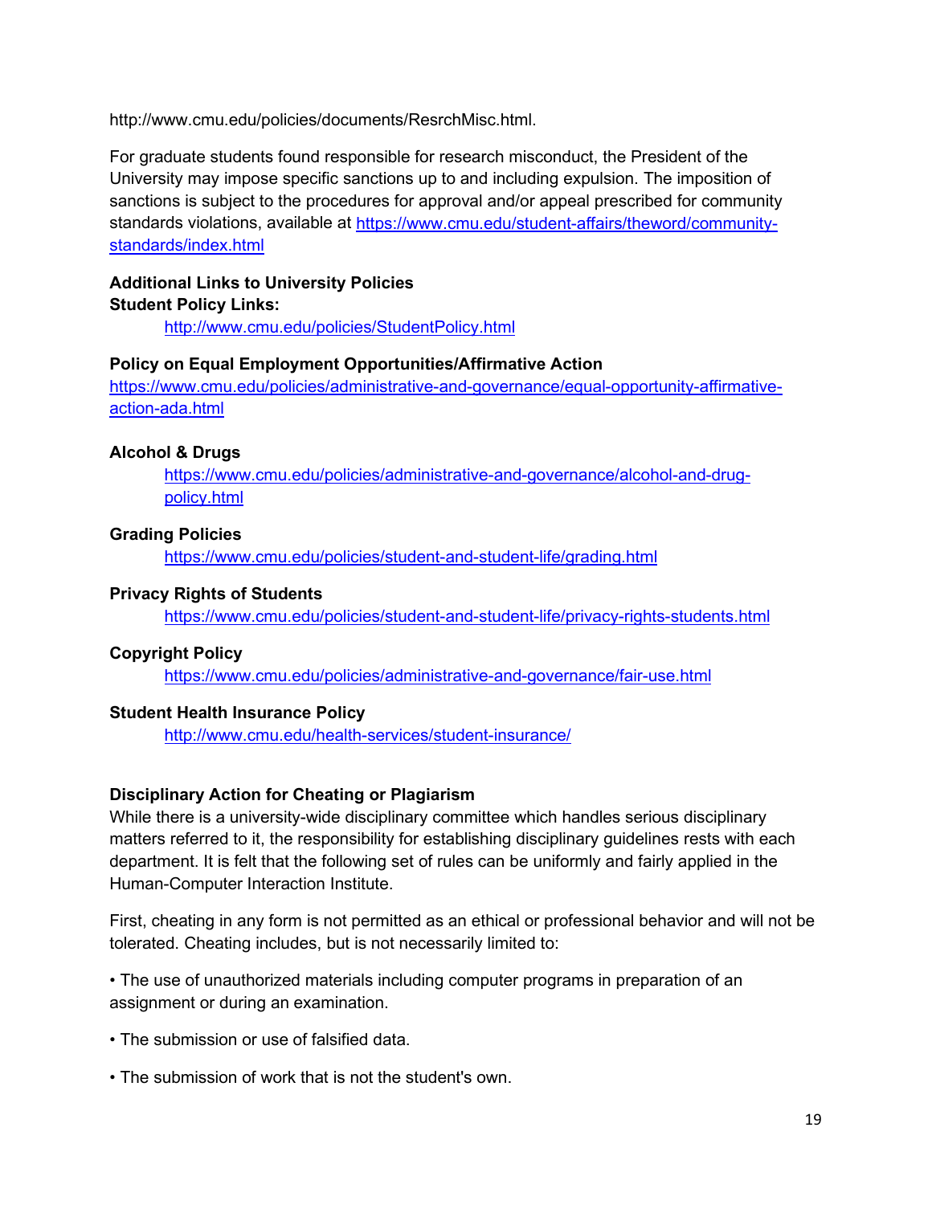http://www.cmu.edu/policies/documents/ResrchMisc.html.

For graduate students found responsible for research misconduct, the President of the University may impose specific sanctions up to and including expulsion. The imposition of sanctions is subject to the procedures for approval and/or appeal prescribed for community standards violations, available at https://www.cmu.edu/student-affairs/theword/community-standards/index.html

**Additional Links to University Policies**
**Student Policy Links:**

http://www.cmu.edu/policies/StudentPolicy.html

**Policy on Equal Employment Opportunities/Affirmative Action**

https://www.cmu.edu/policies/administrative-and-governance/equal-opportunity-affirmative-action-ada.html

**Alcohol & Drugs**

https://www.cmu.edu/policies/administrative-and-governance/alcohol-and-drug-policy.html

**Grading Policies**

https://www.cmu.edu/policies/student-and-student-life/grading.html

**Privacy Rights of Students**

https://www.cmu.edu/policies/student-and-student-life/privacy-rights-students.html

**Copyright Policy**

https://www.cmu.edu/policies/administrative-and-governance/fair-use.html

**Student Health Insurance Policy**

http://www.cmu.edu/health-services/student-insurance/

**Disciplinary Action for Cheating or Plagiarism**

While there is a university-wide disciplinary committee which handles serious disciplinary matters referred to it, the responsibility for establishing disciplinary guidelines rests with each department. It is felt that the following set of rules can be uniformly and fairly applied in the Human-Computer Interaction Institute.

First, cheating in any form is not permitted as an ethical or professional behavior and will not be tolerated. Cheating includes, but is not necessarily limited to:

• The use of unauthorized materials including computer programs in preparation of an assignment or during an examination.

• The submission or use of falsified data.

• The submission of work that is not the student's own.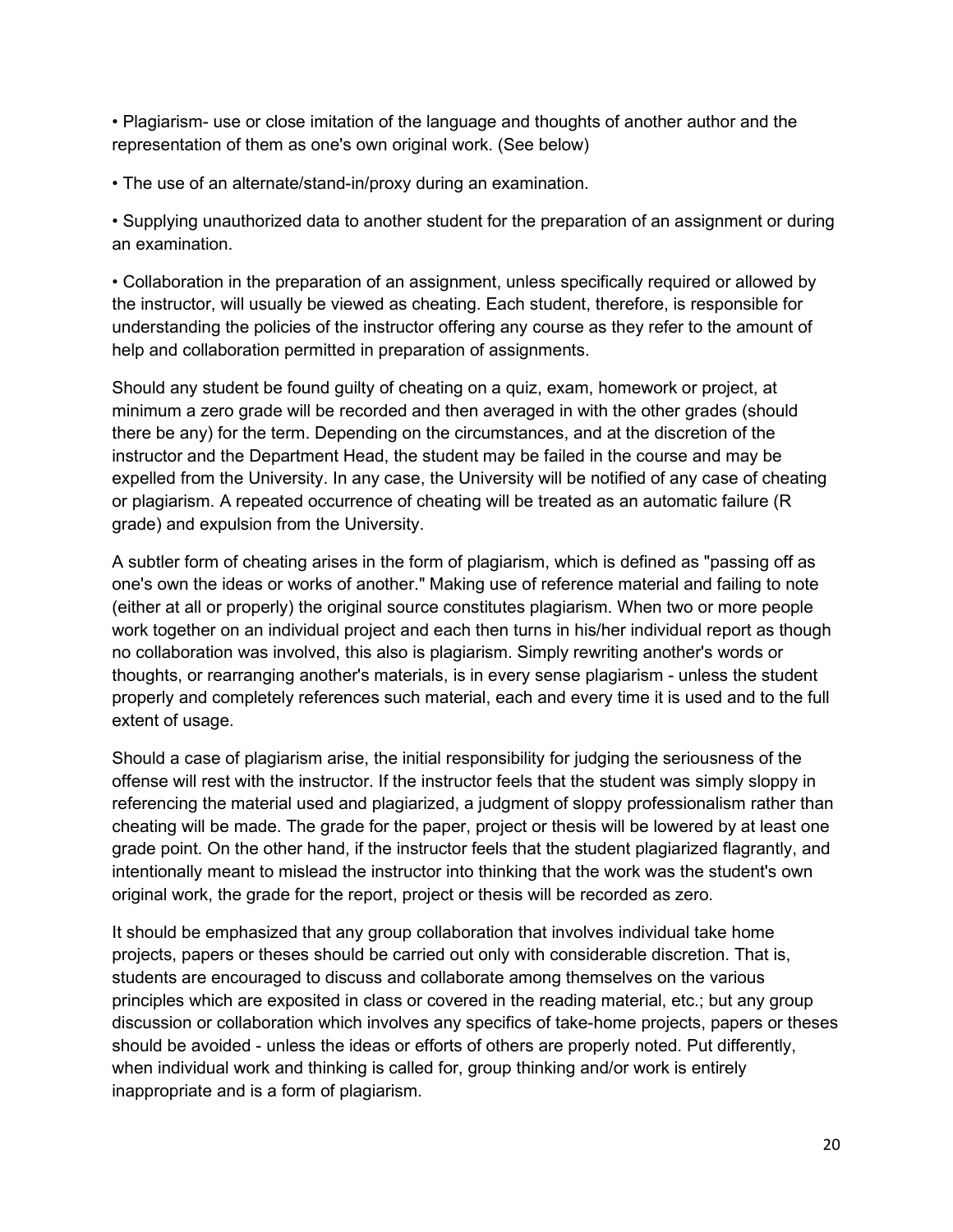- Plagiarism- use or close imitation of the language and thoughts of another author and the representation of them as one's own original work. (See below)
- The use of an alternate/stand-in/proxy during an examination.
- Supplying unauthorized data to another student for the preparation of an assignment or during an examination.
- Collaboration in the preparation of an assignment, unless specifically required or allowed by the instructor, will usually be viewed as cheating. Each student, therefore, is responsible for understanding the policies of the instructor offering any course as they refer to the amount of help and collaboration permitted in preparation of assignments.

Should any student be found guilty of cheating on a quiz, exam, homework or project, at minimum a zero grade will be recorded and then averaged in with the other grades (should there be any) for the term. Depending on the circumstances, and at the discretion of the instructor and the Department Head, the student may be failed in the course and may be expelled from the University. In any case, the University will be notified of any case of cheating or plagiarism. A repeated occurrence of cheating will be treated as an automatic failure (R grade) and expulsion from the University.

A subtler form of cheating arises in the form of plagiarism, which is defined as "passing off as one's own the ideas or works of another." Making use of reference material and failing to note (either at all or properly) the original source constitutes plagiarism. When two or more people work together on an individual project and each then turns in his/her individual report as though no collaboration was involved, this also is plagiarism. Simply rewriting another's words or thoughts, or rearranging another's materials, is in every sense plagiarism - unless the student properly and completely references such material, each and every time it is used and to the full extent of usage.

Should a case of plagiarism arise, the initial responsibility for judging the seriousness of the offense will rest with the instructor. If the instructor feels that the student was simply sloppy in referencing the material used and plagiarized, a judgment of sloppy professionalism rather than cheating will be made. The grade for the paper, project or thesis will be lowered by at least one grade point. On the other hand, if the instructor feels that the student plagiarized flagrantly, and intentionally meant to mislead the instructor into thinking that the work was the student's own original work, the grade for the report, project or thesis will be recorded as zero.

It should be emphasized that any group collaboration that involves individual take home projects, papers or theses should be carried out only with considerable discretion. That is, students are encouraged to discuss and collaborate among themselves on the various principles which are exposited in class or covered in the reading material, etc.; but any group discussion or collaboration which involves any specifics of take-home projects, papers or theses should be avoided - unless the ideas or efforts of others are properly noted. Put differently, when individual work and thinking is called for, group thinking and/or work is entirely inappropriate and is a form of plagiarism.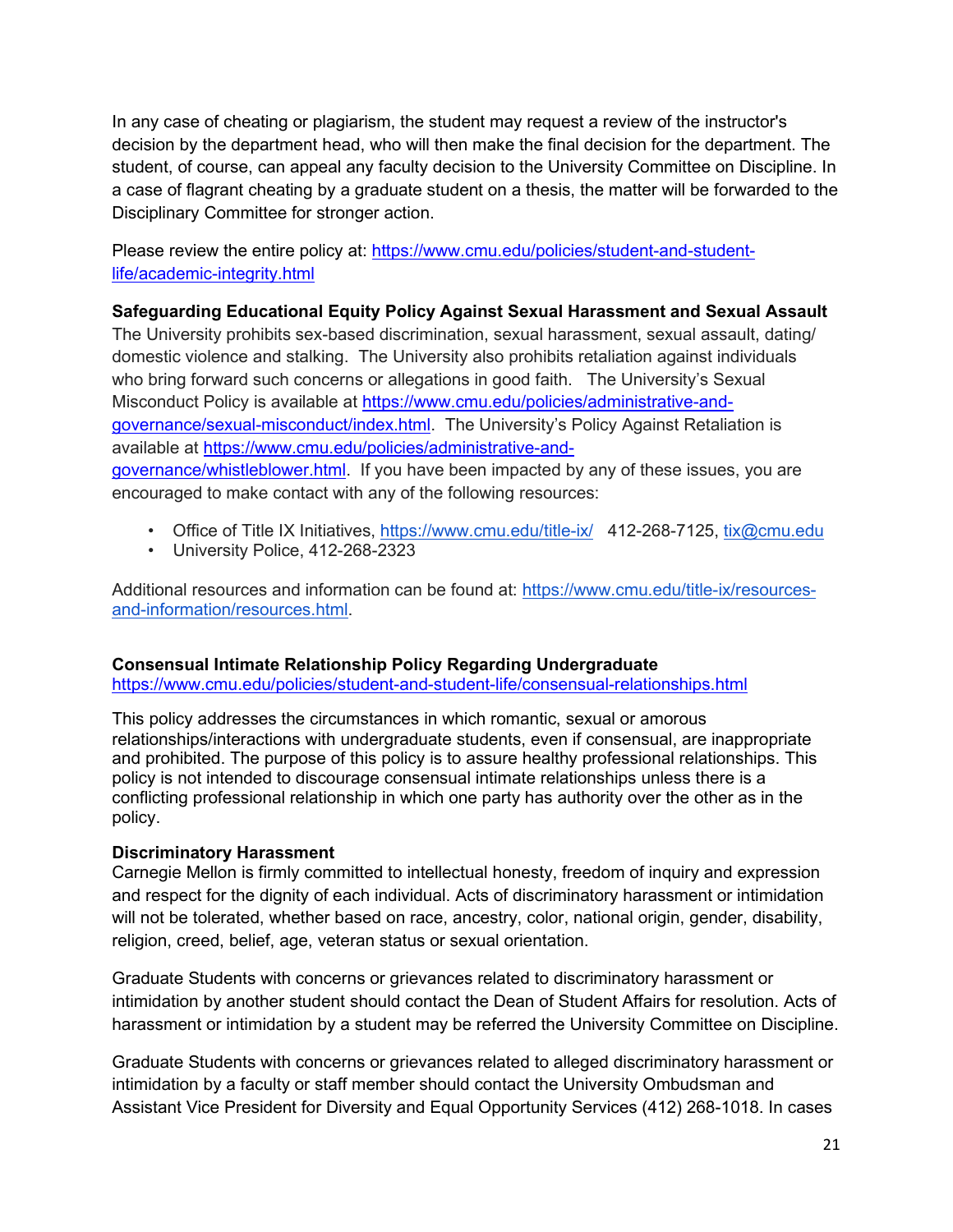In any case of cheating or plagiarism, the student may request a review of the instructor's decision by the department head, who will then make the final decision for the department. The student, of course, can appeal any faculty decision to the University Committee on Discipline. In a case of flagrant cheating by a graduate student on a thesis, the matter will be forwarded to the Disciplinary Committee for stronger action.

Please review the entire policy at: https://www.cmu.edu/policies/student-and-student-life/academic-integrity.html

**Safeguarding Educational Equity Policy Against Sexual Harassment and Sexual Assault**

The University prohibits sex-based discrimination, sexual harassment, sexual assault, dating/ domestic violence and stalking. The University also prohibits retaliation against individuals who bring forward such concerns or allegations in good faith. The University's Sexual Misconduct Policy is available at https://www.cmu.edu/policies/administrative-and-governance/sexual-misconduct/index.html. The University's Policy Against Retaliation is available at https://www.cmu.edu/policies/administrative-and-governance/whistleblower.html. If you have been impacted by any of these issues, you are encouraged to make contact with any of the following resources:

- Office of Title IX Initiatives, https://www.cmu.edu/title-ix/ 412-268-7125, tix@cmu.edu
- University Police, 412-268-2323

Additional resources and information can be found at: https://www.cmu.edu/title-ix/resources-and-information/resources.html.

**Consensual Intimate Relationship Policy Regarding Undergraduate**

https://www.cmu.edu/policies/student-and-student-life/consensual-relationships.html

This policy addresses the circumstances in which romantic, sexual or amorous relationships/interactions with undergraduate students, even if consensual, are inappropriate and prohibited. The purpose of this policy is to assure healthy professional relationships. This policy is not intended to discourage consensual intimate relationships unless there is a conflicting professional relationship in which one party has authority over the other as in the policy.

**Discriminatory Harassment**

Carnegie Mellon is firmly committed to intellectual honesty, freedom of inquiry and expression and respect for the dignity of each individual. Acts of discriminatory harassment or intimidation will not be tolerated, whether based on race, ancestry, color, national origin, gender, disability, religion, creed, belief, age, veteran status or sexual orientation.

Graduate Students with concerns or grievances related to discriminatory harassment or intimidation by another student should contact the Dean of Student Affairs for resolution. Acts of harassment or intimidation by a student may be referred the University Committee on Discipline.

Graduate Students with concerns or grievances related to alleged discriminatory harassment or intimidation by a faculty or staff member should contact the University Ombudsman and Assistant Vice President for Diversity and Equal Opportunity Services (412) 268-1018. In cases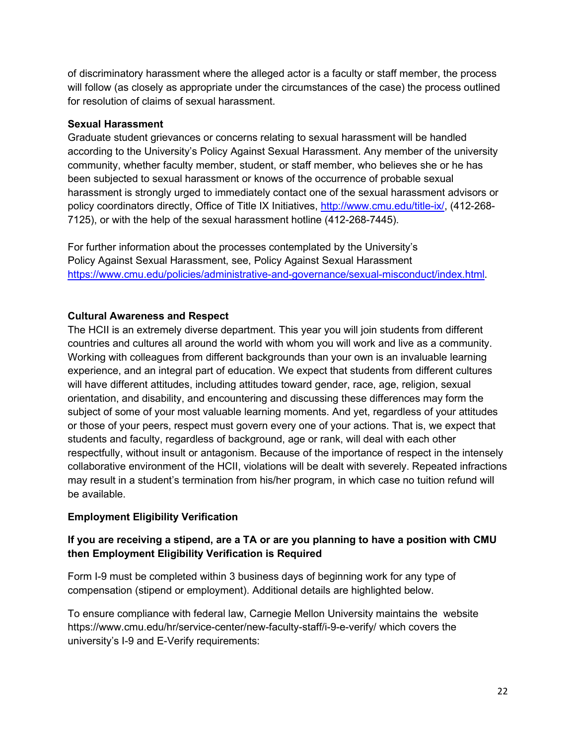of discriminatory harassment where the alleged actor is a faculty or staff member, the process will follow (as closely as appropriate under the circumstances of the case) the process outlined for resolution of claims of sexual harassment.

**Sexual Harassment**

Graduate student grievances or concerns relating to sexual harassment will be handled according to the University's Policy Against Sexual Harassment. Any member of the university community, whether faculty member, student, or staff member, who believes she or he has been subjected to sexual harassment or knows of the occurrence of probable sexual harassment is strongly urged to immediately contact one of the sexual harassment advisors or policy coordinators directly, Office of Title IX Initiatives, [http://www.cmu.edu/title-ix/](http://www.cmu.edu/title-ix/), (412-268-7125), or with the help of the sexual harassment hotline (412-268-7445).

For further information about the processes contemplated by the University's Policy Against Sexual Harassment, see, Policy Against Sexual Harassment [https://www.cmu.edu/policies/administrative-and-governance/sexual-misconduct/index.html](https://www.cmu.edu/policies/administrative-and-governance/sexual-misconduct/index.html).

**Cultural Awareness and Respect**

The HCII is an extremely diverse department. This year you will join students from different countries and cultures all around the world with whom you will work and live as a community. Working with colleagues from different backgrounds than your own is an invaluable learning experience, and an integral part of education. We expect that students from different cultures will have different attitudes, including attitudes toward gender, race, age, religion, sexual orientation, and disability, and encountering and discussing these differences may form the subject of some of your most valuable learning moments. And yet, regardless of your attitudes or those of your peers, respect must govern every one of your actions. That is, we expect that students and faculty, regardless of background, age or rank, will deal with each other respectfully, without insult or antagonism. Because of the importance of respect in the intensely collaborative environment of the HCII, violations will be dealt with severely. Repeated infractions may result in a student's termination from his/her program, in which case no tuition refund will be available.

**Employment Eligibility Verification**

**If you are receiving a stipend, are a TA or are you planning to have a position with CMU then Employment Eligibility Verification is Required**

Form I-9 must be completed within 3 business days of beginning work for any type of compensation (stipend or employment). Additional details are highlighted below.

To ensure compliance with federal law, Carnegie Mellon University maintains the website https://www.cmu.edu/hr/service-center/new-faculty-staff/i-9-e-verify/ which covers the university's I-9 and E-Verify requirements: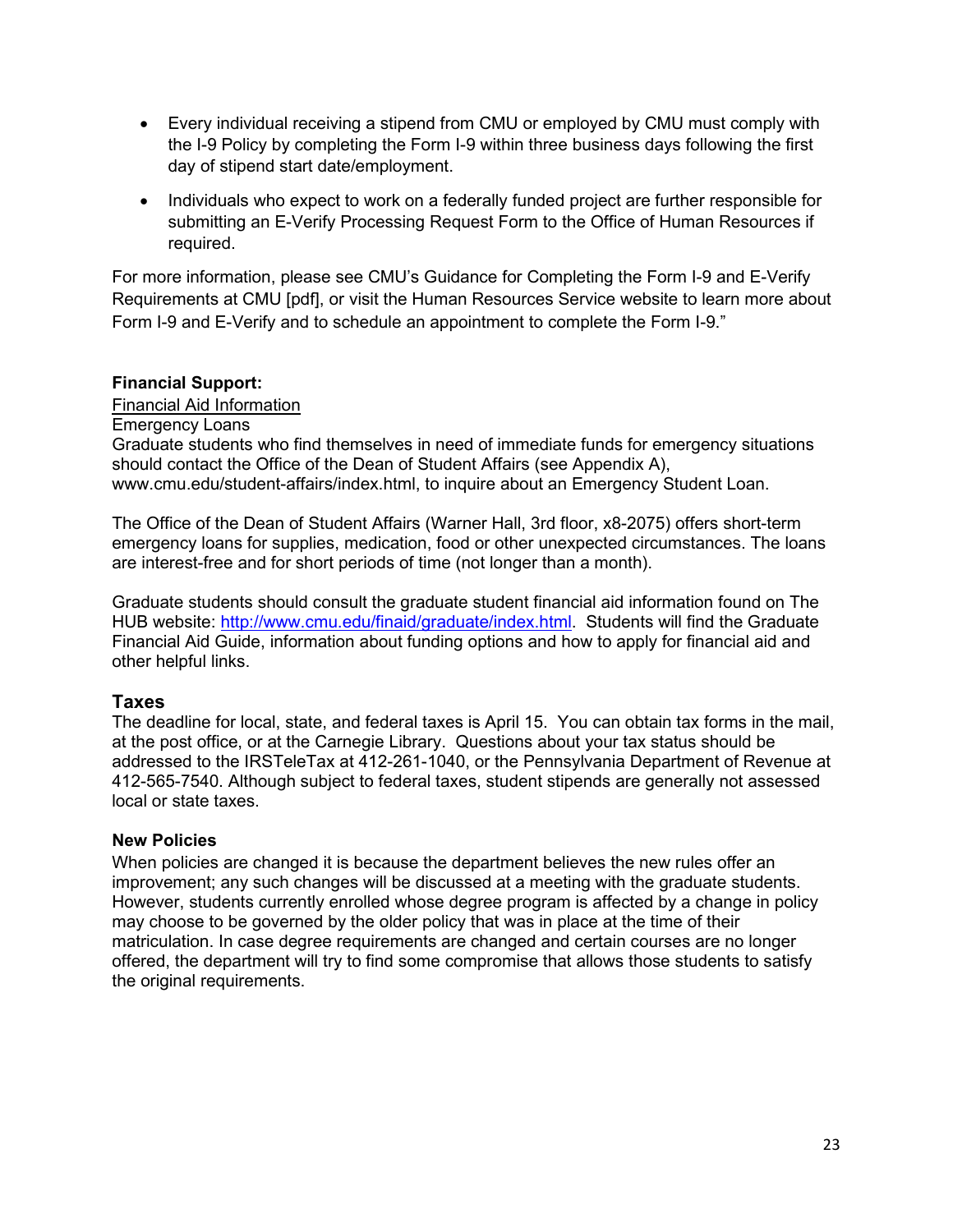- Every individual receiving a stipend from CMU or employed by CMU must comply with the I-9 Policy by completing the Form I-9 within three business days following the first day of stipend start date/employment.
- Individuals who expect to work on a federally funded project are further responsible for submitting an E-Verify Processing Request Form to the Office of Human Resources if required.

For more information, please see CMU's Guidance for Completing the Form I-9 and E-Verify Requirements at CMU [pdf], or visit the Human Resources Service website to learn more about Form I-9 and E-Verify and to schedule an appointment to complete the Form I-9."

**Financial Support:**

Financial Aid Information

Emergency Loans

Graduate students who find themselves in need of immediate funds for emergency situations should contact the Office of the Dean of Student Affairs (see Appendix A), www.cmu.edu/student-affairs/index.html, to inquire about an Emergency Student Loan.

The Office of the Dean of Student Affairs (Warner Hall, 3rd floor, x8-2075) offers short-term emergency loans for supplies, medication, food or other unexpected circumstances. The loans are interest-free and for short periods of time (not longer than a month).

Graduate students should consult the graduate student financial aid information found on The HUB website: http://www.cmu.edu/finaid/graduate/index.html. Students will find the Graduate Financial Aid Guide, information about funding options and how to apply for financial aid and other helpful links.

## Taxes

The deadline for local, state, and federal taxes is April 15. You can obtain tax forms in the mail, at the post office, or at the Carnegie Library. Questions about your tax status should be addressed to the IRSTeleTax at 412-261-1040, or the Pennsylvania Department of Revenue at 412-565-7540. Although subject to federal taxes, student stipends are generally not assessed local or state taxes.

### New Policies

When policies are changed it is because the department believes the new rules offer an improvement; any such changes will be discussed at a meeting with the graduate students. However, students currently enrolled whose degree program is affected by a change in policy may choose to be governed by the older policy that was in place at the time of their matriculation. In case degree requirements are changed and certain courses are no longer offered, the department will try to find some compromise that allows those students to satisfy the original requirements.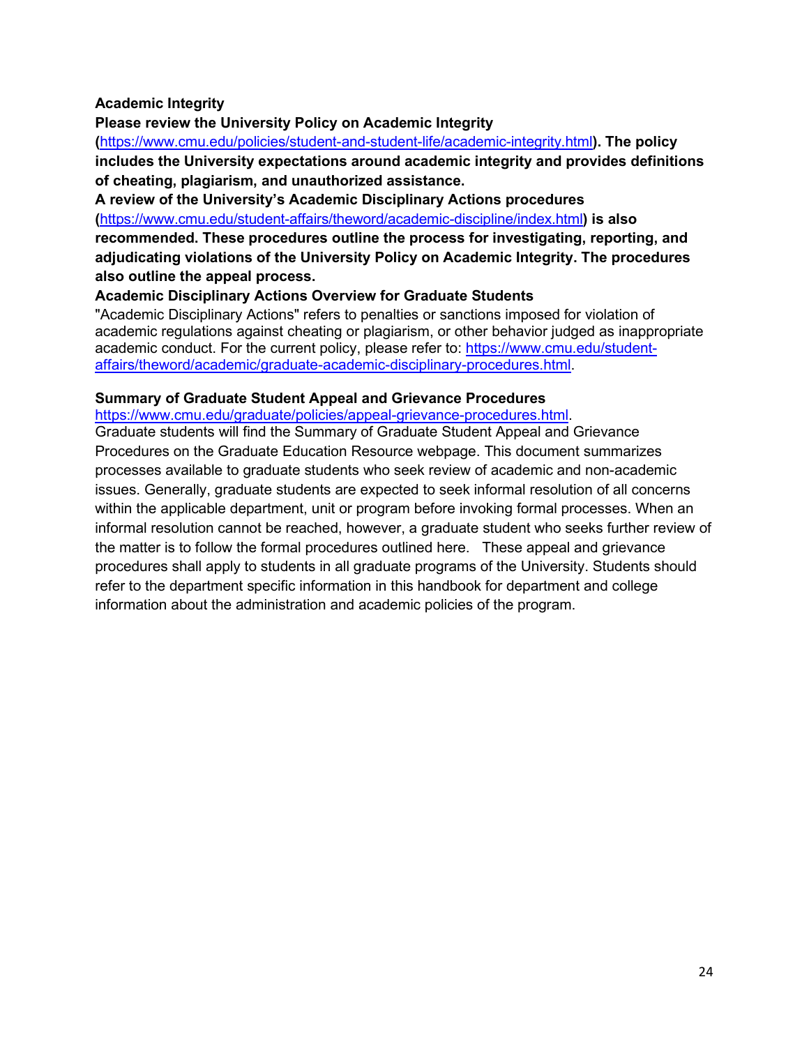**Academic Integrity**

**Please review the University Policy on Academic Integrity (https://www.cmu.edu/policies/student-and-student-life/academic-integrity.html). The policy includes the University expectations around academic integrity and provides definitions of cheating, plagiarism, and unauthorized assistance.**

**A review of the University's Academic Disciplinary Actions procedures (https://www.cmu.edu/student-affairs/theword/academic-discipline/index.html) is also recommended. These procedures outline the process for investigating, reporting, and adjudicating violations of the University Policy on Academic Integrity. The procedures also outline the appeal process.**

**Academic Disciplinary Actions Overview for Graduate Students**

"Academic Disciplinary Actions" refers to penalties or sanctions imposed for violation of academic regulations against cheating or plagiarism, or other behavior judged as inappropriate academic conduct. For the current policy, please refer to: https://www.cmu.edu/student-affairs/theword/academic/graduate-academic-disciplinary-procedures.html.

**Summary of Graduate Student Appeal and Grievance Procedures**

https://www.cmu.edu/graduate/policies/appeal-grievance-procedures.html.

Graduate students will find the Summary of Graduate Student Appeal and Grievance Procedures on the Graduate Education Resource webpage. This document summarizes processes available to graduate students who seek review of academic and non-academic issues. Generally, graduate students are expected to seek informal resolution of all concerns within the applicable department, unit or program before invoking formal processes. When an informal resolution cannot be reached, however, a graduate student who seeks further review of the matter is to follow the formal procedures outlined here. These appeal and grievance procedures shall apply to students in all graduate programs of the University. Students should refer to the department specific information in this handbook for department and college information about the administration and academic policies of the program.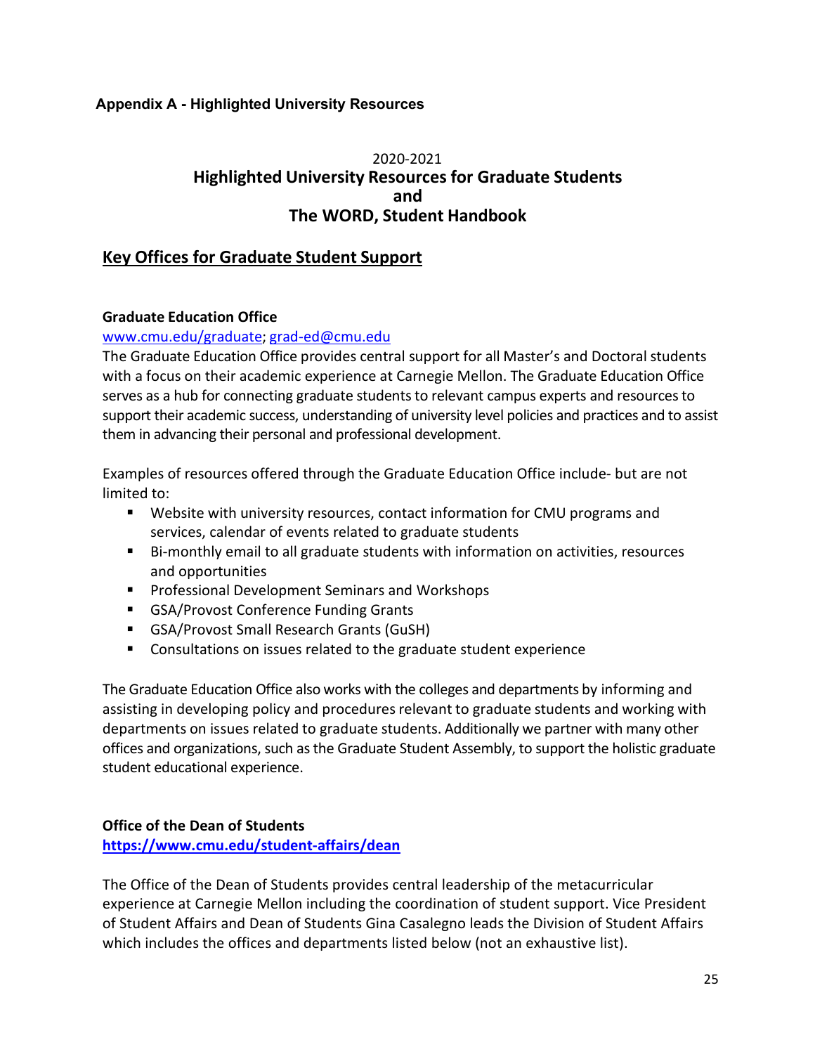### Appendix A - Highlighted University Resources

2020-2021

## Highlighted University Resources for Graduate Students and The WORD, Student Handbook

## Key Offices for Graduate Student Support

**Graduate Education Office**

www.cmu.edu/graduate; grad-ed@cmu.edu

The Graduate Education Office provides central support for all Master's and Doctoral students with a focus on their academic experience at Carnegie Mellon. The Graduate Education Office serves as a hub for connecting graduate students to relevant campus experts and resources to support their academic success, understanding of university level policies and practices and to assist them in advancing their personal and professional development.

Examples of resources offered through the Graduate Education Office include- but are not limited to:

- Website with university resources, contact information for CMU programs and services, calendar of events related to graduate students
- Bi-monthly email to all graduate students with information on activities, resources and opportunities
- Professional Development Seminars and Workshops
- GSA/Provost Conference Funding Grants
- GSA/Provost Small Research Grants (GuSH)
- Consultations on issues related to the graduate student experience

The Graduate Education Office also works with the colleges and departments by informing and assisting in developing policy and procedures relevant to graduate students and working with departments on issues related to graduate students. Additionally we partner with many other offices and organizations, such as the Graduate Student Assembly, to support the holistic graduate student educational experience.

**Office of the Dean of Students**

**https://www.cmu.edu/student-affairs/dean**

The Office of the Dean of Students provides central leadership of the metacurricular experience at Carnegie Mellon including the coordination of student support. Vice President of Student Affairs and Dean of Students Gina Casalegno leads the Division of Student Affairs which includes the offices and departments listed below (not an exhaustive list).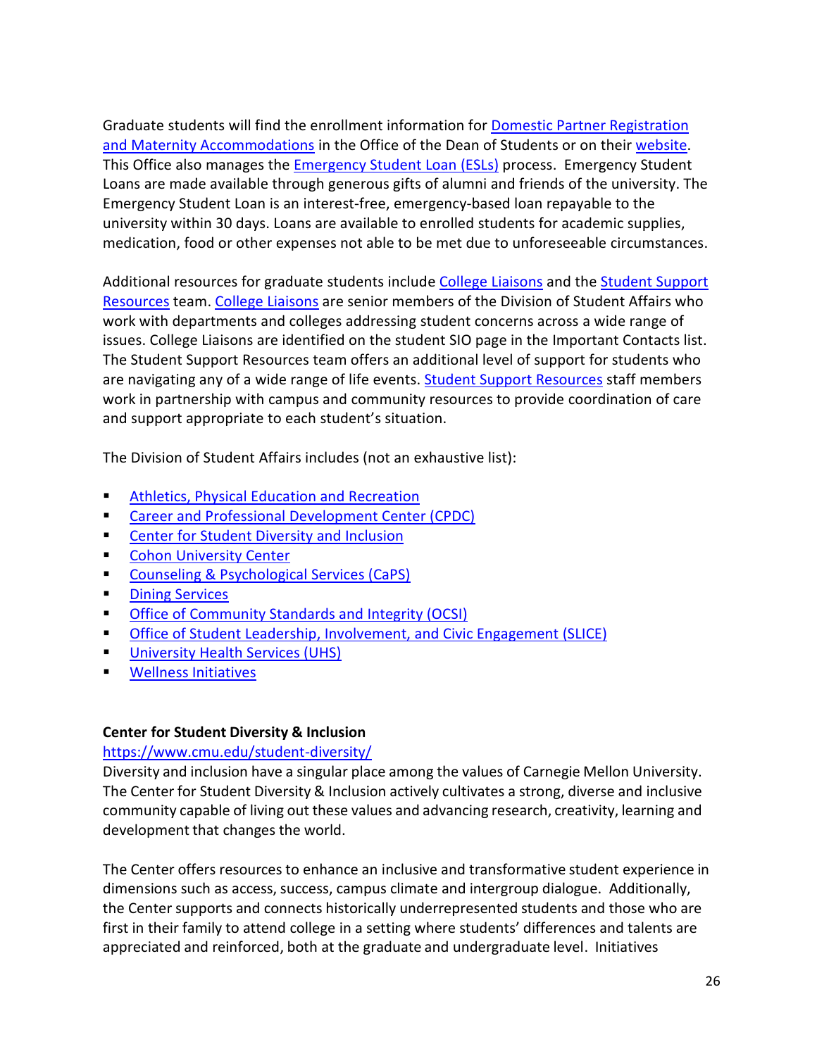Graduate students will find the enrollment information for Domestic Partner Registration and Maternity Accommodations in the Office of the Dean of Students or on their website. This Office also manages the Emergency Student Loan (ESLs) process. Emergency Student Loans are made available through generous gifts of alumni and friends of the university. The Emergency Student Loan is an interest-free, emergency-based loan repayable to the university within 30 days. Loans are available to enrolled students for academic supplies, medication, food or other expenses not able to be met due to unforeseeable circumstances.

Additional resources for graduate students include College Liaisons and the Student Support Resources team. College Liaisons are senior members of the Division of Student Affairs who work with departments and colleges addressing student concerns across a wide range of issues. College Liaisons are identified on the student SIO page in the Important Contacts list. The Student Support Resources team offers an additional level of support for students who are navigating any of a wide range of life events. Student Support Resources staff members work in partnership with campus and community resources to provide coordination of care and support appropriate to each student's situation.

The Division of Student Affairs includes (not an exhaustive list):

- Athletics, Physical Education and Recreation
- Career and Professional Development Center (CPDC)
- Center for Student Diversity and Inclusion
- Cohon University Center
- Counseling & Psychological Services (CaPS)
- Dining Services
- Office of Community Standards and Integrity (OCSI)
- Office of Student Leadership, Involvement, and Civic Engagement (SLICE)
- University Health Services (UHS)
- Wellness Initiatives

**Center for Student Diversity & Inclusion**

https://www.cmu.edu/student-diversity/

Diversity and inclusion have a singular place among the values of Carnegie Mellon University. The Center for Student Diversity & Inclusion actively cultivates a strong, diverse and inclusive community capable of living out these values and advancing research, creativity, learning and development that changes the world.

The Center offers resources to enhance an inclusive and transformative student experience in dimensions such as access, success, campus climate and intergroup dialogue. Additionally, the Center supports and connects historically underrepresented students and those who are first in their family to attend college in a setting where students' differences and talents are appreciated and reinforced, both at the graduate and undergraduate level. Initiatives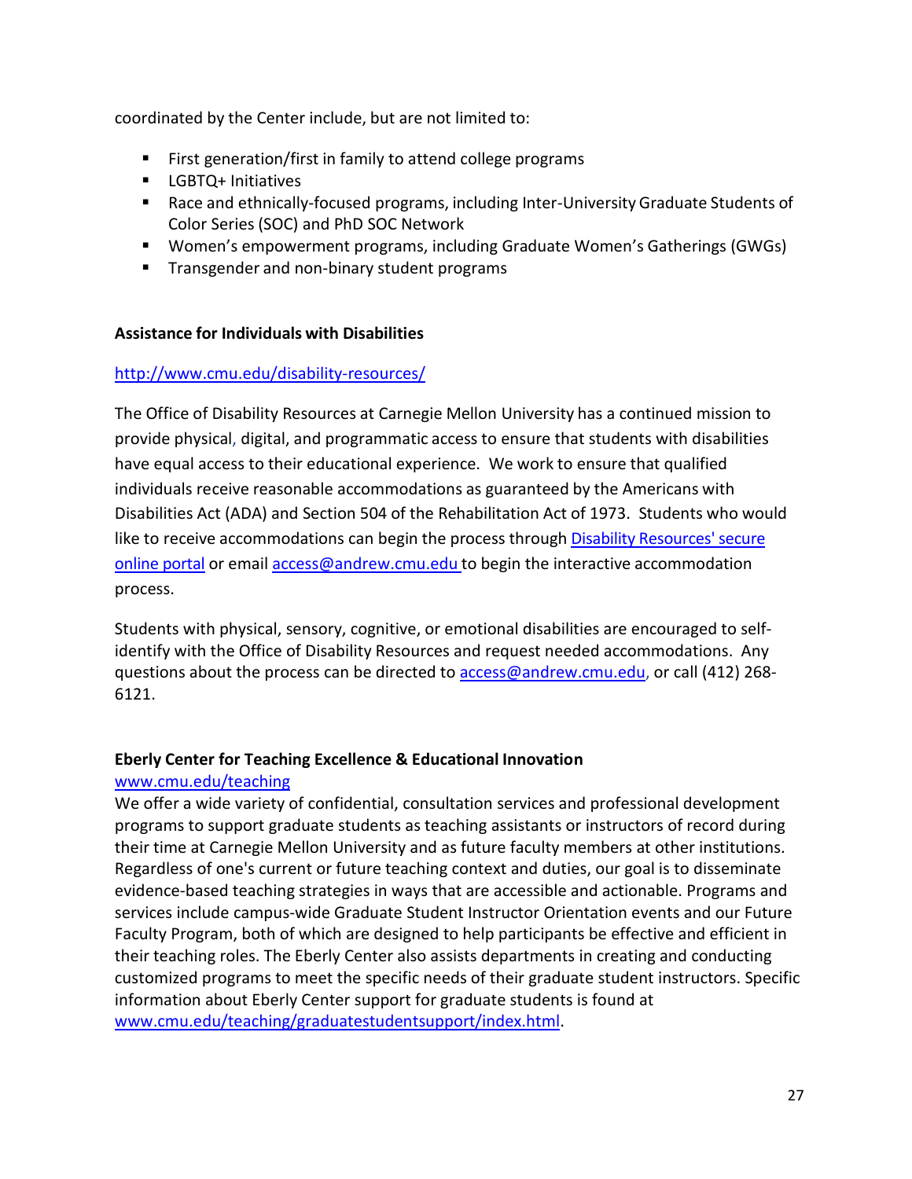coordinated by the Center include, but are not limited to:

- First generation/first in family to attend college programs
- LGBTQ+ Initiatives
- Race and ethnically-focused programs, including Inter-University Graduate Students of Color Series (SOC) and PhD SOC Network
- Women's empowerment programs, including Graduate Women's Gatherings (GWGs)
- Transgender and non-binary student programs

**Assistance for Individuals with Disabilities**

http://www.cmu.edu/disability-resources/

The Office of Disability Resources at Carnegie Mellon University has a continued mission to provide physical, digital, and programmatic access to ensure that students with disabilities have equal access to their educational experience. We work to ensure that qualified individuals receive reasonable accommodations as guaranteed by the Americans with Disabilities Act (ADA) and Section 504 of the Rehabilitation Act of 1973. Students who would like to receive accommodations can begin the process through Disability Resources' secure online portal or email access@andrew.cmu.edu to begin the interactive accommodation process.

Students with physical, sensory, cognitive, or emotional disabilities are encouraged to self-identify with the Office of Disability Resources and request needed accommodations. Any questions about the process can be directed to access@andrew.cmu.edu, or call (412) 268-6121.

**Eberly Center for Teaching Excellence & Educational Innovation**

www.cmu.edu/teaching

We offer a wide variety of confidential, consultation services and professional development programs to support graduate students as teaching assistants or instructors of record during their time at Carnegie Mellon University and as future faculty members at other institutions. Regardless of one's current or future teaching context and duties, our goal is to disseminate evidence-based teaching strategies in ways that are accessible and actionable. Programs and services include campus-wide Graduate Student Instructor Orientation events and our Future Faculty Program, both of which are designed to help participants be effective and efficient in their teaching roles. The Eberly Center also assists departments in creating and conducting customized programs to meet the specific needs of their graduate student instructors. Specific information about Eberly Center support for graduate students is found at www.cmu.edu/teaching/graduatestudentsupport/index.html.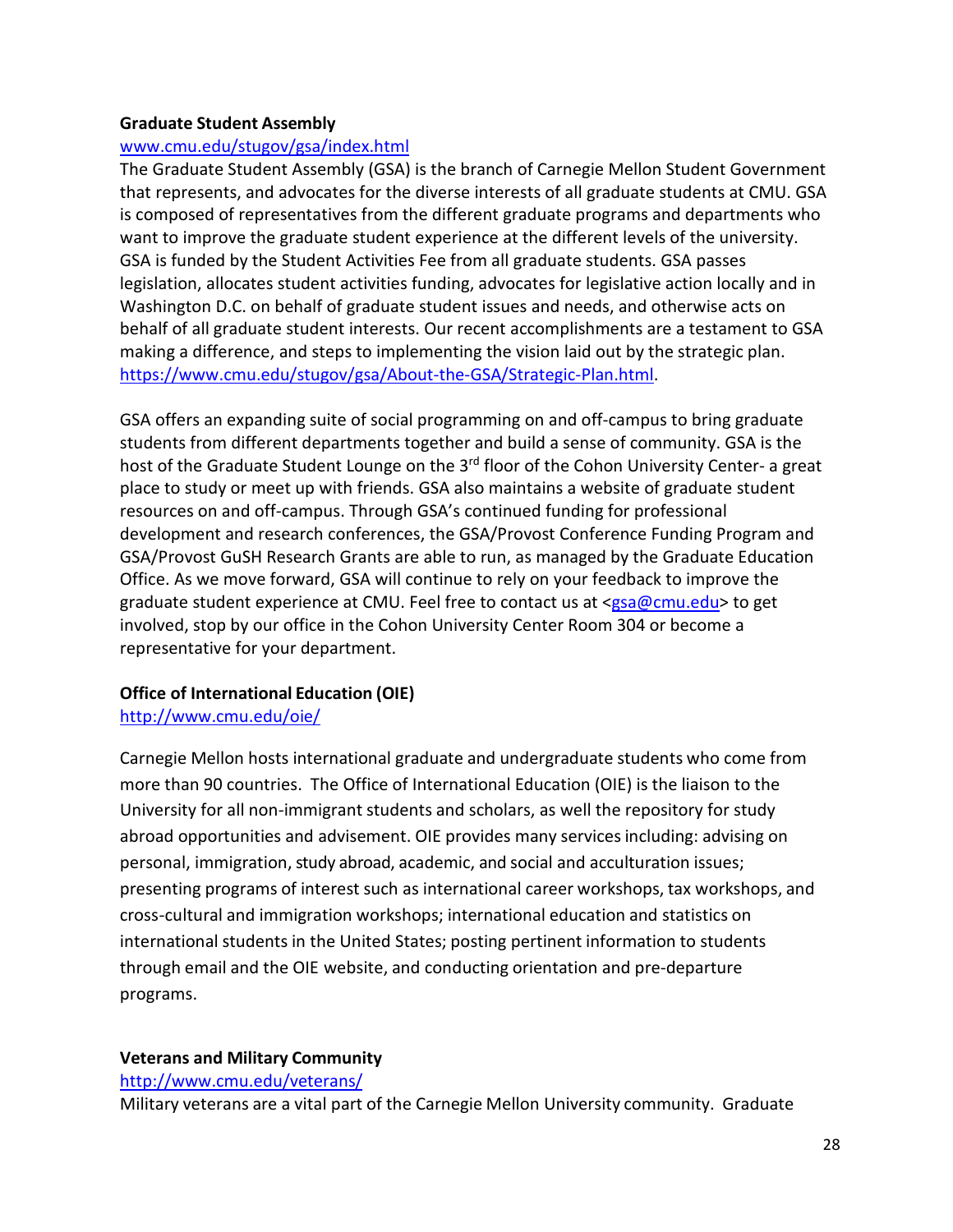### Graduate Student Assembly

www.cmu.edu/stugov/gsa/index.html

The Graduate Student Assembly (GSA) is the branch of Carnegie Mellon Student Government that represents, and advocates for the diverse interests of all graduate students at CMU. GSA is composed of representatives from the different graduate programs and departments who want to improve the graduate student experience at the different levels of the university. GSA is funded by the Student Activities Fee from all graduate students. GSA passes legislation, allocates student activities funding, advocates for legislative action locally and in Washington D.C. on behalf of graduate student issues and needs, and otherwise acts on behalf of all graduate student interests. Our recent accomplishments are a testament to GSA making a difference, and steps to implementing the vision laid out by the strategic plan. https://www.cmu.edu/stugov/gsa/About-the-GSA/Strategic-Plan.html.

GSA offers an expanding suite of social programming on and off-campus to bring graduate students from different departments together and build a sense of community. GSA is the host of the Graduate Student Lounge on the 3rd floor of the Cohon University Center- a great place to study or meet up with friends. GSA also maintains a website of graduate student resources on and off-campus. Through GSA's continued funding for professional development and research conferences, the GSA/Provost Conference Funding Program and GSA/Provost GuSH Research Grants are able to run, as managed by the Graduate Education Office. As we move forward, GSA will continue to rely on your feedback to improve the graduate student experience at CMU. Feel free to contact us at <gsa@cmu.edu> to get involved, stop by our office in the Cohon University Center Room 304 or become a representative for your department.

### Office of International Education (OIE)

http://www.cmu.edu/oie/

Carnegie Mellon hosts international graduate and undergraduate students who come from more than 90 countries. The Office of International Education (OIE) is the liaison to the University for all non-immigrant students and scholars, as well the repository for study abroad opportunities and advisement. OIE provides many services including: advising on personal, immigration, study abroad, academic, and social and acculturation issues; presenting programs of interest such as international career workshops, tax workshops, and cross-cultural and immigration workshops; international education and statistics on international students in the United States; posting pertinent information to students through email and the OIE website, and conducting orientation and pre-departure programs.

### Veterans and Military Community

http://www.cmu.edu/veterans/

Military veterans are a vital part of the Carnegie Mellon University community. Graduate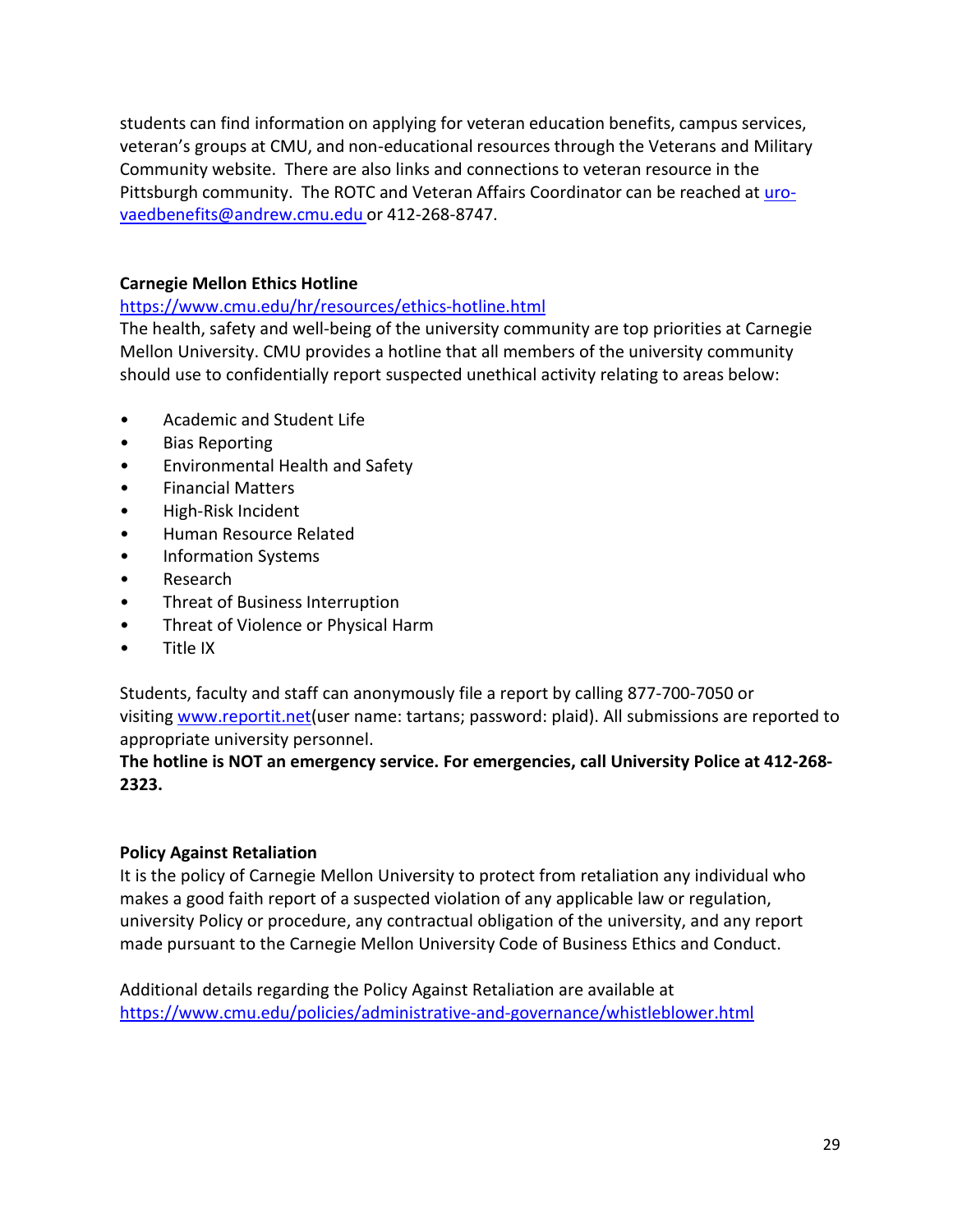students can find information on applying for veteran education benefits, campus services, veteran's groups at CMU, and non-educational resources through the Veterans and Military Community website. There are also links and connections to veteran resource in the Pittsburgh community. The ROTC and Veteran Affairs Coordinator can be reached at [uro-vaedbenefits@andrew.cmu.edu](mailto:uro-vaedbenefits@andrew.cmu.edu) or 412-268-8747.

**Carnegie Mellon Ethics Hotline**

[https://www.cmu.edu/hr/resources/ethics-hotline.html](https://www.cmu.edu/hr/resources/ethics-hotline.html)

The health, safety and well-being of the university community are top priorities at Carnegie Mellon University. CMU provides a hotline that all members of the university community should use to confidentially report suspected unethical activity relating to areas below:

- Academic and Student Life
- Bias Reporting
- Environmental Health and Safety
- Financial Matters
- High-Risk Incident
- Human Resource Related
- Information Systems
- Research
- Threat of Business Interruption
- Threat of Violence or Physical Harm
- Title IX

Students, faculty and staff can anonymously file a report by calling 877-700-7050 or visiting [www.reportit.net](http://www.reportit.net)(user name: tartans; password: plaid). All submissions are reported to appropriate university personnel.

**The hotline is NOT an emergency service. For emergencies, call University Police at 412-268-2323.**

**Policy Against Retaliation**

It is the policy of Carnegie Mellon University to protect from retaliation any individual who makes a good faith report of a suspected violation of any applicable law or regulation, university Policy or procedure, any contractual obligation of the university, and any report made pursuant to the Carnegie Mellon University Code of Business Ethics and Conduct.

Additional details regarding the Policy Against Retaliation are available at [https://www.cmu.edu/policies/administrative-and-governance/whistleblower.html](https://www.cmu.edu/policies/administrative-and-governance/whistleblower.html)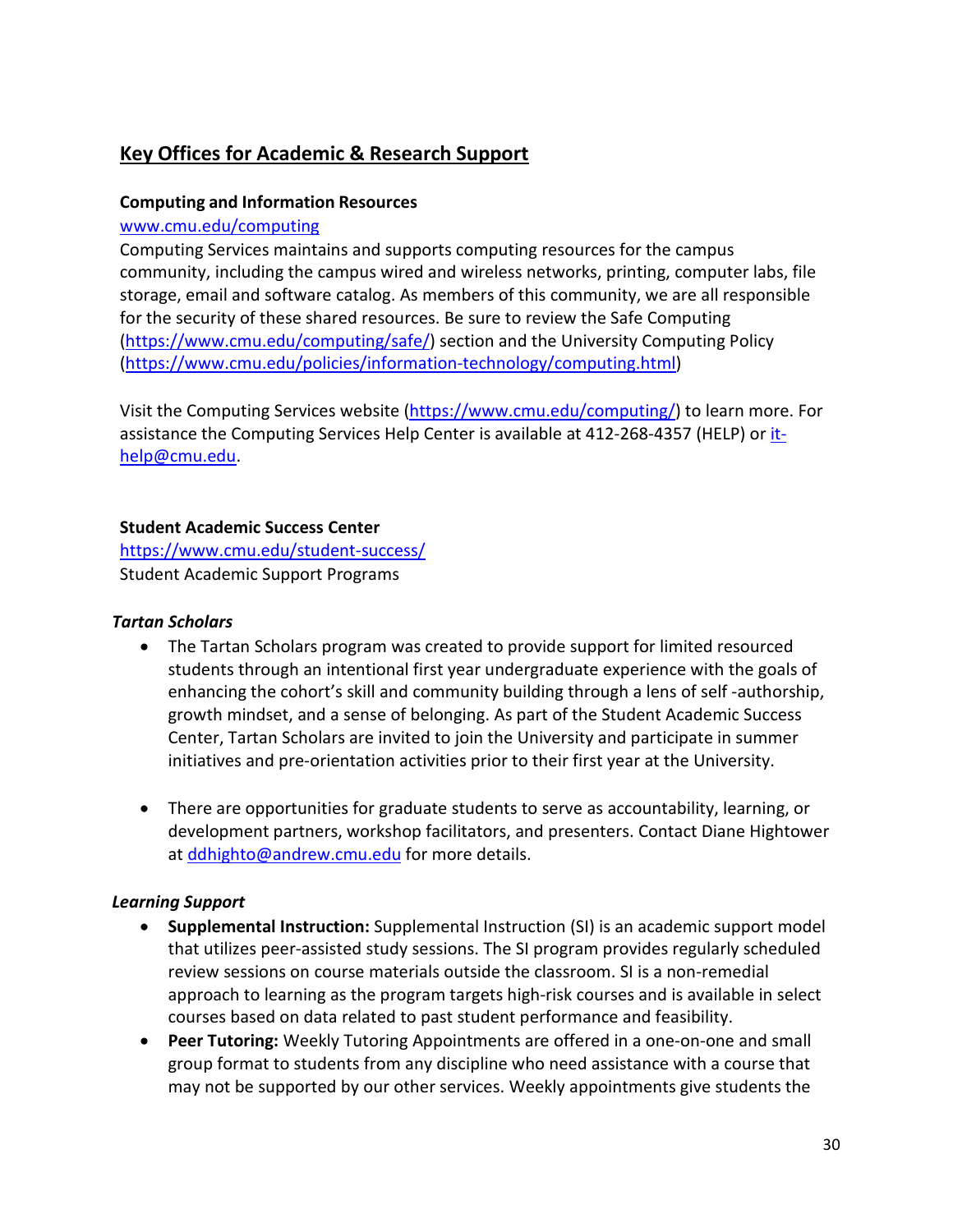## Key Offices for Academic & Research Support

**Computing and Information Resources**

www.cmu.edu/computing

Computing Services maintains and supports computing resources for the campus community, including the campus wired and wireless networks, printing, computer labs, file storage, email and software catalog. As members of this community, we are all responsible for the security of these shared resources. Be sure to review the Safe Computing (https://www.cmu.edu/computing/safe/) section and the University Computing Policy (https://www.cmu.edu/policies/information-technology/computing.html)

Visit the Computing Services website (https://www.cmu.edu/computing/) to learn more. For assistance the Computing Services Help Center is available at 412-268-4357 (HELP) or it-help@cmu.edu.

**Student Academic Success Center**

https://www.cmu.edu/student-success/

Student Academic Support Programs

***Tartan Scholars***

- The Tartan Scholars program was created to provide support for limited resourced students through an intentional first year undergraduate experience with the goals of enhancing the cohort's skill and community building through a lens of self -authorship, growth mindset, and a sense of belonging. As part of the Student Academic Success Center, Tartan Scholars are invited to join the University and participate in summer initiatives and pre-orientation activities prior to their first year at the University.

- There are opportunities for graduate students to serve as accountability, learning, or development partners, workshop facilitators, and presenters. Contact Diane Hightower at ddhighto@andrew.cmu.edu for more details.

***Learning Support***

- **Supplemental Instruction:** Supplemental Instruction (SI) is an academic support model that utilizes peer-assisted study sessions. The SI program provides regularly scheduled review sessions on course materials outside the classroom. SI is a non-remedial approach to learning as the program targets high-risk courses and is available in select courses based on data related to past student performance and feasibility.
- **Peer Tutoring:** Weekly Tutoring Appointments are offered in a one-on-one and small group format to students from any discipline who need assistance with a course that may not be supported by our other services. Weekly appointments give students the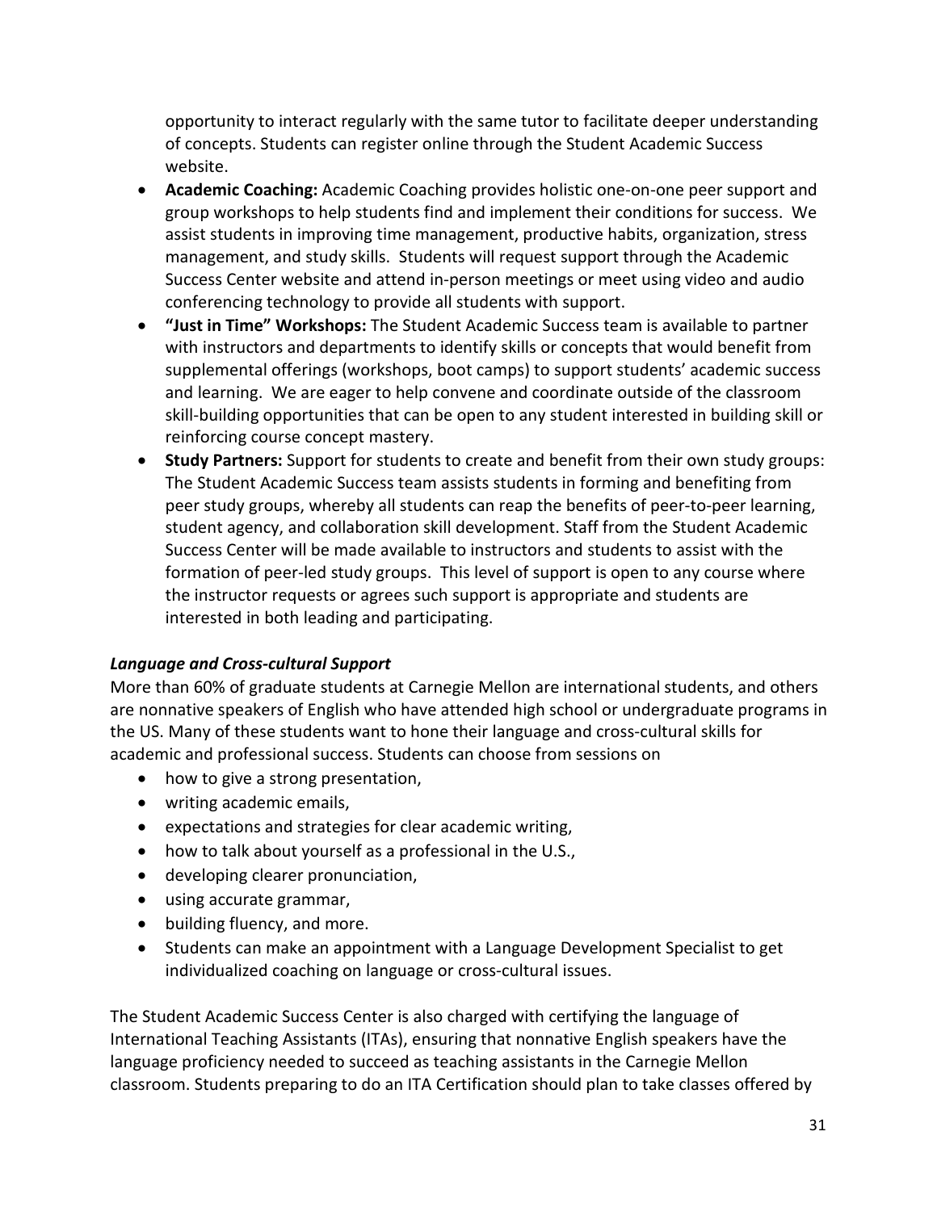opportunity to interact regularly with the same tutor to facilitate deeper understanding of concepts. Students can register online through the Student Academic Success website.

- **Academic Coaching:** Academic Coaching provides holistic one-on-one peer support and group workshops to help students find and implement their conditions for success. We assist students in improving time management, productive habits, organization, stress management, and study skills. Students will request support through the Academic Success Center website and attend in-person meetings or meet using video and audio conferencing technology to provide all students with support.
- **"Just in Time" Workshops:** The Student Academic Success team is available to partner with instructors and departments to identify skills or concepts that would benefit from supplemental offerings (workshops, boot camps) to support students' academic success and learning. We are eager to help convene and coordinate outside of the classroom skill-building opportunities that can be open to any student interested in building skill or reinforcing course concept mastery.
- **Study Partners:** Support for students to create and benefit from their own study groups: The Student Academic Success team assists students in forming and benefiting from peer study groups, whereby all students can reap the benefits of peer-to-peer learning, student agency, and collaboration skill development. Staff from the Student Academic Success Center will be made available to instructors and students to assist with the formation of peer-led study groups. This level of support is open to any course where the instructor requests or agrees such support is appropriate and students are interested in both leading and participating.

### *Language and Cross-cultural Support*

More than 60% of graduate students at Carnegie Mellon are international students, and others are nonnative speakers of English who have attended high school or undergraduate programs in the US. Many of these students want to hone their language and cross-cultural skills for academic and professional success. Students can choose from sessions on

- how to give a strong presentation,
- writing academic emails,
- expectations and strategies for clear academic writing,
- how to talk about yourself as a professional in the U.S.,
- developing clearer pronunciation,
- using accurate grammar,
- building fluency, and more.
- Students can make an appointment with a Language Development Specialist to get individualized coaching on language or cross-cultural issues.

The Student Academic Success Center is also charged with certifying the language of International Teaching Assistants (ITAs), ensuring that nonnative English speakers have the language proficiency needed to succeed as teaching assistants in the Carnegie Mellon classroom. Students preparing to do an ITA Certification should plan to take classes offered by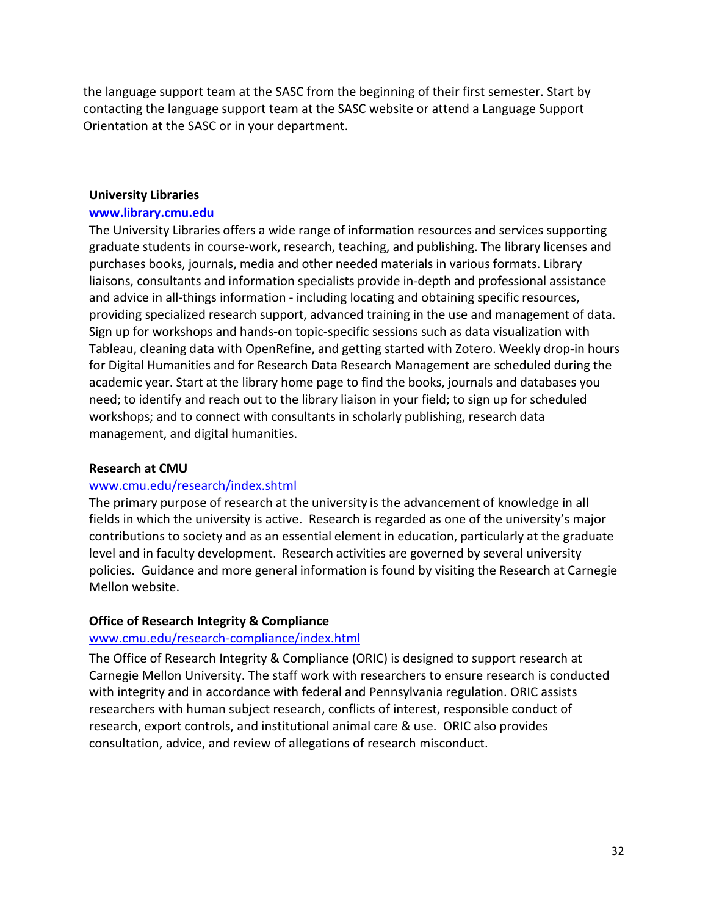the language support team at the SASC from the beginning of their first semester. Start by contacting the language support team at the SASC website or attend a Language Support Orientation at the SASC or in your department.

**University Libraries**
**www.library.cmu.edu**
The University Libraries offers a wide range of information resources and services supporting graduate students in course-work, research, teaching, and publishing. The library licenses and purchases books, journals, media and other needed materials in various formats. Library liaisons, consultants and information specialists provide in-depth and professional assistance and advice in all-things information - including locating and obtaining specific resources, providing specialized research support, advanced training in the use and management of data. Sign up for workshops and hands-on topic-specific sessions such as data visualization with Tableau, cleaning data with OpenRefine, and getting started with Zotero. Weekly drop-in hours for Digital Humanities and for Research Data Research Management are scheduled during the academic year. Start at the library home page to find the books, journals and databases you need; to identify and reach out to the library liaison in your field; to sign up for scheduled workshops; and to connect with consultants in scholarly publishing, research data management, and digital humanities.

**Research at CMU**
www.cmu.edu/research/index.shtml
The primary purpose of research at the university is the advancement of knowledge in all fields in which the university is active. Research is regarded as one of the university's major contributions to society and as an essential element in education, particularly at the graduate level and in faculty development. Research activities are governed by several university policies. Guidance and more general information is found by visiting the Research at Carnegie Mellon website.

**Office of Research Integrity & Compliance**
www.cmu.edu/research-compliance/index.html
The Office of Research Integrity & Compliance (ORIC) is designed to support research at Carnegie Mellon University. The staff work with researchers to ensure research is conducted with integrity and in accordance with federal and Pennsylvania regulation. ORIC assists researchers with human subject research, conflicts of interest, responsible conduct of research, export controls, and institutional animal care & use. ORIC also provides consultation, advice, and review of allegations of research misconduct.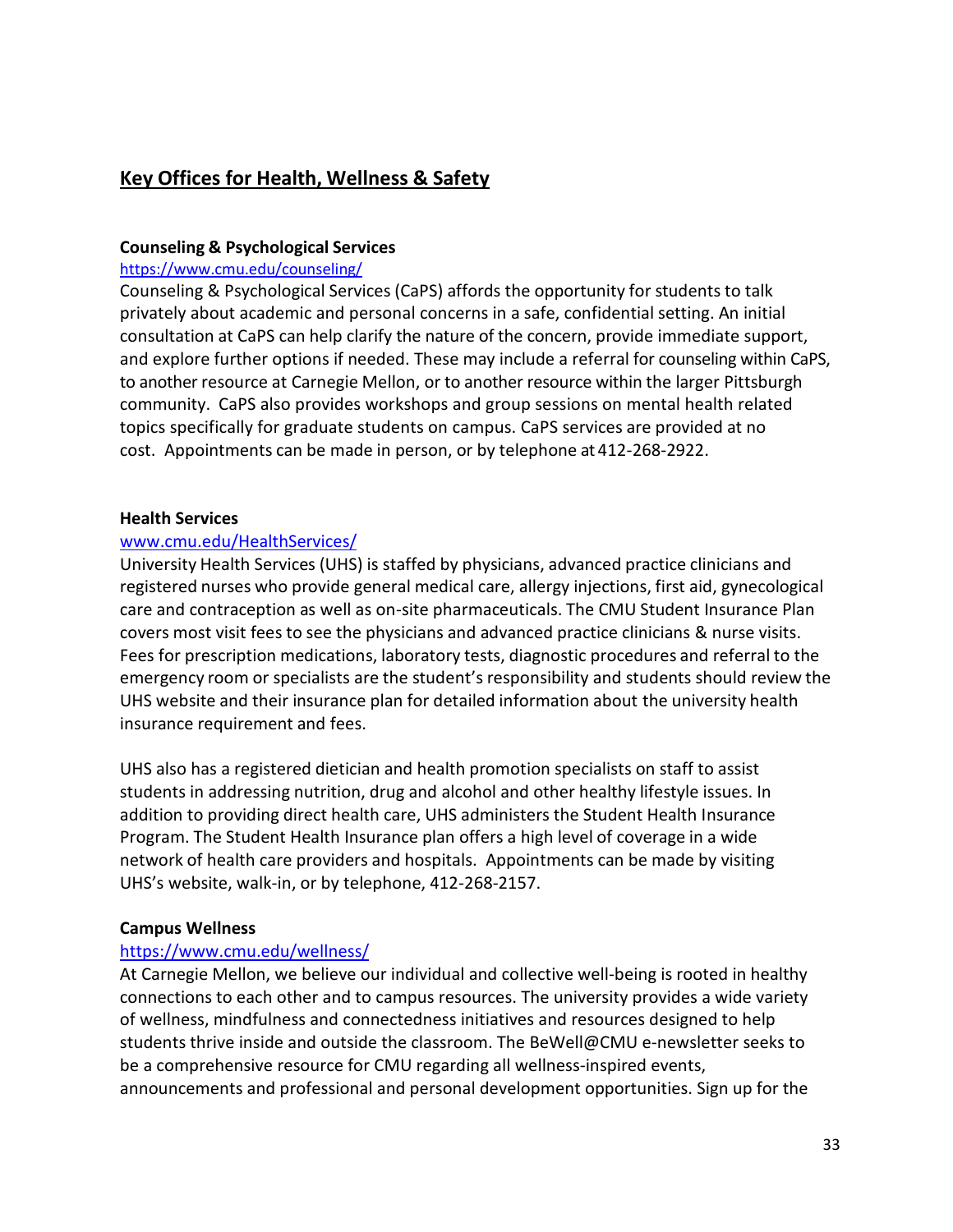## Key Offices for Health, Wellness & Safety

**Counseling & Psychological Services**

https://www.cmu.edu/counseling/

Counseling & Psychological Services (CaPS) affords the opportunity for students to talk privately about academic and personal concerns in a safe, confidential setting. An initial consultation at CaPS can help clarify the nature of the concern, provide immediate support, and explore further options if needed. These may include a referral for counseling within CaPS, to another resource at Carnegie Mellon, or to another resource within the larger Pittsburgh community. CaPS also provides workshops and group sessions on mental health related topics specifically for graduate students on campus. CaPS services are provided at no cost. Appointments can be made in person, or by telephone at 412-268-2922.

**Health Services**

www.cmu.edu/HealthServices/

University Health Services (UHS) is staffed by physicians, advanced practice clinicians and registered nurses who provide general medical care, allergy injections, first aid, gynecological care and contraception as well as on-site pharmaceuticals. The CMU Student Insurance Plan covers most visit fees to see the physicians and advanced practice clinicians & nurse visits. Fees for prescription medications, laboratory tests, diagnostic procedures and referral to the emergency room or specialists are the student's responsibility and students should review the UHS website and their insurance plan for detailed information about the university health insurance requirement and fees.

UHS also has a registered dietician and health promotion specialists on staff to assist students in addressing nutrition, drug and alcohol and other healthy lifestyle issues. In addition to providing direct health care, UHS administers the Student Health Insurance Program. The Student Health Insurance plan offers a high level of coverage in a wide network of health care providers and hospitals. Appointments can be made by visiting UHS's website, walk-in, or by telephone, 412-268-2157.

**Campus Wellness**

https://www.cmu.edu/wellness/

At Carnegie Mellon, we believe our individual and collective well-being is rooted in healthy connections to each other and to campus resources. The university provides a wide variety of wellness, mindfulness and connectedness initiatives and resources designed to help students thrive inside and outside the classroom. The BeWell@CMU e-newsletter seeks to be a comprehensive resource for CMU regarding all wellness-inspired events, announcements and professional and personal development opportunities. Sign up for the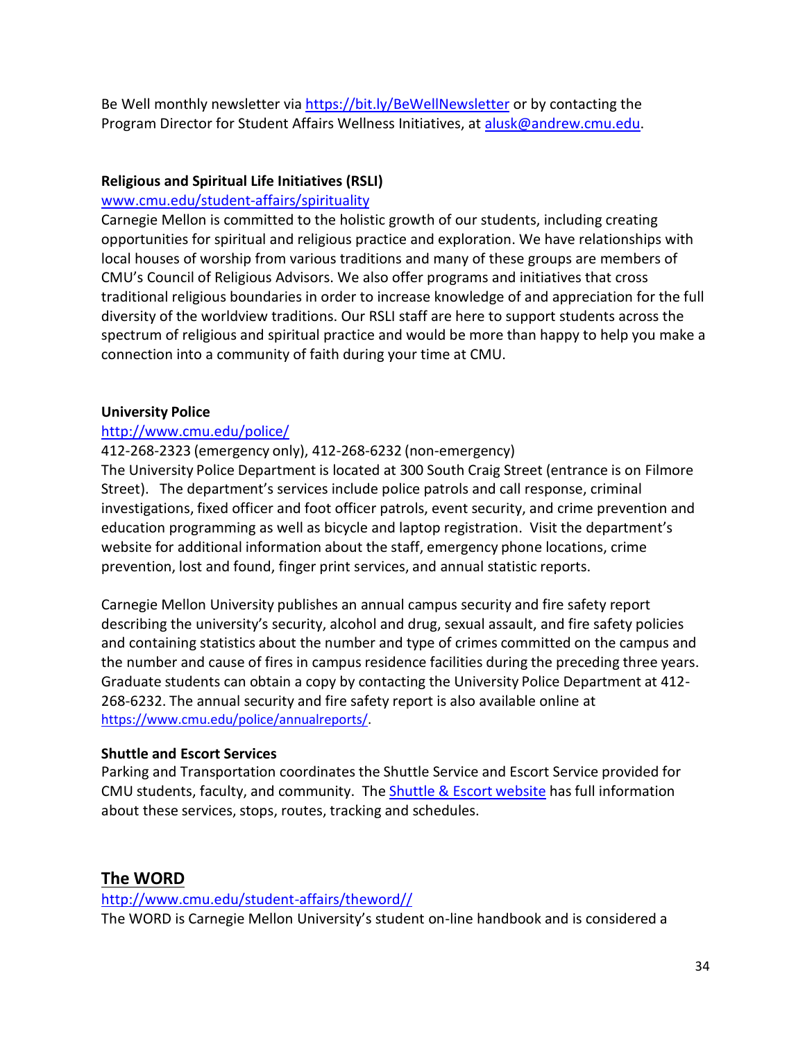Be Well monthly newsletter via https://bit.ly/BeWellNewsletter or by contacting the Program Director for Student Affairs Wellness Initiatives, at alusk@andrew.cmu.edu.

**Religious and Spiritual Life Initiatives (RSLI)**

www.cmu.edu/student-affairs/spirituality

Carnegie Mellon is committed to the holistic growth of our students, including creating opportunities for spiritual and religious practice and exploration. We have relationships with local houses of worship from various traditions and many of these groups are members of CMU's Council of Religious Advisors. We also offer programs and initiatives that cross traditional religious boundaries in order to increase knowledge of and appreciation for the full diversity of the worldview traditions. Our RSLI staff are here to support students across the spectrum of religious and spiritual practice and would be more than happy to help you make a connection into a community of faith during your time at CMU.

**University Police**

http://www.cmu.edu/police/

412-268-2323 (emergency only), 412-268-6232 (non-emergency)

The University Police Department is located at 300 South Craig Street (entrance is on Filmore Street). The department's services include police patrols and call response, criminal investigations, fixed officer and foot officer patrols, event security, and crime prevention and education programming as well as bicycle and laptop registration. Visit the department's website for additional information about the staff, emergency phone locations, crime prevention, lost and found, finger print services, and annual statistic reports.

Carnegie Mellon University publishes an annual campus security and fire safety report describing the university's security, alcohol and drug, sexual assault, and fire safety policies and containing statistics about the number and type of crimes committed on the campus and the number and cause of fires in campus residence facilities during the preceding three years. Graduate students can obtain a copy by contacting the University Police Department at 412-268-6232. The annual security and fire safety report is also available online at https://www.cmu.edu/police/annualreports/.

**Shuttle and Escort Services**

Parking and Transportation coordinates the Shuttle Service and Escort Service provided for CMU students, faculty, and community. The Shuttle & Escort website has full information about these services, stops, routes, tracking and schedules.

## The WORD

http://www.cmu.edu/student-affairs/theword//

The WORD is Carnegie Mellon University's student on-line handbook and is considered a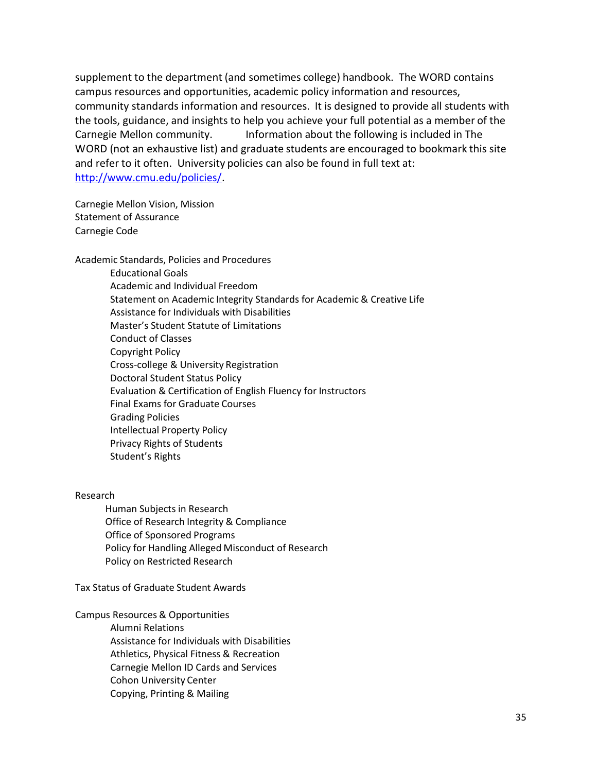supplement to the department (and sometimes college) handbook. The WORD contains campus resources and opportunities, academic policy information and resources, community standards information and resources. It is designed to provide all students with the tools, guidance, and insights to help you achieve your full potential as a member of the Carnegie Mellon community. Information about the following is included in The WORD (not an exhaustive list) and graduate students are encouraged to bookmark this site and refer to it often. University policies can also be found in full text at: [http://www.cmu.edu/policies/](http://www.cmu.edu/policies/).

Carnegie Mellon Vision, Mission
Statement of Assurance
Carnegie Code

Academic Standards, Policies and Procedures

- Educational Goals
- Academic and Individual Freedom
- Statement on Academic Integrity Standards for Academic & Creative Life
- Assistance for Individuals with Disabilities
- Master's Student Statute of Limitations
- Conduct of Classes
- Copyright Policy
- Cross-college & University Registration
- Doctoral Student Status Policy
- Evaluation & Certification of English Fluency for Instructors
- Final Exams for Graduate Courses
- Grading Policies
- Intellectual Property Policy
- Privacy Rights of Students
- Student's Rights

Research

- Human Subjects in Research
- Office of Research Integrity & Compliance
- Office of Sponsored Programs
- Policy for Handling Alleged Misconduct of Research
- Policy on Restricted Research

Tax Status of Graduate Student Awards

Campus Resources & Opportunities

- Alumni Relations
- Assistance for Individuals with Disabilities
- Athletics, Physical Fitness & Recreation
- Carnegie Mellon ID Cards and Services
- Cohon University Center
- Copying, Printing & Mailing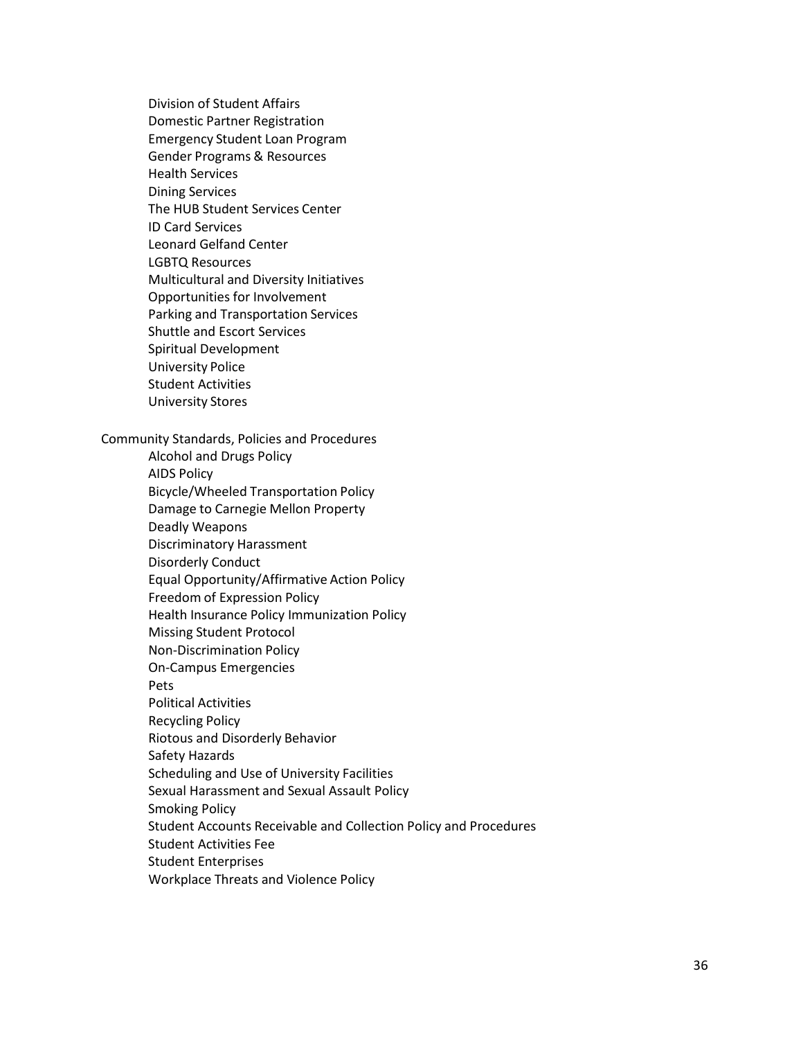- Division of Student Affairs
- Domestic Partner Registration
- Emergency Student Loan Program
- Gender Programs & Resources
- Health Services
- Dining Services
- The HUB Student Services Center
- ID Card Services
- Leonard Gelfand Center
- LGBTQ Resources
- Multicultural and Diversity Initiatives
- Opportunities for Involvement
- Parking and Transportation Services
- Shuttle and Escort Services
- Spiritual Development
- University Police
- Student Activities
- University Stores

Community Standards, Policies and Procedures

- Alcohol and Drugs Policy
- AIDS Policy
- Bicycle/Wheeled Transportation Policy
- Damage to Carnegie Mellon Property
- Deadly Weapons
- Discriminatory Harassment
- Disorderly Conduct
- Equal Opportunity/Affirmative Action Policy
- Freedom of Expression Policy
- Health Insurance Policy Immunization Policy
- Missing Student Protocol
- Non-Discrimination Policy
- On-Campus Emergencies
- Pets
- Political Activities
- Recycling Policy
- Riotous and Disorderly Behavior
- Safety Hazards
- Scheduling and Use of University Facilities
- Sexual Harassment and Sexual Assault Policy
- Smoking Policy
- Student Accounts Receivable and Collection Policy and Procedures
- Student Activities Fee
- Student Enterprises
- Workplace Threats and Violence Policy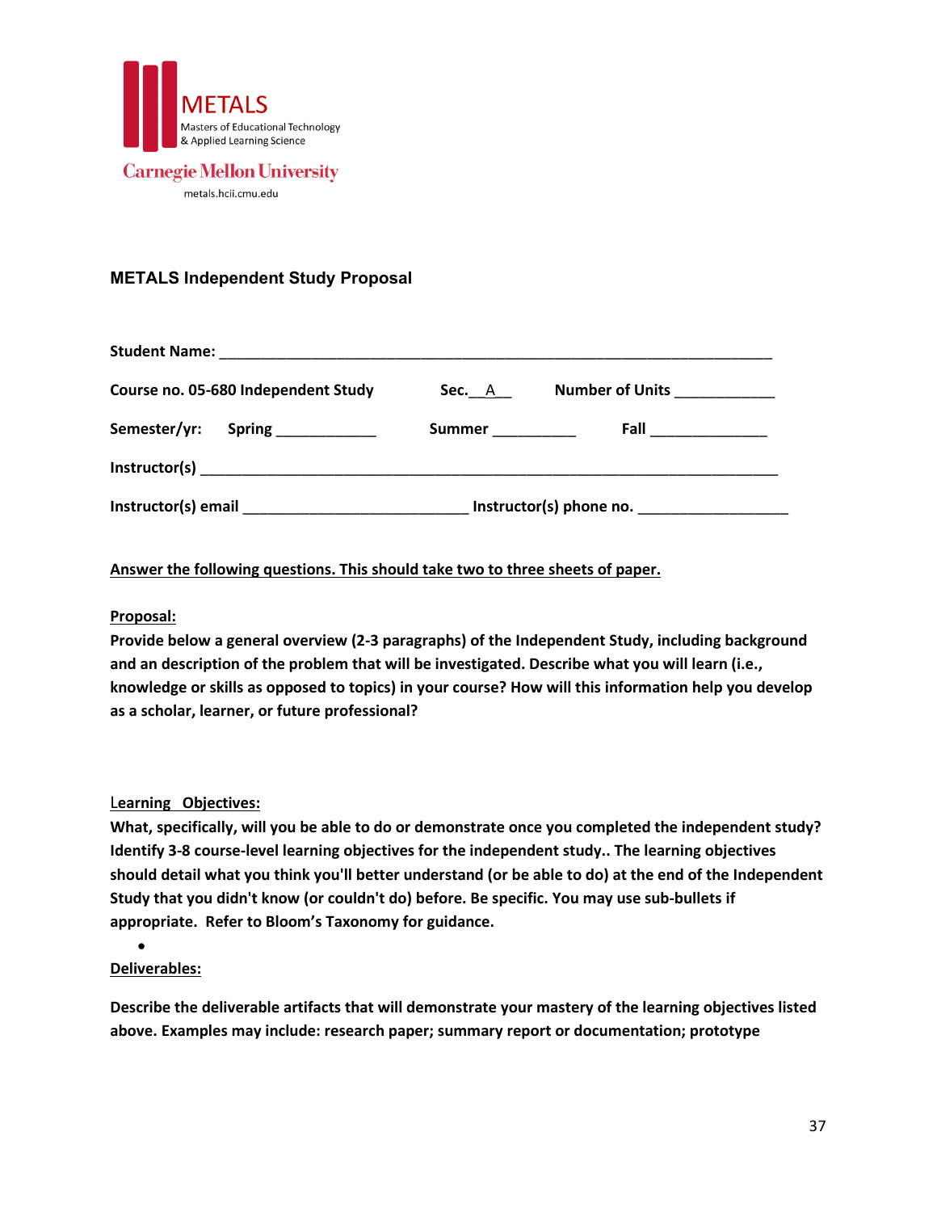METALS
Masters of Educational Technology & Applied Learning Science
Carnegie Mellon University
metals.hcii.cmu.edu

### METALS Independent Study Proposal

**Student Name:** ______________________________________________________________________

**Course no. 05-680 Independent Study** **Sec.**__A__ **Number of Units** ____________

**Semester/yr:** **Spring** ____________ **Summer** __________ **Fall** ______________

**Instructor(s)** ________________________________________________________________________

**Instructor(s) email** ___________________________ **Instructor(s) phone no.** __________________

**Answer the following questions. This should take two to three sheets of paper.**

**Proposal:**

**Provide below a general overview (2-3 paragraphs) of the Independent Study, including background and an description of the problem that will be investigated. Describe what you will learn (i.e., knowledge or skills as opposed to topics) in your course? How will this information help you develop as a scholar, learner, or future professional?**

**Learning Objectives:**

**What, specifically, will you be able to do or demonstrate once you completed the independent study? Identify 3-8 course-level learning objectives for the independent study.. The learning objectives should detail what you think you'll better understand (or be able to do) at the end of the Independent Study that you didn't know (or couldn't do) before. Be specific. You may use sub-bullets if appropriate. Refer to Bloom's Taxonomy for guidance.**

- 

**Deliverables:**

**Describe the deliverable artifacts that will demonstrate your mastery of the learning objectives listed above. Examples may include: research paper; summary report or documentation; prototype**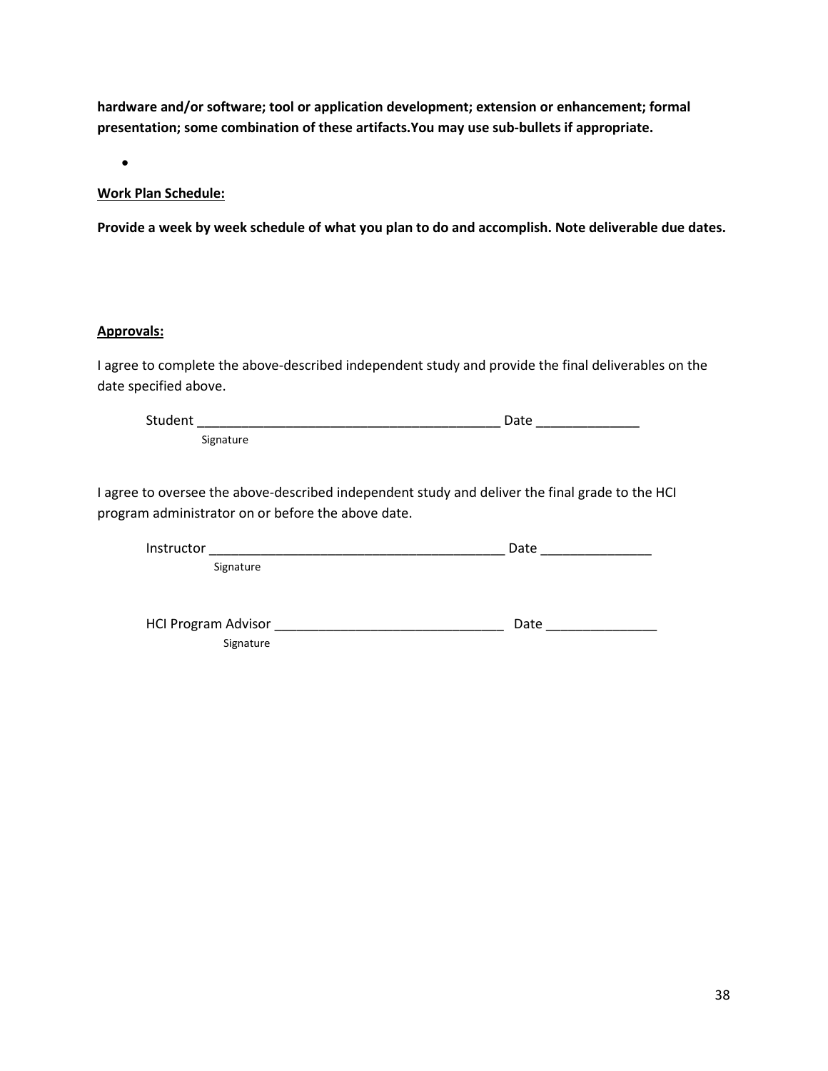**hardware and/or software; tool or application development; extension or enhancement; formal presentation; some combination of these artifacts.You may use sub-bullets if appropriate.**

- 

**Work Plan Schedule:**

**Provide a week by week schedule of what you plan to do and accomplish. Note deliverable due dates.**

**Approvals:**

I agree to complete the above-described independent study and provide the final deliverables on the date specified above.

Student ________________________________________ Date ______________
Signature

I agree to oversee the above-described independent study and deliver the final grade to the HCI program administrator on or before the above date.

Instructor ________________________________________ Date _______________
Signature

HCI Program Advisor _______________________________ Date _______________
Signature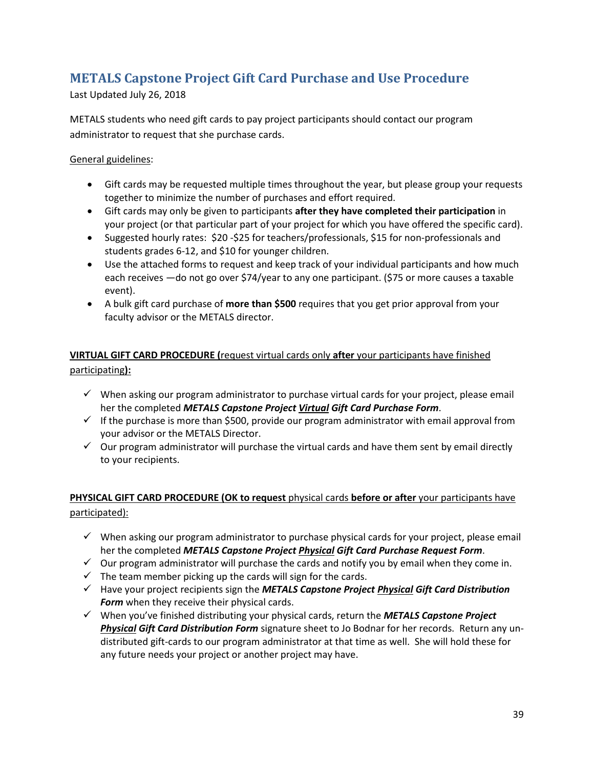## METALS Capstone Project Gift Card Purchase and Use Procedure

Last Updated July 26, 2018

METALS students who need gift cards to pay project participants should contact our program administrator to request that she purchase cards.

General guidelines:

- Gift cards may be requested multiple times throughout the year, but please group your requests together to minimize the number of purchases and effort required.
- Gift cards may only be given to participants **after they have completed their participation** in your project (or that particular part of your project for which you have offered the specific card).
- Suggested hourly rates: $20 -$25 for teachers/professionals, $15 for non-professionals and students grades 6-12, and $10 for younger children.
- Use the attached forms to request and keep track of your individual participants and how much each receives —do not go over $74/year to any one participant. ($75 or more causes a taxable event).
- A bulk gift card purchase of **more than $500** requires that you get prior approval from your faculty advisor or the METALS director.

**VIRTUAL GIFT CARD PROCEDURE (**request virtual cards only **after** your participants have finished participating**):**

- ✓ When asking our program administrator to purchase virtual cards for your project, please email her the completed ***METALS Capstone Project Virtual Gift Card Purchase Form***.
- ✓ If the purchase is more than $500, provide our program administrator with email approval from your advisor or the METALS Director.
- ✓ Our program administrator will purchase the virtual cards and have them sent by email directly to your recipients.

**PHYSICAL GIFT CARD PROCEDURE (OK to request** physical cards **before or after** your participants have participated):

- ✓ When asking our program administrator to purchase physical cards for your project, please email her the completed ***METALS Capstone Project Physical Gift Card Purchase Request Form***.
- ✓ Our program administrator will purchase the cards and notify you by email when they come in.
- ✓ The team member picking up the cards will sign for the cards.
- ✓ Have your project recipients sign the ***METALS Capstone Project Physical Gift Card Distribution Form*** when they receive their physical cards.
- ✓ When you've finished distributing your physical cards, return the ***METALS Capstone Project Physical Gift Card Distribution Form*** signature sheet to Jo Bodnar for her records. Return any un-distributed gift-cards to our program administrator at that time as well. She will hold these for any future needs your project or another project may have.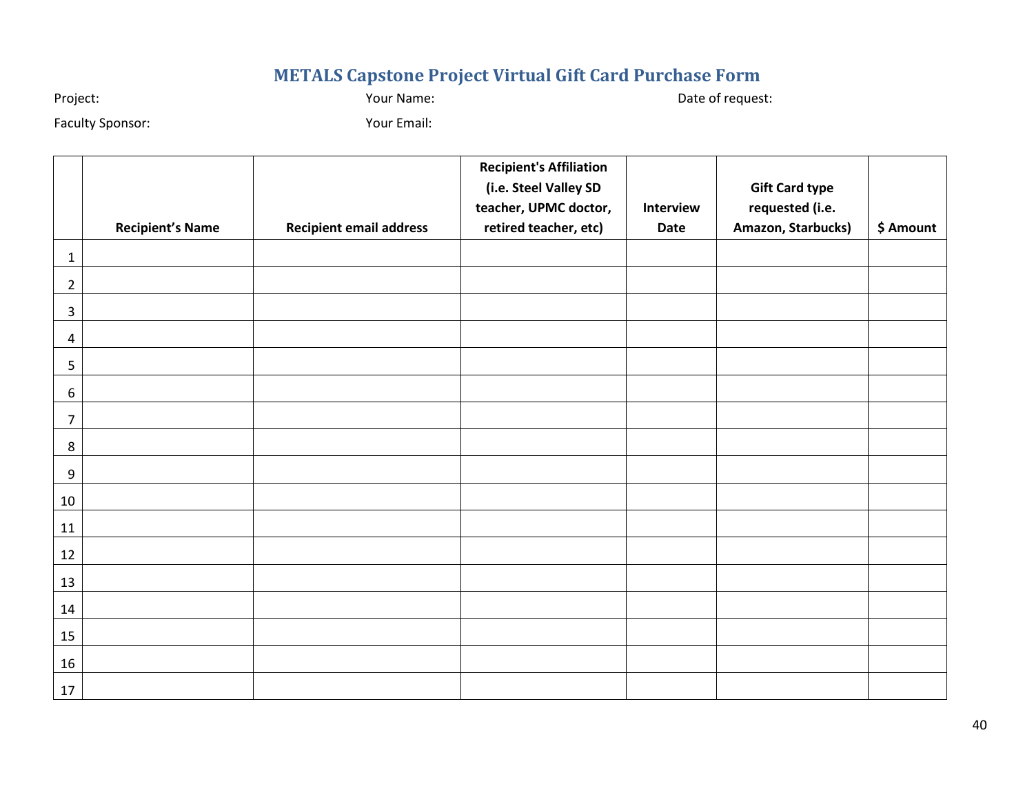# METALS Capstone Project Virtual Gift Card Purchase Form

Project: Your Name: Date of request:

Faculty Sponsor: Your Email:

| | Recipient's Name | Recipient email address | Recipient's Affiliation (i.e. Steel Valley SD teacher, UPMC doctor, retired teacher, etc) | Interview Date | Gift Card type requested (i.e. Amazon, Starbucks) | $ Amount |
|---|---|---|---|---|---|---|
| 1 | | | | | | |
| 2 | | | | | | |
| 3 | | | | | | |
| 4 | | | | | | |
| 5 | | | | | | |
| 6 | | | | | | |
| 7 | | | | | | |
| 8 | | | | | | |
| 9 | | | | | | |
| 10 | | | | | | |
| 11 | | | | | | |
| 12 | | | | | | |
| 13 | | | | | | |
| 14 | | | | | | |
| 15 | | | | | | |
| 16 | | | | | | |
| 17 | | | | | | |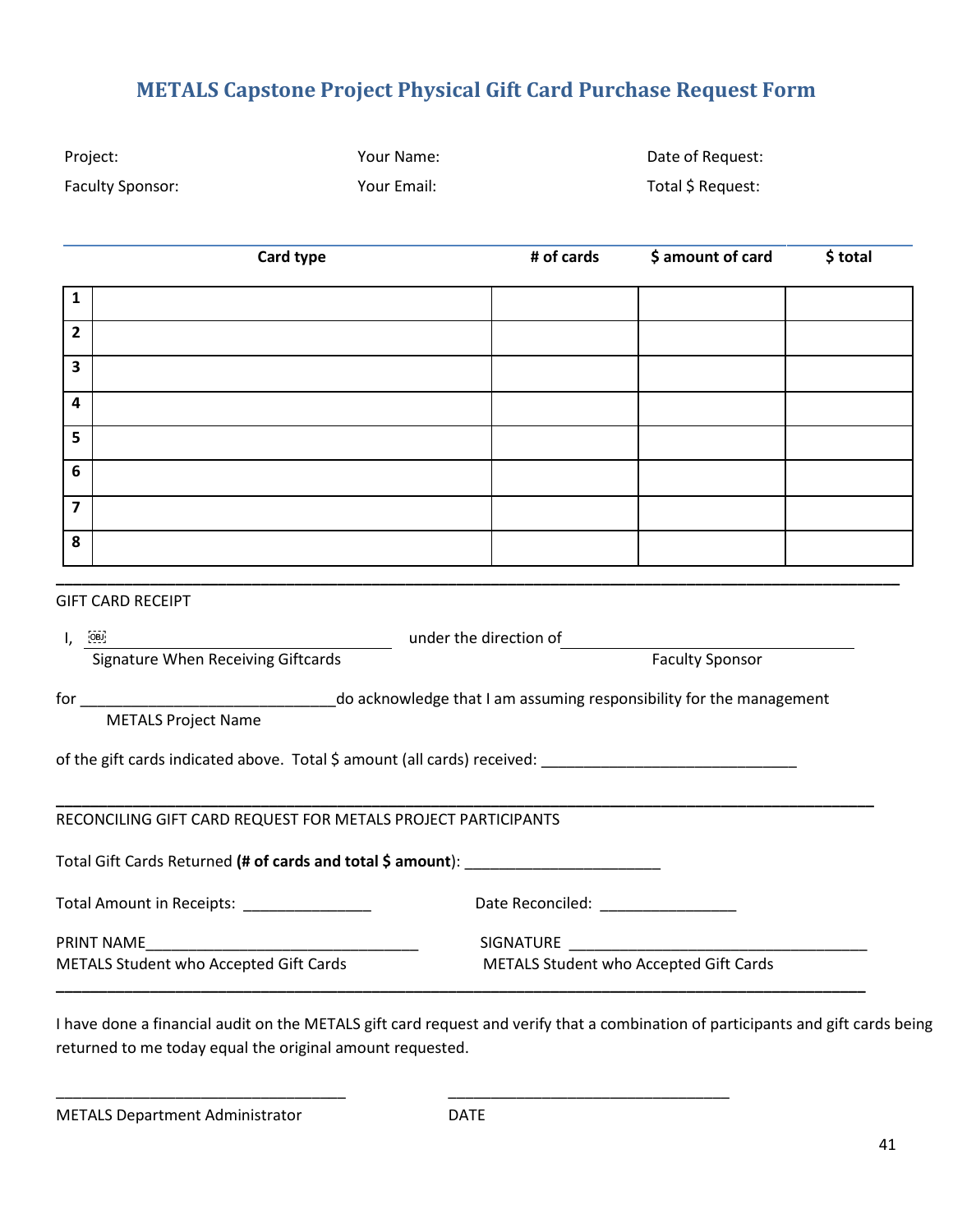# METALS Capstone Project Physical Gift Card Purchase Request Form

Project: Your Name: Date of Request:

Faculty Sponsor: Your Email: Total $ Request:

| | Card type | # of cards | $ amount of card | $ total |
|---|---|---|---|---|
| 1 | | | | |
| 2 | | | | |
| 3 | | | | |
| 4 | | | | |
| 5 | | | | |
| 6 | | | | |
| 7 | | | | |
| 8 | | | | |

---

GIFT CARD RECEIPT

I, ___________________________________ under the direction of ___________________________________

Signature When Receiving Giftcards — Faculty Sponsor

for _____________________________do acknowledge that I am assuming responsibility for the management

METALS Project Name

of the gift cards indicated above. Total $ amount (all cards) received: ______________________________

---

RECONCILING GIFT CARD REQUEST FOR METALS PROJECT PARTICIPANTS

Total Gift Cards Returned **(# of cards and total $ amount**): _______________________

Total Amount in Receipts: _______________ Date Reconciled: ________________

PRINT NAME________________________________ SIGNATURE ___________________________________

METALS Student who Accepted Gift Cards — METALS Student who Accepted Gift Cards

---

I have done a financial audit on the METALS gift card request and verify that a combination of participants and gift cards being returned to me today equal the original amount requested.

__________________________________ __________________________________

METALS Department Administrator — DATE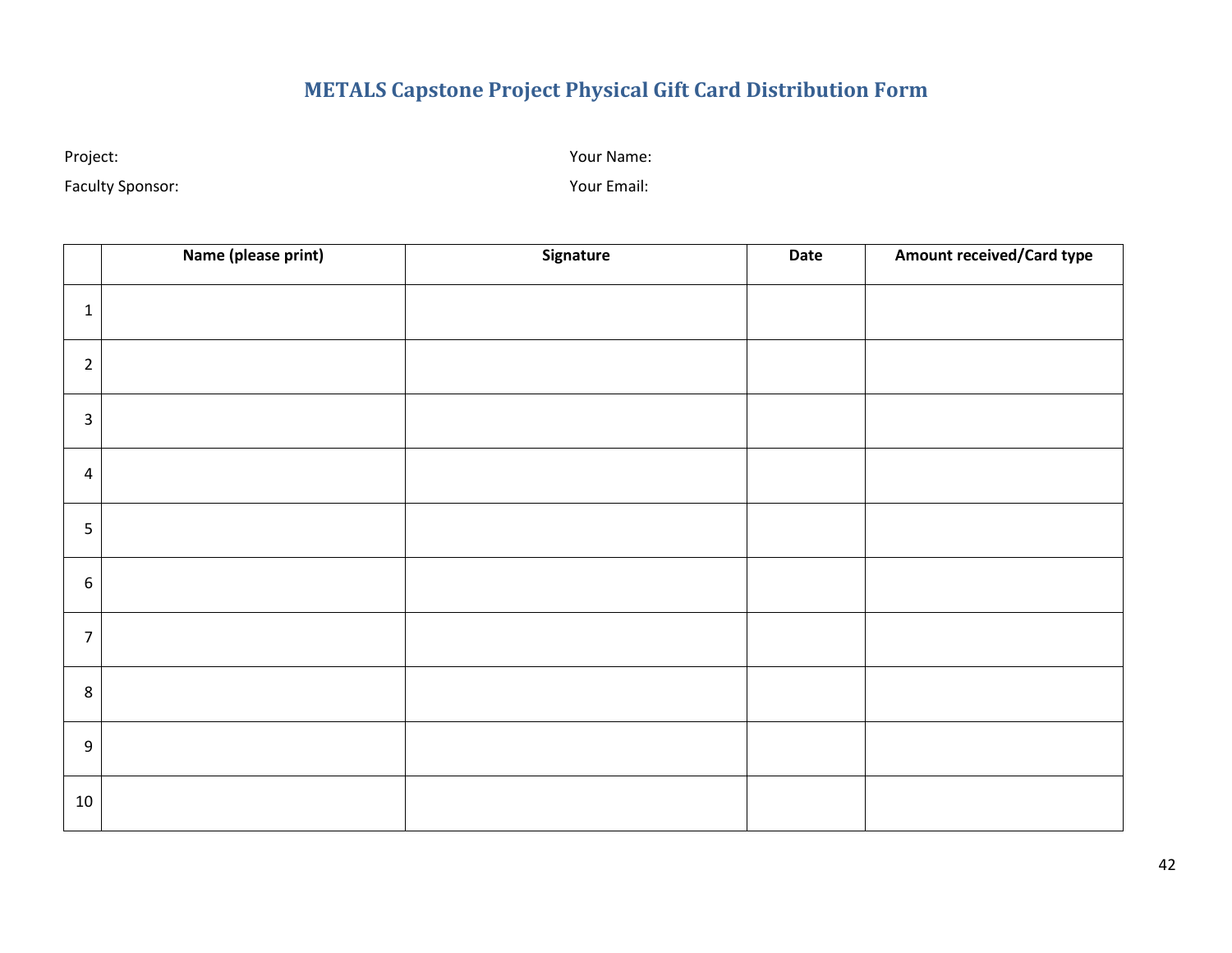# METALS Capstone Project Physical Gift Card Distribution Form

Project:

Faculty Sponsor:

Your Name:

Your Email:

| | Name (please print) | Signature | Date | Amount received/Card type |
|---|---|---|---|---|
| 1 | | | | |
| 2 | | | | |
| 3 | | | | |
| 4 | | | | |
| 5 | | | | |
| 6 | | | | |
| 7 | | | | |
| 8 | | | | |
| 9 | | | | |
| 10 | | | | |